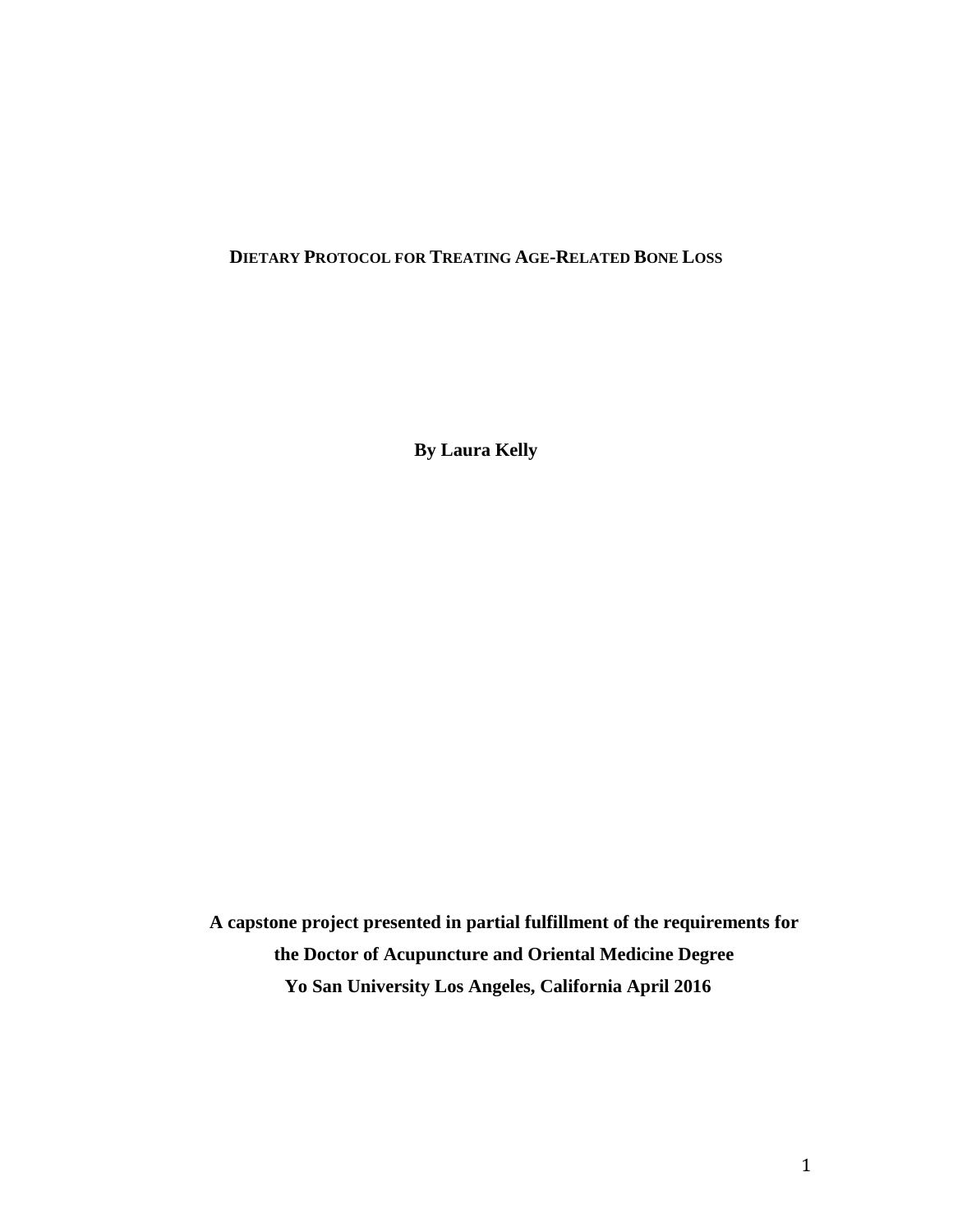# DIETARY PROTOCOL FOR TREATING AGE-RELATED BONE LOSS

**By Laura Kelly**

**A capstone project presented in partial fulfillment of the requirements for the Doctor of Acupuncture and Oriental Medicine Degree Yo San University Los Angeles, California April 2016**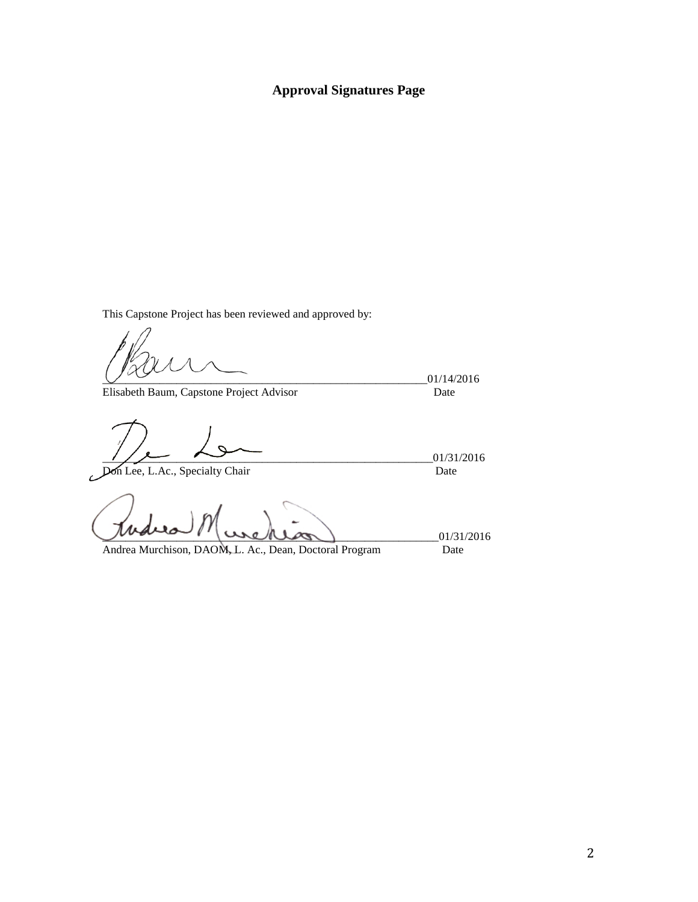## Approval Signatures Page

This Capstone Project has been reviewed and approved by:

\_\_\_\_\_\_\_\_\_\_\_\_\_\_\_\_\_\_\_\_\_\_\_\_\_\_\_\_\_\_\_\_\_\_\_\_\_\_\_\_\_\_\_\_\_\_\_\_\_\_\_\_\_\_\_\_ 01/14/2016
Elisabeth Baum, Capstone Project Advisor  Date

\_\_\_\_\_\_\_\_\_\_\_\_\_\_\_\_\_\_\_\_\_\_\_\_\_\_\_\_\_\_\_\_\_\_\_\_\_\_\_\_\_\_\_\_\_\_\_\_\_\_\_\_\_\_\_\_ 01/31/2016
Don Lee, L.Ac., Specialty Chair  Date

\_\_\_\_\_\_\_\_\_\_\_\_\_\_\_\_\_\_\_\_\_\_\_\_\_\_\_\_\_\_\_\_\_\_\_\_\_\_\_\_\_\_\_\_\_\_\_\_\_\_\_\_\_\_\_\_ 01/31/2016
Andrea Murchison, DAOM, L. Ac., Dean, Doctoral Program  Date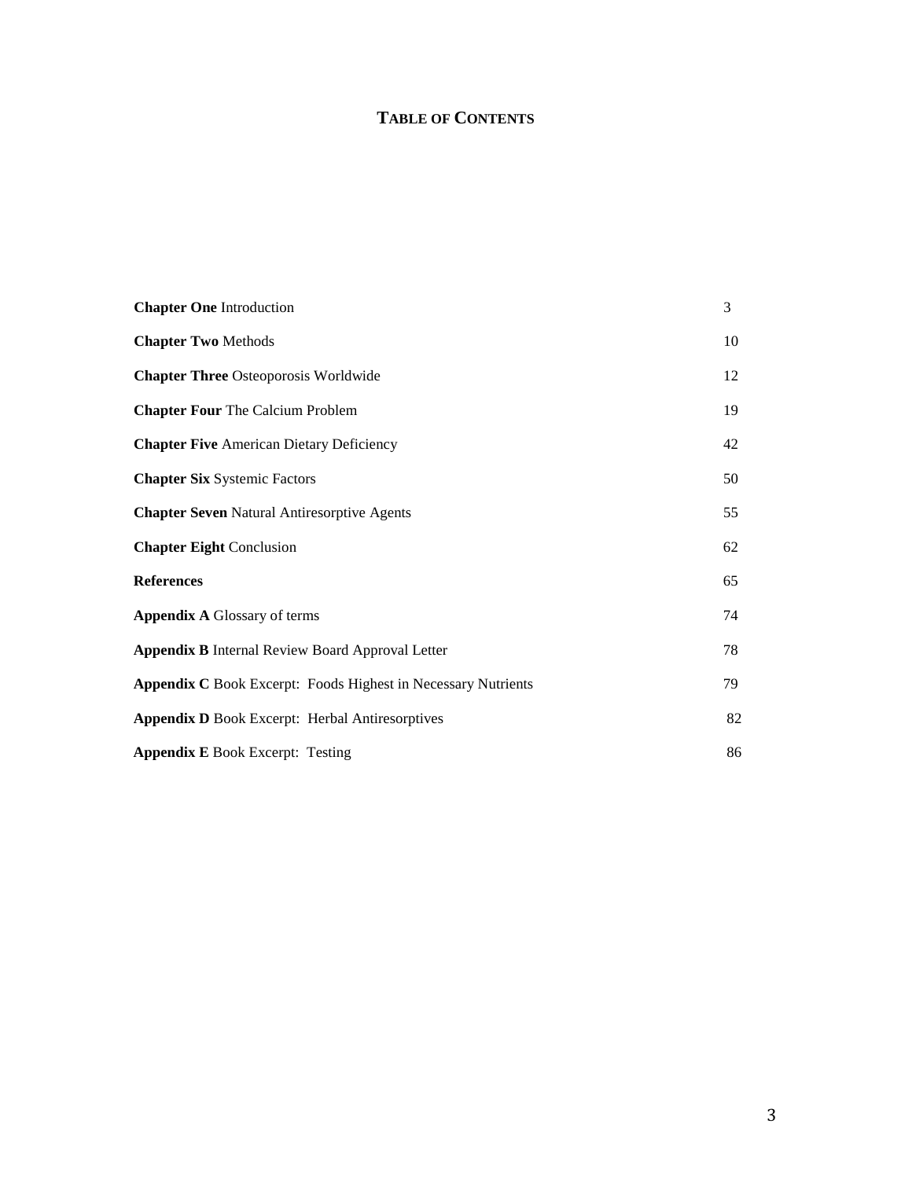# TABLE OF CONTENTS

| | |
|---|---|
| **Chapter One** Introduction | 3 |
| **Chapter Two** Methods | 10 |
| **Chapter Three** Osteoporosis Worldwide | 12 |
| **Chapter Four** The Calcium Problem | 19 |
| **Chapter Five** American Dietary Deficiency | 42 |
| **Chapter Six** Systemic Factors | 50 |
| **Chapter Seven** Natural Antiresorptive Agents | 55 |
| **Chapter Eight** Conclusion | 62 |
| **References** | 65 |
| **Appendix A** Glossary of terms | 74 |
| **Appendix B** Internal Review Board Approval Letter | 78 |
| **Appendix C** Book Excerpt: Foods Highest in Necessary Nutrients | 79 |
| **Appendix D** Book Excerpt: Herbal Antiresorptives | 82 |
| **Appendix E** Book Excerpt: Testing | 86 |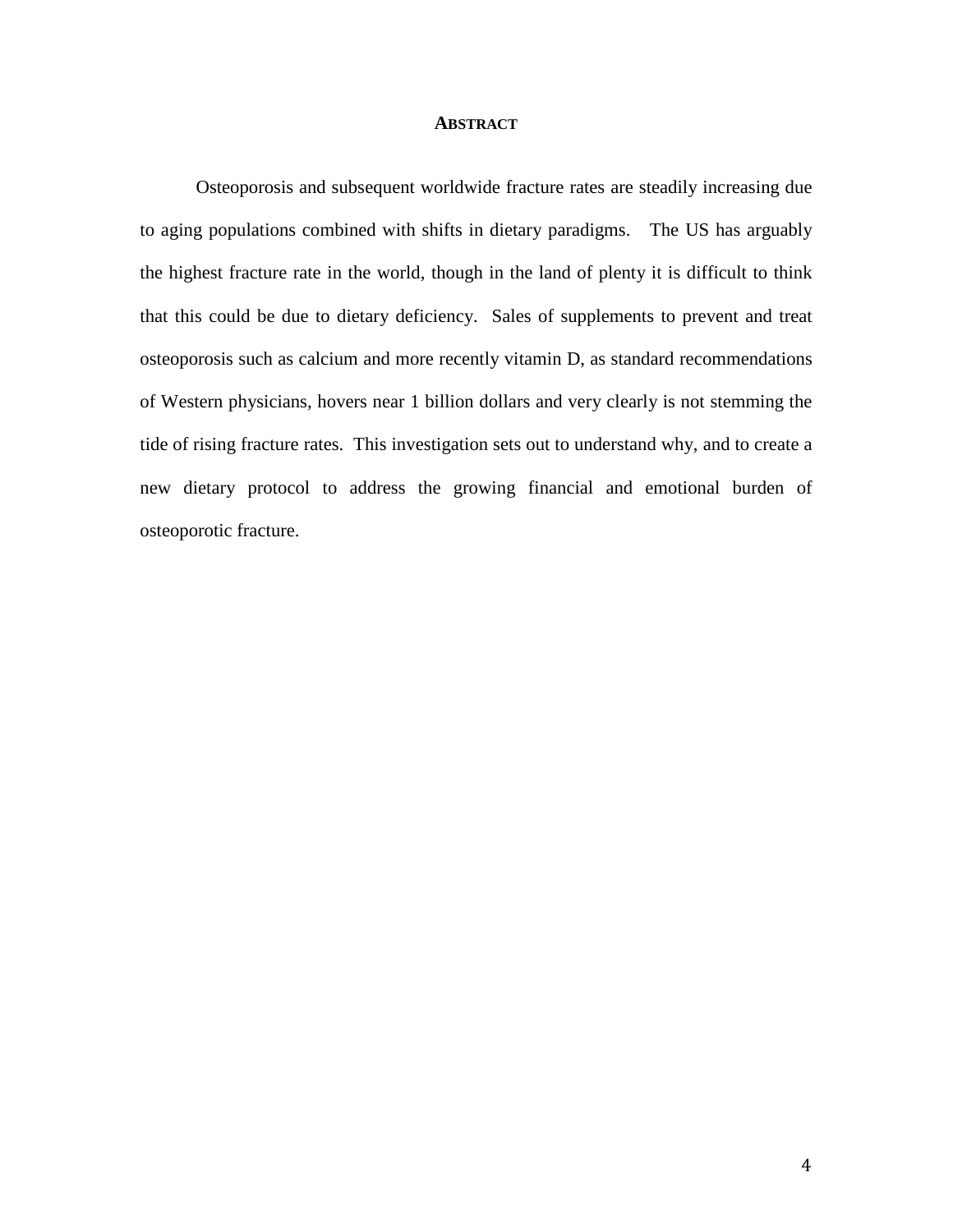# ABSTRACT

Osteoporosis and subsequent worldwide fracture rates are steadily increasing due to aging populations combined with shifts in dietary paradigms. The US has arguably the highest fracture rate in the world, though in the land of plenty it is difficult to think that this could be due to dietary deficiency. Sales of supplements to prevent and treat osteoporosis such as calcium and more recently vitamin D, as standard recommendations of Western physicians, hovers near 1 billion dollars and very clearly is not stemming the tide of rising fracture rates. This investigation sets out to understand why, and to create a new dietary protocol to address the growing financial and emotional burden of osteoporotic fracture.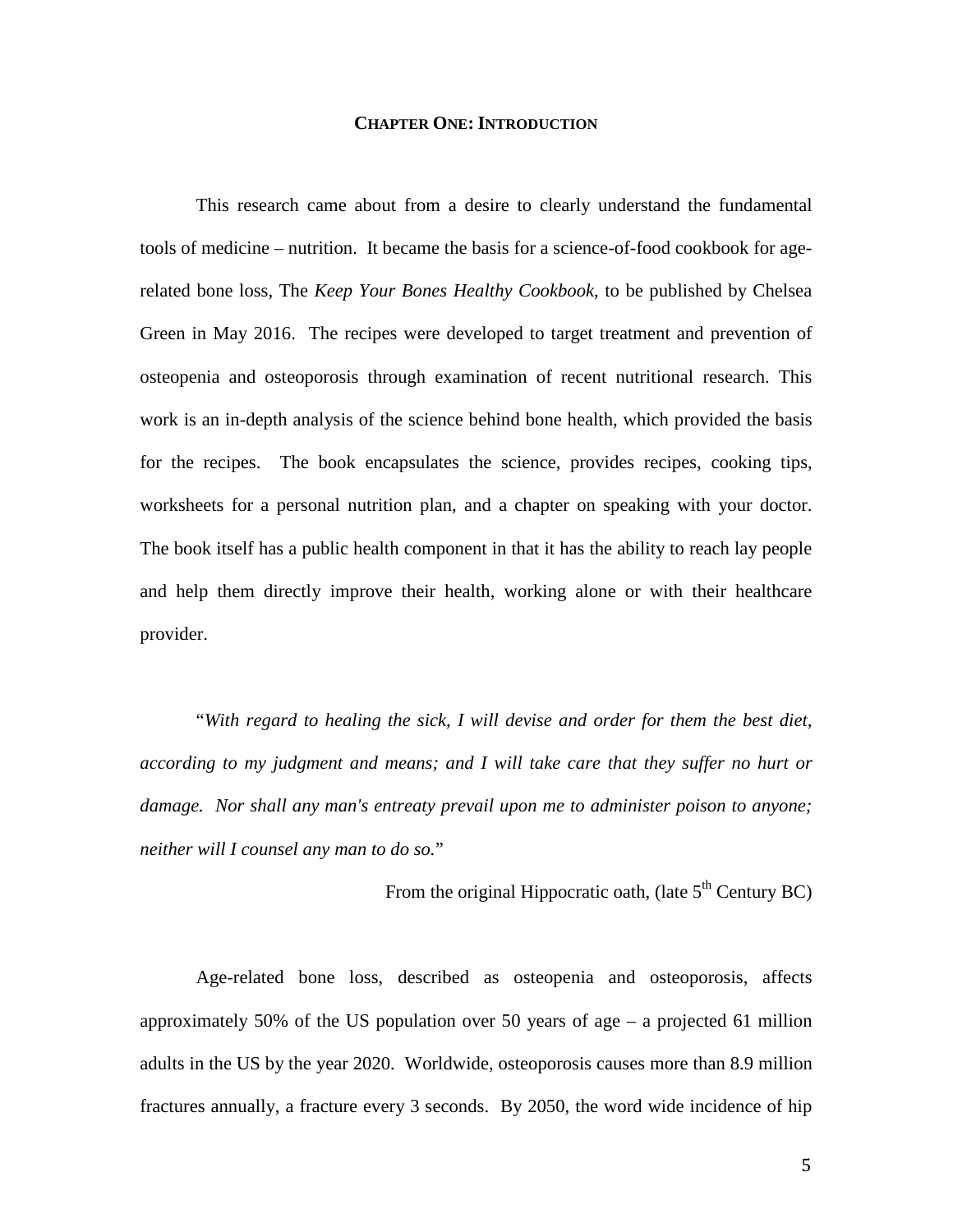# Chapter One: Introduction

This research came about from a desire to clearly understand the fundamental tools of medicine – nutrition. It became the basis for a science-of-food cookbook for age-related bone loss, The *Keep Your Bones Healthy Cookbook*, to be published by Chelsea Green in May 2016. The recipes were developed to target treatment and prevention of osteopenia and osteoporosis through examination of recent nutritional research. This work is an in-depth analysis of the science behind bone health, which provided the basis for the recipes. The book encapsulates the science, provides recipes, cooking tips, worksheets for a personal nutrition plan, and a chapter on speaking with your doctor. The book itself has a public health component in that it has the ability to reach lay people and help them directly improve their health, working alone or with their healthcare provider.

"*With regard to healing the sick, I will devise and order for them the best diet, according to my judgment and means; and I will take care that they suffer no hurt or damage. Nor shall any man's entreaty prevail upon me to administer poison to anyone; neither will I counsel any man to do so.*"

From the original Hippocratic oath, (late 5th Century BC)

Age-related bone loss, described as osteopenia and osteoporosis, affects approximately 50% of the US population over 50 years of age – a projected 61 million adults in the US by the year 2020. Worldwide, osteoporosis causes more than 8.9 million fractures annually, a fracture every 3 seconds. By 2050, the word wide incidence of hip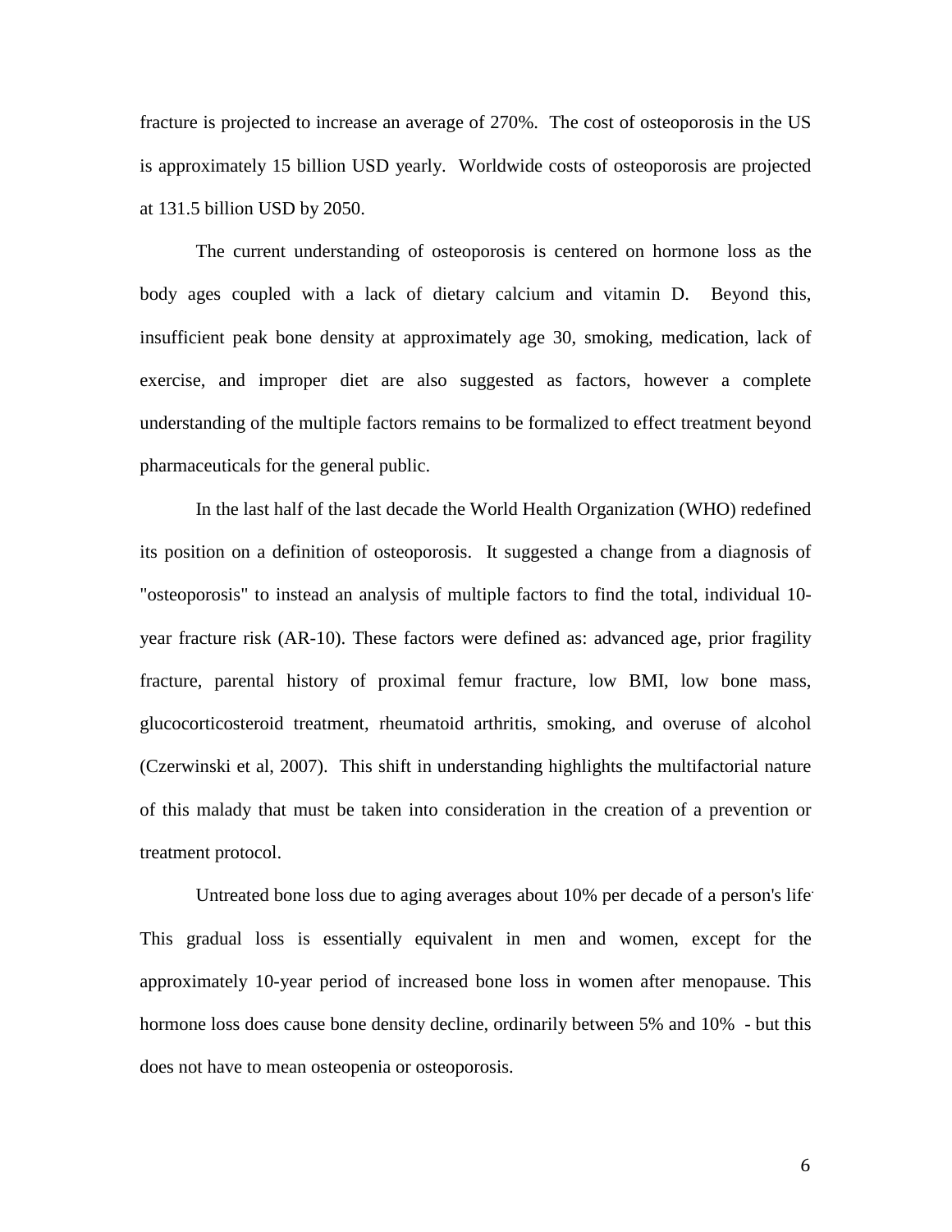fracture is projected to increase an average of 270%. The cost of osteoporosis in the US is approximately 15 billion USD yearly. Worldwide costs of osteoporosis are projected at 131.5 billion USD by 2050.

The current understanding of osteoporosis is centered on hormone loss as the body ages coupled with a lack of dietary calcium and vitamin D. Beyond this, insufficient peak bone density at approximately age 30, smoking, medication, lack of exercise, and improper diet are also suggested as factors, however a complete understanding of the multiple factors remains to be formalized to effect treatment beyond pharmaceuticals for the general public.

In the last half of the last decade the World Health Organization (WHO) redefined its position on a definition of osteoporosis. It suggested a change from a diagnosis of "osteoporosis" to instead an analysis of multiple factors to find the total, individual 10-year fracture risk (AR-10). These factors were defined as: advanced age, prior fragility fracture, parental history of proximal femur fracture, low BMI, low bone mass, glucocorticosteroid treatment, rheumatoid arthritis, smoking, and overuse of alcohol (Czerwinski et al, 2007). This shift in understanding highlights the multifactorial nature of this malady that must be taken into consideration in the creation of a prevention or treatment protocol.

Untreated bone loss due to aging averages about 10% per decade of a person's life. This gradual loss is essentially equivalent in men and women, except for the approximately 10-year period of increased bone loss in women after menopause. This hormone loss does cause bone density decline, ordinarily between 5% and 10% - but this does not have to mean osteopenia or osteoporosis.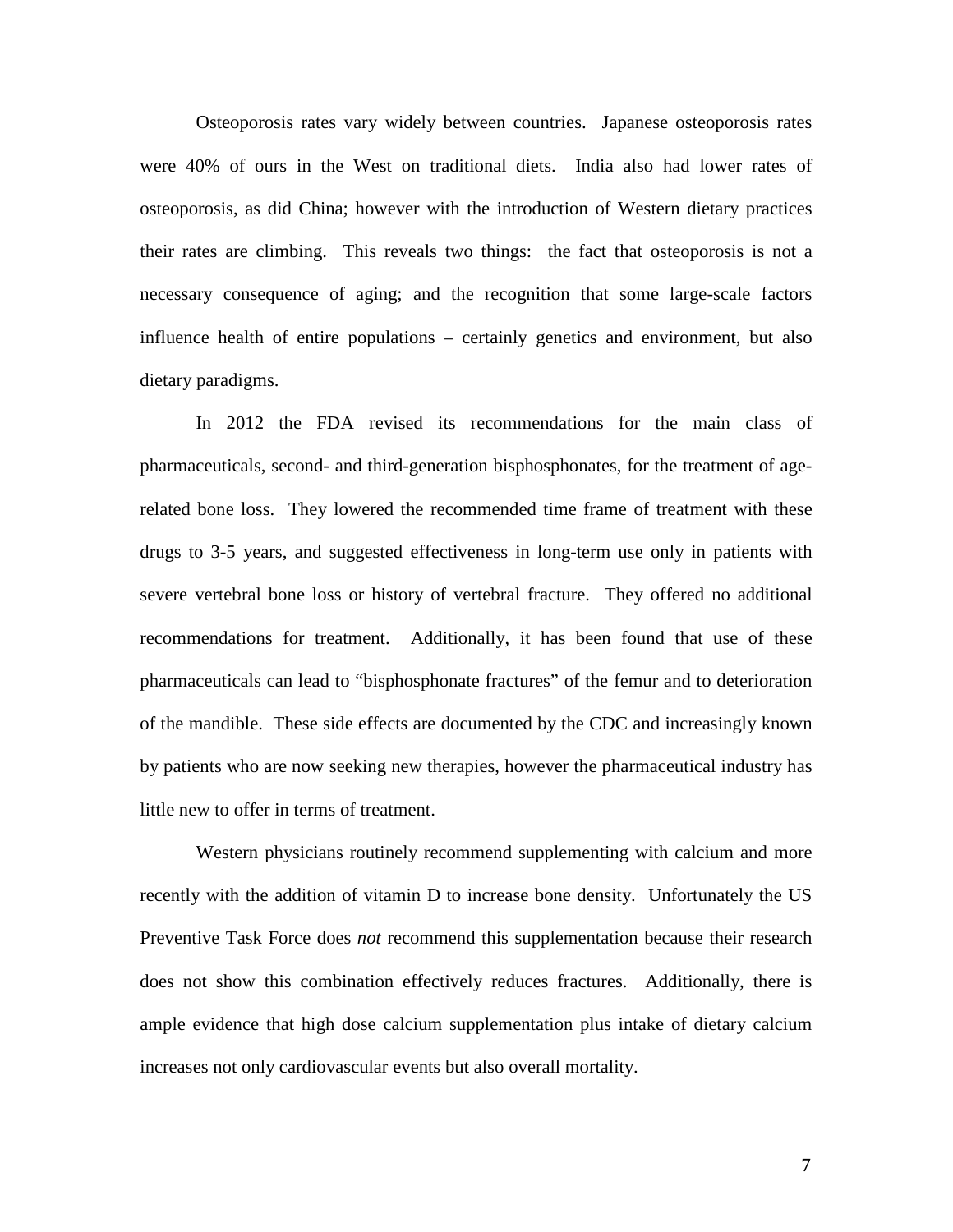Osteoporosis rates vary widely between countries. Japanese osteoporosis rates were 40% of ours in the West on traditional diets. India also had lower rates of osteoporosis, as did China; however with the introduction of Western dietary practices their rates are climbing. This reveals two things: the fact that osteoporosis is not a necessary consequence of aging; and the recognition that some large-scale factors influence health of entire populations – certainly genetics and environment, but also dietary paradigms.

In 2012 the FDA revised its recommendations for the main class of pharmaceuticals, second- and third-generation bisphosphonates, for the treatment of age-related bone loss. They lowered the recommended time frame of treatment with these drugs to 3-5 years, and suggested effectiveness in long-term use only in patients with severe vertebral bone loss or history of vertebral fracture. They offered no additional recommendations for treatment. Additionally, it has been found that use of these pharmaceuticals can lead to "bisphosphonate fractures" of the femur and to deterioration of the mandible. These side effects are documented by the CDC and increasingly known by patients who are now seeking new therapies, however the pharmaceutical industry has little new to offer in terms of treatment.

Western physicians routinely recommend supplementing with calcium and more recently with the addition of vitamin D to increase bone density. Unfortunately the US Preventive Task Force does *not* recommend this supplementation because their research does not show this combination effectively reduces fractures. Additionally, there is ample evidence that high dose calcium supplementation plus intake of dietary calcium increases not only cardiovascular events but also overall mortality.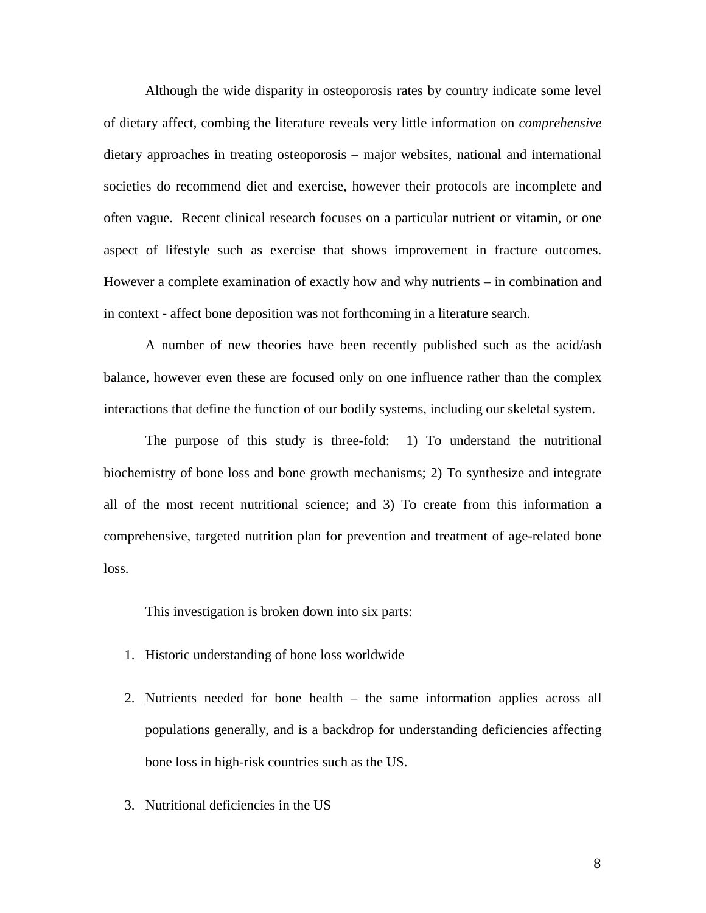Although the wide disparity in osteoporosis rates by country indicate some level of dietary affect, combing the literature reveals very little information on *comprehensive* dietary approaches in treating osteoporosis – major websites, national and international societies do recommend diet and exercise, however their protocols are incomplete and often vague. Recent clinical research focuses on a particular nutrient or vitamin, or one aspect of lifestyle such as exercise that shows improvement in fracture outcomes. However a complete examination of exactly how and why nutrients – in combination and in context - affect bone deposition was not forthcoming in a literature search.

A number of new theories have been recently published such as the acid/ash balance, however even these are focused only on one influence rather than the complex interactions that define the function of our bodily systems, including our skeletal system.

The purpose of this study is three-fold: 1) To understand the nutritional biochemistry of bone loss and bone growth mechanisms; 2) To synthesize and integrate all of the most recent nutritional science; and 3) To create from this information a comprehensive, targeted nutrition plan for prevention and treatment of age-related bone loss.

This investigation is broken down into six parts:

1. Historic understanding of bone loss worldwide
2. Nutrients needed for bone health – the same information applies across all populations generally, and is a backdrop for understanding deficiencies affecting bone loss in high-risk countries such as the US.
3. Nutritional deficiencies in the US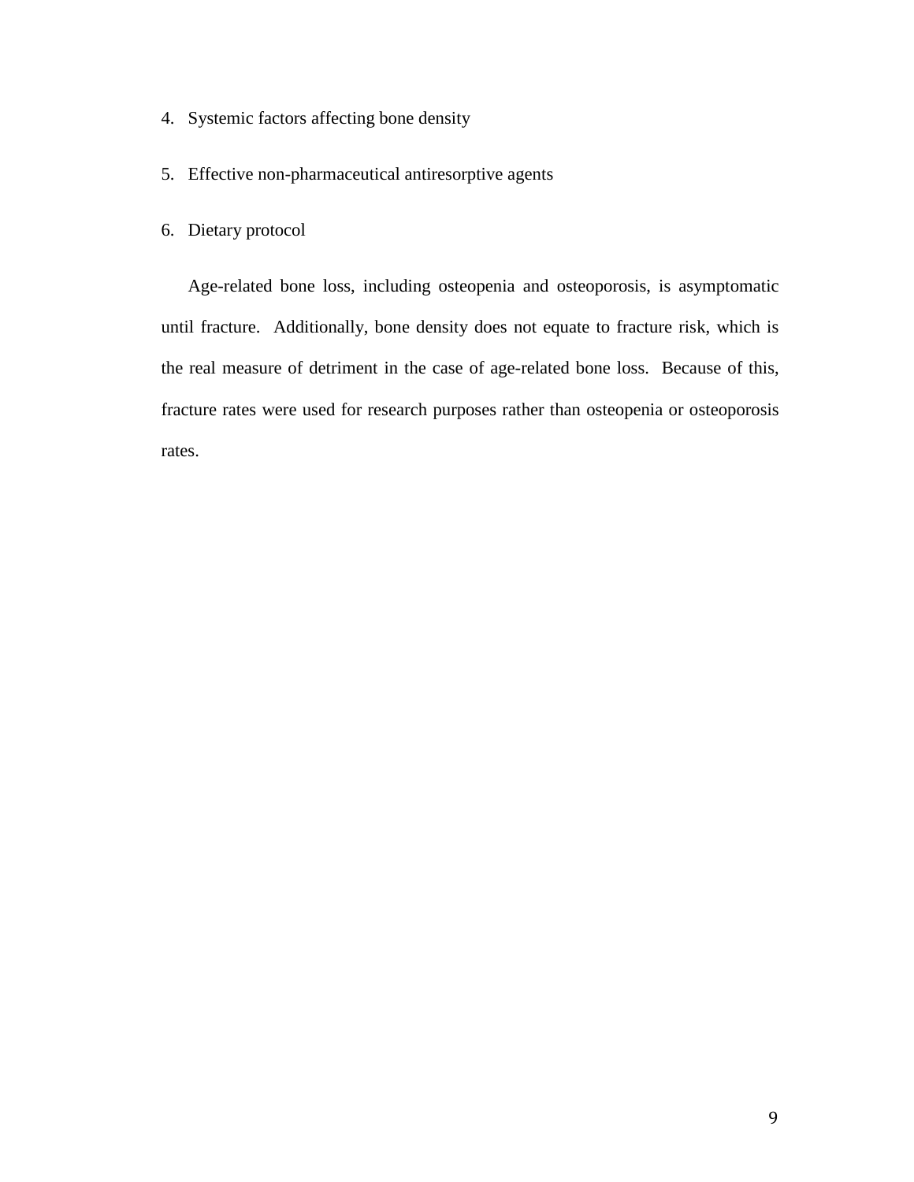4. Systemic factors affecting bone density

5. Effective non-pharmaceutical antiresorptive agents

6. Dietary protocol

Age-related bone loss, including osteopenia and osteoporosis, is asymptomatic until fracture. Additionally, bone density does not equate to fracture risk, which is the real measure of detriment in the case of age-related bone loss. Because of this, fracture rates were used for research purposes rather than osteopenia or osteoporosis rates.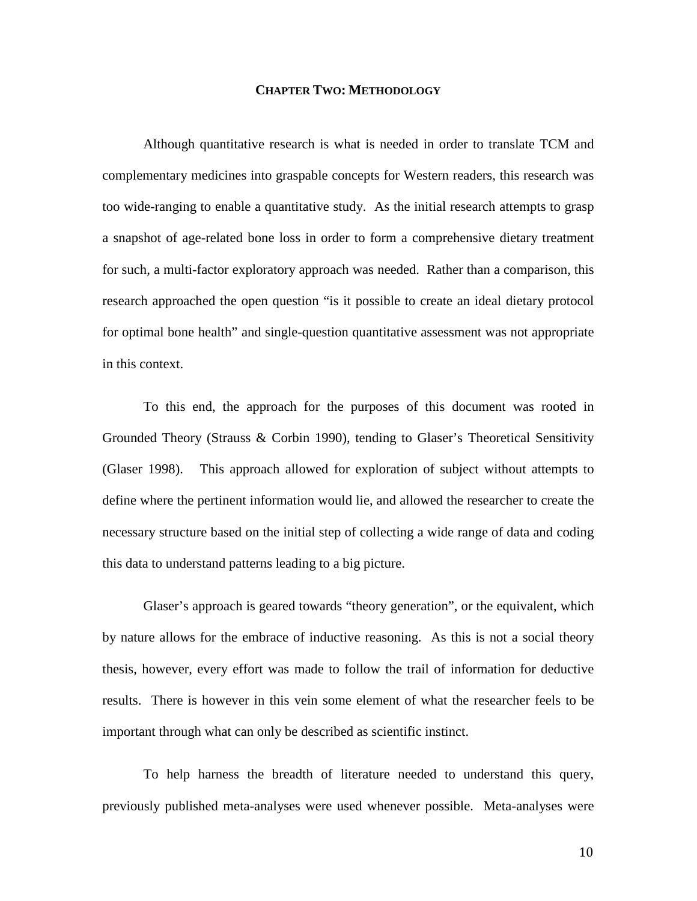# CHAPTER TWO: METHODOLOGY

Although quantitative research is what is needed in order to translate TCM and complementary medicines into graspable concepts for Western readers, this research was too wide-ranging to enable a quantitative study. As the initial research attempts to grasp a snapshot of age-related bone loss in order to form a comprehensive dietary treatment for such, a multi-factor exploratory approach was needed. Rather than a comparison, this research approached the open question "is it possible to create an ideal dietary protocol for optimal bone health" and single-question quantitative assessment was not appropriate in this context.

To this end, the approach for the purposes of this document was rooted in Grounded Theory (Strauss & Corbin 1990), tending to Glaser's Theoretical Sensitivity (Glaser 1998). This approach allowed for exploration of subject without attempts to define where the pertinent information would lie, and allowed the researcher to create the necessary structure based on the initial step of collecting a wide range of data and coding this data to understand patterns leading to a big picture.

Glaser's approach is geared towards "theory generation", or the equivalent, which by nature allows for the embrace of inductive reasoning. As this is not a social theory thesis, however, every effort was made to follow the trail of information for deductive results. There is however in this vein some element of what the researcher feels to be important through what can only be described as scientific instinct.

To help harness the breadth of literature needed to understand this query, previously published meta-analyses were used whenever possible. Meta-analyses were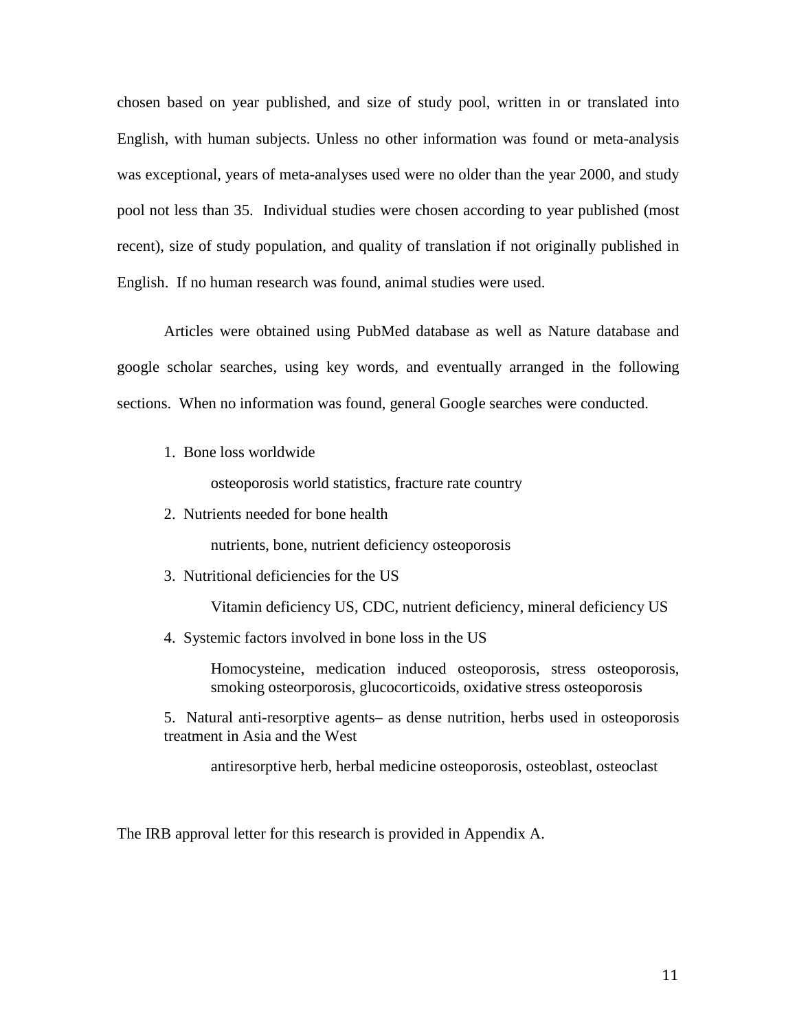chosen based on year published, and size of study pool, written in or translated into English, with human subjects. Unless no other information was found or meta-analysis was exceptional, years of meta-analyses used were no older than the year 2000, and study pool not less than 35. Individual studies were chosen according to year published (most recent), size of study population, and quality of translation if not originally published in English. If no human research was found, animal studies were used.

Articles were obtained using PubMed database as well as Nature database and google scholar searches, using key words, and eventually arranged in the following sections. When no information was found, general Google searches were conducted.

1. Bone loss worldwide

   osteoporosis world statistics, fracture rate country

2. Nutrients needed for bone health

   nutrients, bone, nutrient deficiency osteoporosis

3. Nutritional deficiencies for the US

   Vitamin deficiency US, CDC, nutrient deficiency, mineral deficiency US

4. Systemic factors involved in bone loss in the US

   Homocysteine, medication induced osteoporosis, stress osteoporosis, smoking osteorporosis, glucocorticoids, oxidative stress osteoporosis

5. Natural anti-resorptive agents– as dense nutrition, herbs used in osteoporosis treatment in Asia and the West

   antiresorptive herb, herbal medicine osteoporosis, osteoblast, osteoclast

The IRB approval letter for this research is provided in Appendix A.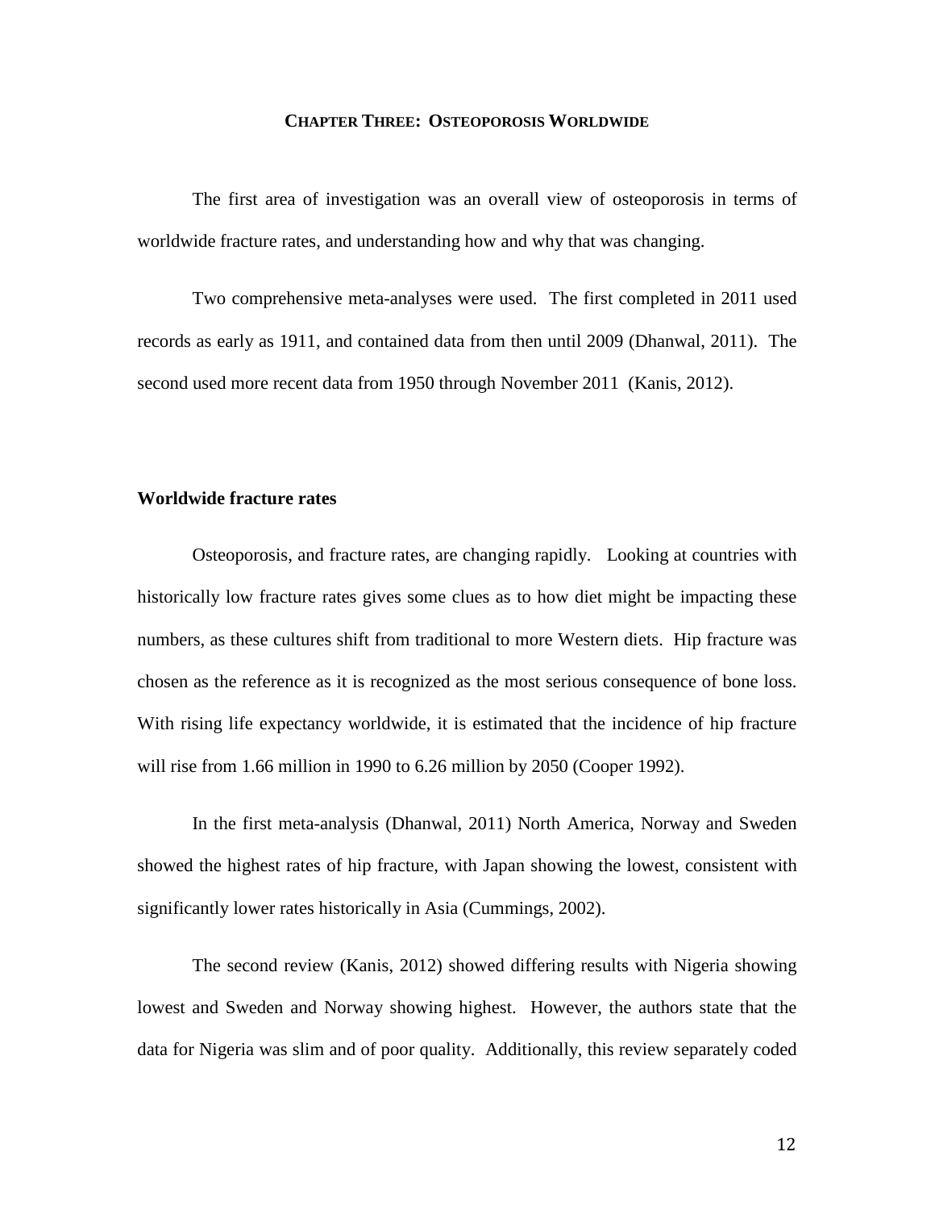# CHAPTER THREE: OSTEOPOROSIS WORLDWIDE

The first area of investigation was an overall view of osteoporosis in terms of worldwide fracture rates, and understanding how and why that was changing.

Two comprehensive meta-analyses were used. The first completed in 2011 used records as early as 1911, and contained data from then until 2009 (Dhanwal, 2011). The second used more recent data from 1950 through November 2011 (Kanis, 2012).

## Worldwide fracture rates

Osteoporosis, and fracture rates, are changing rapidly. Looking at countries with historically low fracture rates gives some clues as to how diet might be impacting these numbers, as these cultures shift from traditional to more Western diets. Hip fracture was chosen as the reference as it is recognized as the most serious consequence of bone loss. With rising life expectancy worldwide, it is estimated that the incidence of hip fracture will rise from 1.66 million in 1990 to 6.26 million by 2050 (Cooper 1992).

In the first meta-analysis (Dhanwal, 2011) North America, Norway and Sweden showed the highest rates of hip fracture, with Japan showing the lowest, consistent with significantly lower rates historically in Asia (Cummings, 2002).

The second review (Kanis, 2012) showed differing results with Nigeria showing lowest and Sweden and Norway showing highest. However, the authors state that the data for Nigeria was slim and of poor quality. Additionally, this review separately coded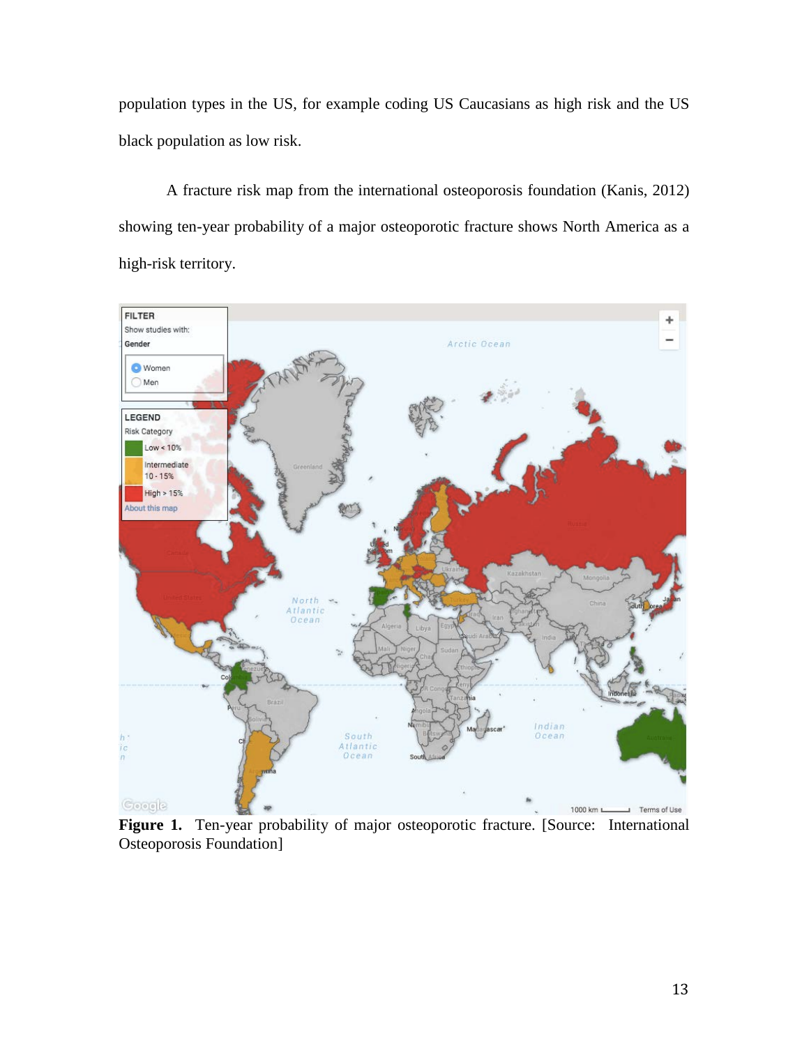population types in the US, for example coding US Caucasians as high risk and the US black population as low risk.

A fracture risk map from the international osteoporosis foundation (Kanis, 2012) showing ten-year probability of a major osteoporotic fracture shows North America as a high-risk territory.

**Figure 1.** Ten-year probability of major osteoporotic fracture. [Source: International Osteoporosis Foundation]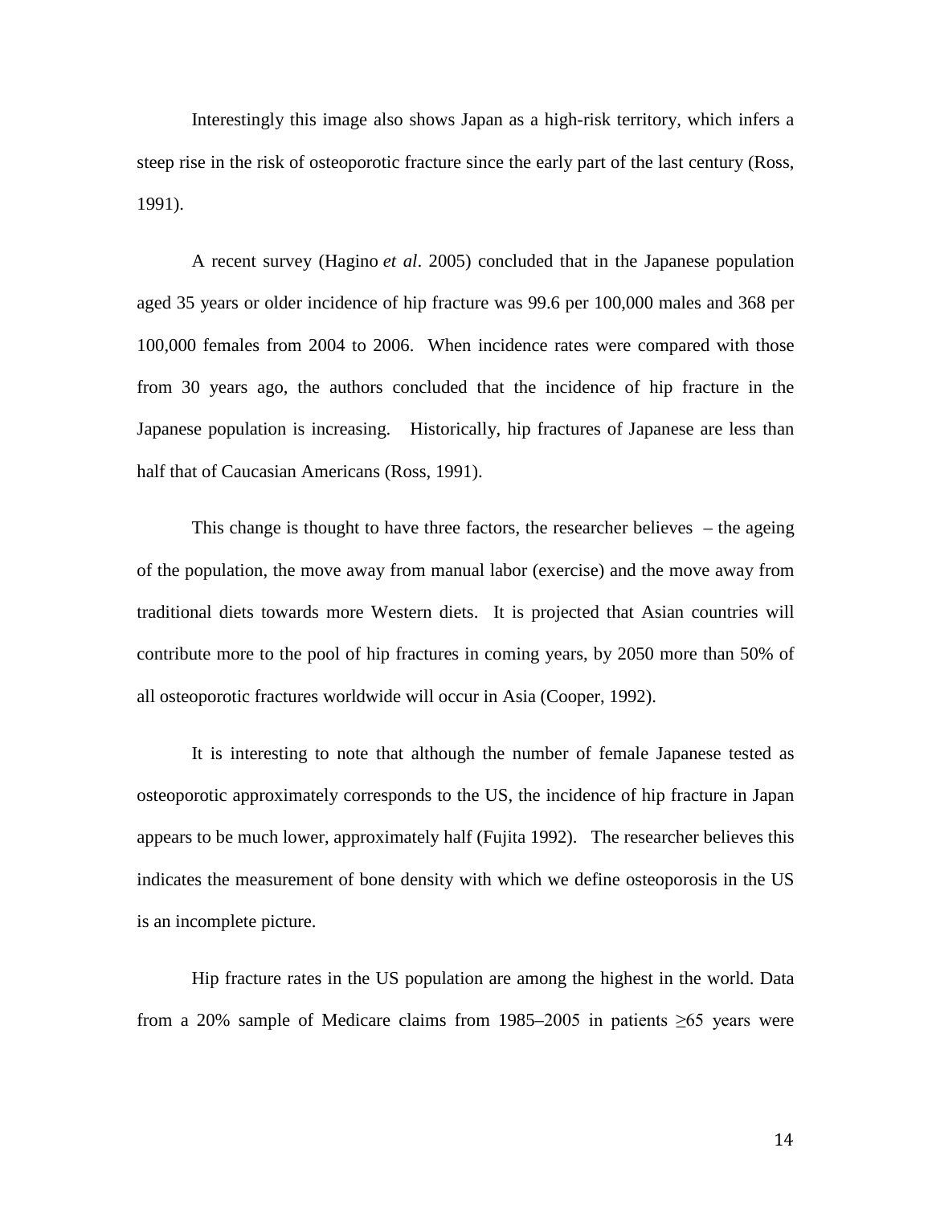Interestingly this image also shows Japan as a high-risk territory, which infers a steep rise in the risk of osteoporotic fracture since the early part of the last century (Ross, 1991).

A recent survey (Hagino *et al*. 2005) concluded that in the Japanese population aged 35 years or older incidence of hip fracture was 99.6 per 100,000 males and 368 per 100,000 females from 2004 to 2006. When incidence rates were compared with those from 30 years ago, the authors concluded that the incidence of hip fracture in the Japanese population is increasing. Historically, hip fractures of Japanese are less than half that of Caucasian Americans (Ross, 1991).

This change is thought to have three factors, the researcher believes – the ageing of the population, the move away from manual labor (exercise) and the move away from traditional diets towards more Western diets. It is projected that Asian countries will contribute more to the pool of hip fractures in coming years, by 2050 more than 50% of all osteoporotic fractures worldwide will occur in Asia (Cooper, 1992).

It is interesting to note that although the number of female Japanese tested as osteoporotic approximately corresponds to the US, the incidence of hip fracture in Japan appears to be much lower, approximately half (Fujita 1992). The researcher believes this indicates the measurement of bone density with which we define osteoporosis in the US is an incomplete picture.

Hip fracture rates in the US population are among the highest in the world. Data from a 20% sample of Medicare claims from 1985–2005 in patients ≥65 years were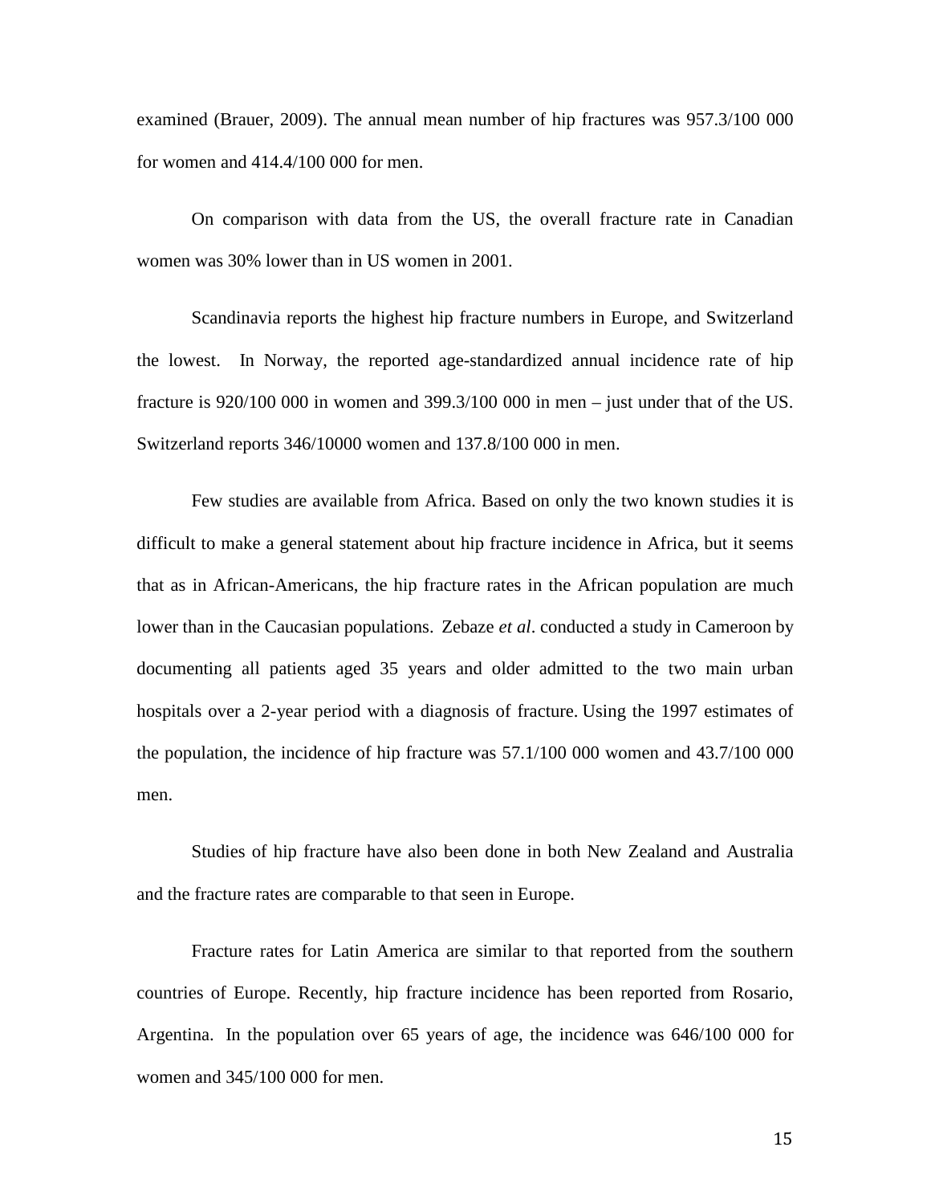examined (Brauer, 2009). The annual mean number of hip fractures was 957.3/100 000 for women and 414.4/100 000 for men.

On comparison with data from the US, the overall fracture rate in Canadian women was 30% lower than in US women in 2001.

Scandinavia reports the highest hip fracture numbers in Europe, and Switzerland the lowest. In Norway, the reported age-standardized annual incidence rate of hip fracture is 920/100 000 in women and 399.3/100 000 in men – just under that of the US. Switzerland reports 346/10000 women and 137.8/100 000 in men.

Few studies are available from Africa. Based on only the two known studies it is difficult to make a general statement about hip fracture incidence in Africa, but it seems that as in African-Americans, the hip fracture rates in the African population are much lower than in the Caucasian populations. Zebaze *et al*. conducted a study in Cameroon by documenting all patients aged 35 years and older admitted to the two main urban hospitals over a 2-year period with a diagnosis of fracture. Using the 1997 estimates of the population, the incidence of hip fracture was 57.1/100 000 women and 43.7/100 000 men.

Studies of hip fracture have also been done in both New Zealand and Australia and the fracture rates are comparable to that seen in Europe.

Fracture rates for Latin America are similar to that reported from the southern countries of Europe. Recently, hip fracture incidence has been reported from Rosario, Argentina. In the population over 65 years of age, the incidence was 646/100 000 for women and 345/100 000 for men.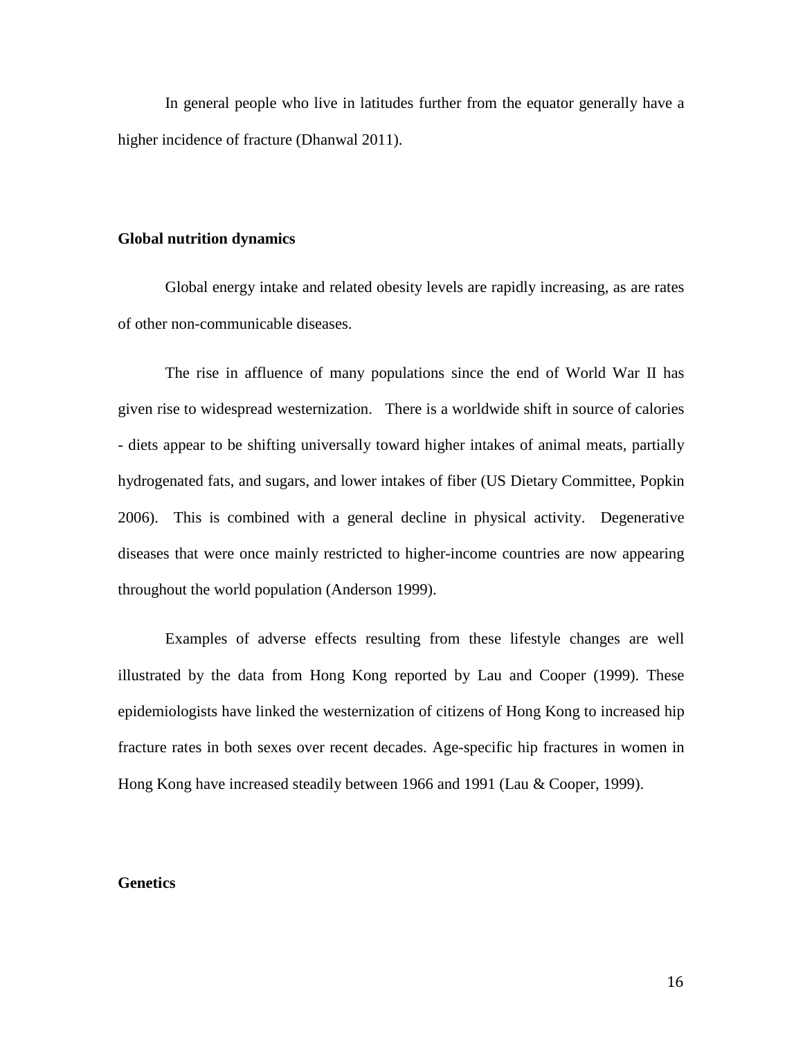In general people who live in latitudes further from the equator generally have a higher incidence of fracture (Dhanwal 2011).

## Global nutrition dynamics

Global energy intake and related obesity levels are rapidly increasing, as are rates of other non-communicable diseases.

The rise in affluence of many populations since the end of World War II has given rise to widespread westernization. There is a worldwide shift in source of calories - diets appear to be shifting universally toward higher intakes of animal meats, partially hydrogenated fats, and sugars, and lower intakes of fiber (US Dietary Committee, Popkin 2006). This is combined with a general decline in physical activity. Degenerative diseases that were once mainly restricted to higher-income countries are now appearing throughout the world population (Anderson 1999).

Examples of adverse effects resulting from these lifestyle changes are well illustrated by the data from Hong Kong reported by Lau and Cooper (1999). These epidemiologists have linked the westernization of citizens of Hong Kong to increased hip fracture rates in both sexes over recent decades. Age-specific hip fractures in women in Hong Kong have increased steadily between 1966 and 1991 (Lau & Cooper, 1999).

## Genetics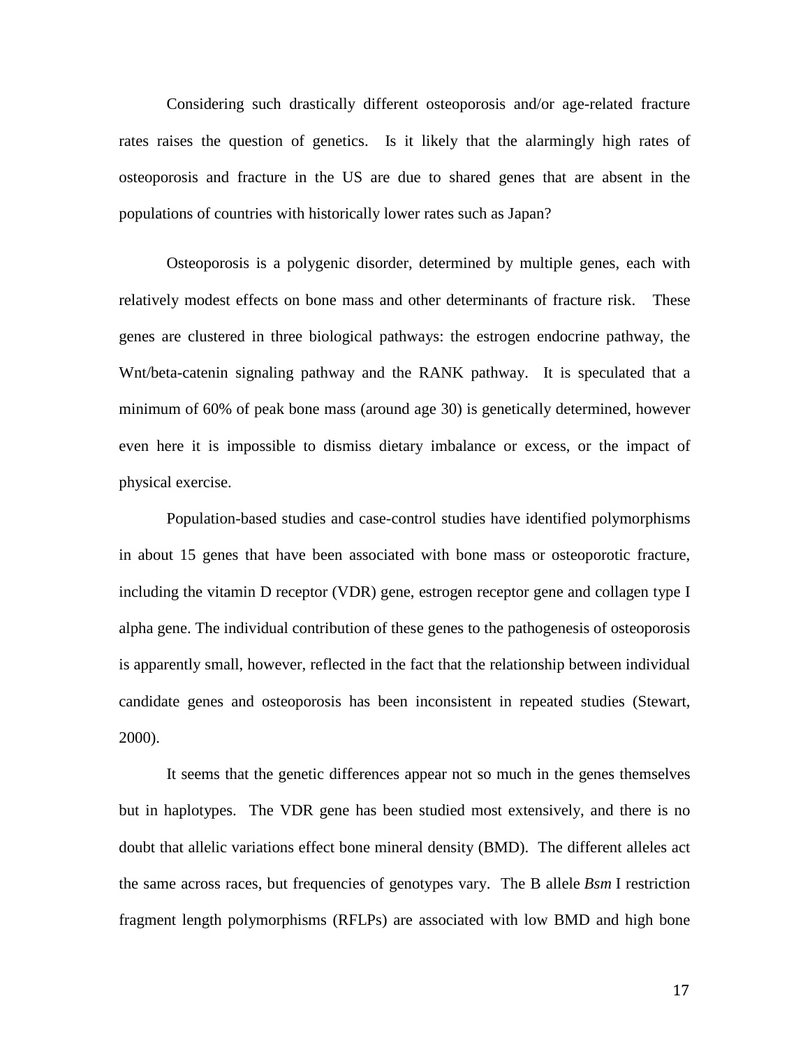Considering such drastically different osteoporosis and/or age-related fracture rates raises the question of genetics. Is it likely that the alarmingly high rates of osteoporosis and fracture in the US are due to shared genes that are absent in the populations of countries with historically lower rates such as Japan?

Osteoporosis is a polygenic disorder, determined by multiple genes, each with relatively modest effects on bone mass and other determinants of fracture risk. These genes are clustered in three biological pathways: the estrogen endocrine pathway, the Wnt/beta-catenin signaling pathway and the RANK pathway. It is speculated that a minimum of 60% of peak bone mass (around age 30) is genetically determined, however even here it is impossible to dismiss dietary imbalance or excess, or the impact of physical exercise.

Population-based studies and case-control studies have identified polymorphisms in about 15 genes that have been associated with bone mass or osteoporotic fracture, including the vitamin D receptor (VDR) gene, estrogen receptor gene and collagen type I alpha gene. The individual contribution of these genes to the pathogenesis of osteoporosis is apparently small, however, reflected in the fact that the relationship between individual candidate genes and osteoporosis has been inconsistent in repeated studies (Stewart, 2000).

It seems that the genetic differences appear not so much in the genes themselves but in haplotypes. The VDR gene has been studied most extensively, and there is no doubt that allelic variations effect bone mineral density (BMD). The different alleles act the same across races, but frequencies of genotypes vary. The B allele *Bsm* I restriction fragment length polymorphisms (RFLPs) are associated with low BMD and high bone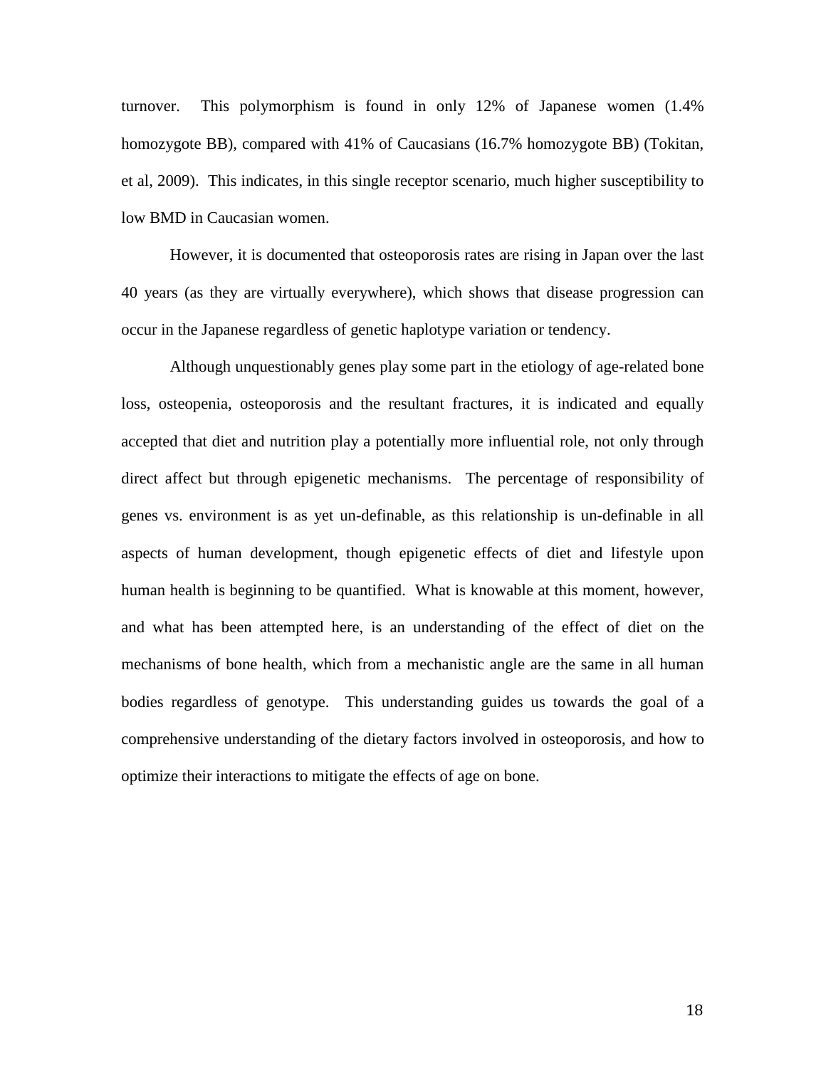turnover. This polymorphism is found in only 12% of Japanese women (1.4% homozygote BB), compared with 41% of Caucasians (16.7% homozygote BB) (Tokitan, et al, 2009). This indicates, in this single receptor scenario, much higher susceptibility to low BMD in Caucasian women.

However, it is documented that osteoporosis rates are rising in Japan over the last 40 years (as they are virtually everywhere), which shows that disease progression can occur in the Japanese regardless of genetic haplotype variation or tendency.

Although unquestionably genes play some part in the etiology of age-related bone loss, osteopenia, osteoporosis and the resultant fractures, it is indicated and equally accepted that diet and nutrition play a potentially more influential role, not only through direct affect but through epigenetic mechanisms. The percentage of responsibility of genes vs. environment is as yet un-definable, as this relationship is un-definable in all aspects of human development, though epigenetic effects of diet and lifestyle upon human health is beginning to be quantified. What is knowable at this moment, however, and what has been attempted here, is an understanding of the effect of diet on the mechanisms of bone health, which from a mechanistic angle are the same in all human bodies regardless of genotype. This understanding guides us towards the goal of a comprehensive understanding of the dietary factors involved in osteoporosis, and how to optimize their interactions to mitigate the effects of age on bone.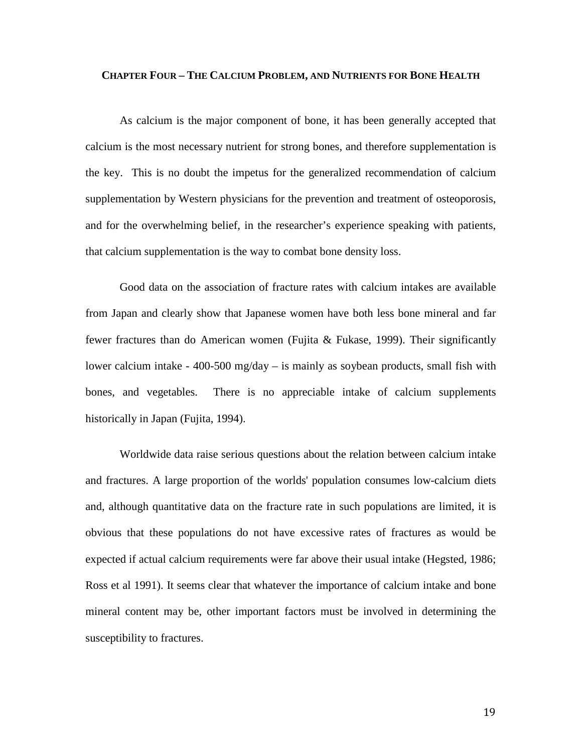## Chapter Four – The Calcium Problem, and Nutrients for Bone Health

As calcium is the major component of bone, it has been generally accepted that calcium is the most necessary nutrient for strong bones, and therefore supplementation is the key. This is no doubt the impetus for the generalized recommendation of calcium supplementation by Western physicians for the prevention and treatment of osteoporosis, and for the overwhelming belief, in the researcher's experience speaking with patients, that calcium supplementation is the way to combat bone density loss.

Good data on the association of fracture rates with calcium intakes are available from Japan and clearly show that Japanese women have both less bone mineral and far fewer fractures than do American women (Fujita & Fukase, 1999). Their significantly lower calcium intake - 400-500 mg/day – is mainly as soybean products, small fish with bones, and vegetables. There is no appreciable intake of calcium supplements historically in Japan (Fujita, 1994).

Worldwide data raise serious questions about the relation between calcium intake and fractures. A large proportion of the worlds' population consumes low-calcium diets and, although quantitative data on the fracture rate in such populations are limited, it is obvious that these populations do not have excessive rates of fractures as would be expected if actual calcium requirements were far above their usual intake (Hegsted, 1986; Ross et al 1991). It seems clear that whatever the importance of calcium intake and bone mineral content may be, other important factors must be involved in determining the susceptibility to fractures.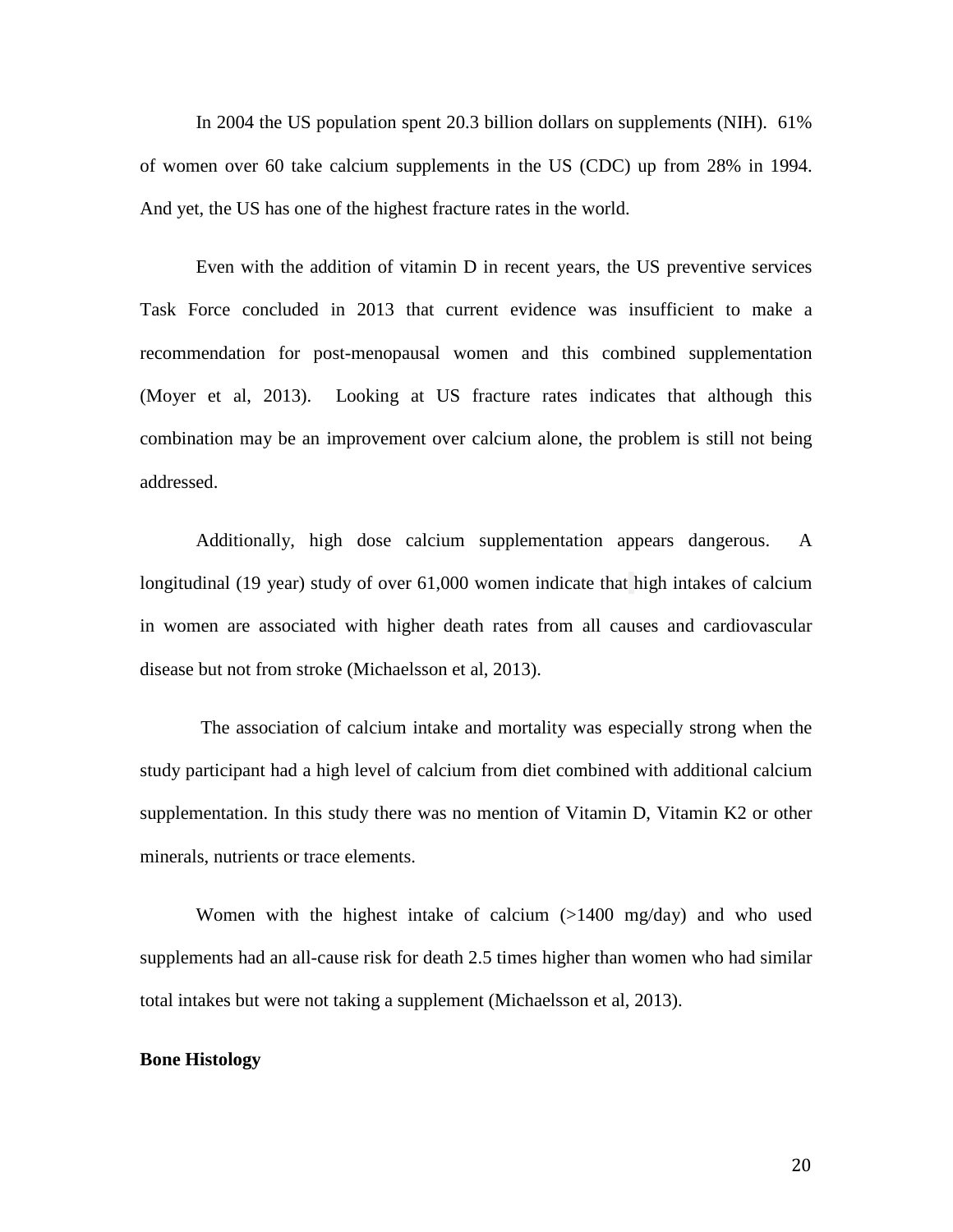In 2004 the US population spent 20.3 billion dollars on supplements (NIH). 61% of women over 60 take calcium supplements in the US (CDC) up from 28% in 1994. And yet, the US has one of the highest fracture rates in the world.

Even with the addition of vitamin D in recent years, the US preventive services Task Force concluded in 2013 that current evidence was insufficient to make a recommendation for post-menopausal women and this combined supplementation (Moyer et al, 2013). Looking at US fracture rates indicates that although this combination may be an improvement over calcium alone, the problem is still not being addressed.

Additionally, high dose calcium supplementation appears dangerous. A longitudinal (19 year) study of over 61,000 women indicate that high intakes of calcium in women are associated with higher death rates from all causes and cardiovascular disease but not from stroke (Michaelsson et al, 2013).

The association of calcium intake and mortality was especially strong when the study participant had a high level of calcium from diet combined with additional calcium supplementation. In this study there was no mention of Vitamin D, Vitamin K2 or other minerals, nutrients or trace elements.

Women with the highest intake of calcium (>1400 mg/day) and who used supplements had an all-cause risk for death 2.5 times higher than women who had similar total intakes but were not taking a supplement (Michaelsson et al, 2013).

**Bone Histology**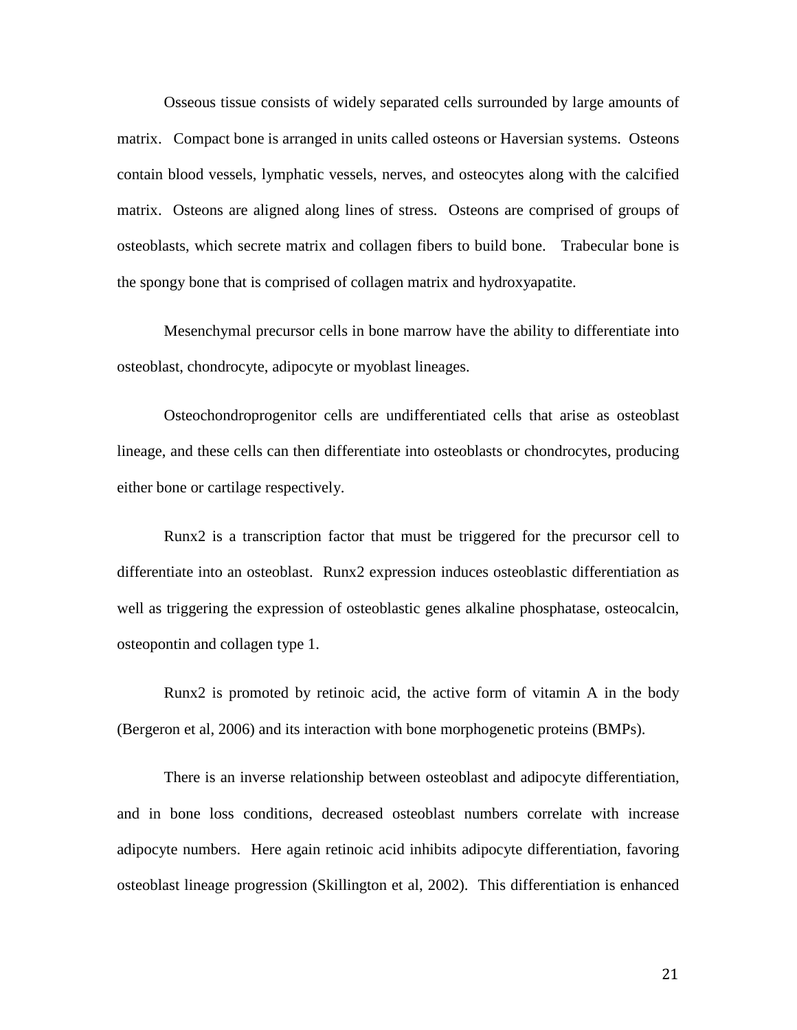Osseous tissue consists of widely separated cells surrounded by large amounts of matrix. Compact bone is arranged in units called osteons or Haversian systems. Osteons contain blood vessels, lymphatic vessels, nerves, and osteocytes along with the calcified matrix. Osteons are aligned along lines of stress. Osteons are comprised of groups of osteoblasts, which secrete matrix and collagen fibers to build bone. Trabecular bone is the spongy bone that is comprised of collagen matrix and hydroxyapatite.

Mesenchymal precursor cells in bone marrow have the ability to differentiate into osteoblast, chondrocyte, adipocyte or myoblast lineages.

Osteochondroprogenitor cells are undifferentiated cells that arise as osteoblast lineage, and these cells can then differentiate into osteoblasts or chondrocytes, producing either bone or cartilage respectively.

Runx2 is a transcription factor that must be triggered for the precursor cell to differentiate into an osteoblast. Runx2 expression induces osteoblastic differentiation as well as triggering the expression of osteoblastic genes alkaline phosphatase, osteocalcin, osteopontin and collagen type 1.

Runx2 is promoted by retinoic acid, the active form of vitamin A in the body (Bergeron et al, 2006) and its interaction with bone morphogenetic proteins (BMPs).

There is an inverse relationship between osteoblast and adipocyte differentiation, and in bone loss conditions, decreased osteoblast numbers correlate with increase adipocyte numbers. Here again retinoic acid inhibits adipocyte differentiation, favoring osteoblast lineage progression (Skillington et al, 2002). This differentiation is enhanced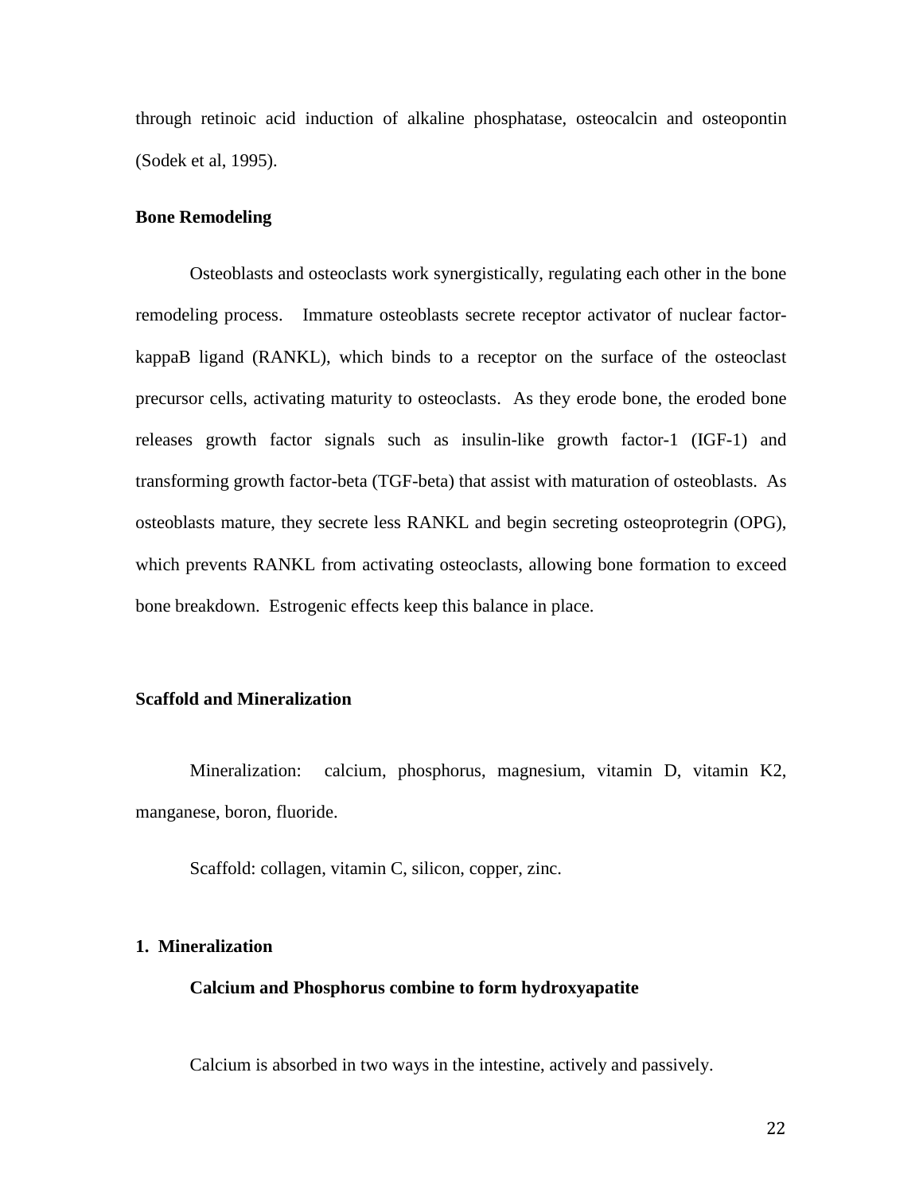through retinoic acid induction of alkaline phosphatase, osteocalcin and osteopontin (Sodek et al, 1995).

**Bone Remodeling**

Osteoblasts and osteoclasts work synergistically, regulating each other in the bone remodeling process. Immature osteoblasts secrete receptor activator of nuclear factor-kappaB ligand (RANKL), which binds to a receptor on the surface of the osteoclast precursor cells, activating maturity to osteoclasts. As they erode bone, the eroded bone releases growth factor signals such as insulin-like growth factor-1 (IGF-1) and transforming growth factor-beta (TGF-beta) that assist with maturation of osteoblasts. As osteoblasts mature, they secrete less RANKL and begin secreting osteoprotegrin (OPG), which prevents RANKL from activating osteoclasts, allowing bone formation to exceed bone breakdown. Estrogenic effects keep this balance in place.

**Scaffold and Mineralization**

Mineralization: calcium, phosphorus, magnesium, vitamin D, vitamin K2, manganese, boron, fluoride.

Scaffold: collagen, vitamin C, silicon, copper, zinc.

**1. Mineralization**

**Calcium and Phosphorus combine to form hydroxyapatite**

Calcium is absorbed in two ways in the intestine, actively and passively.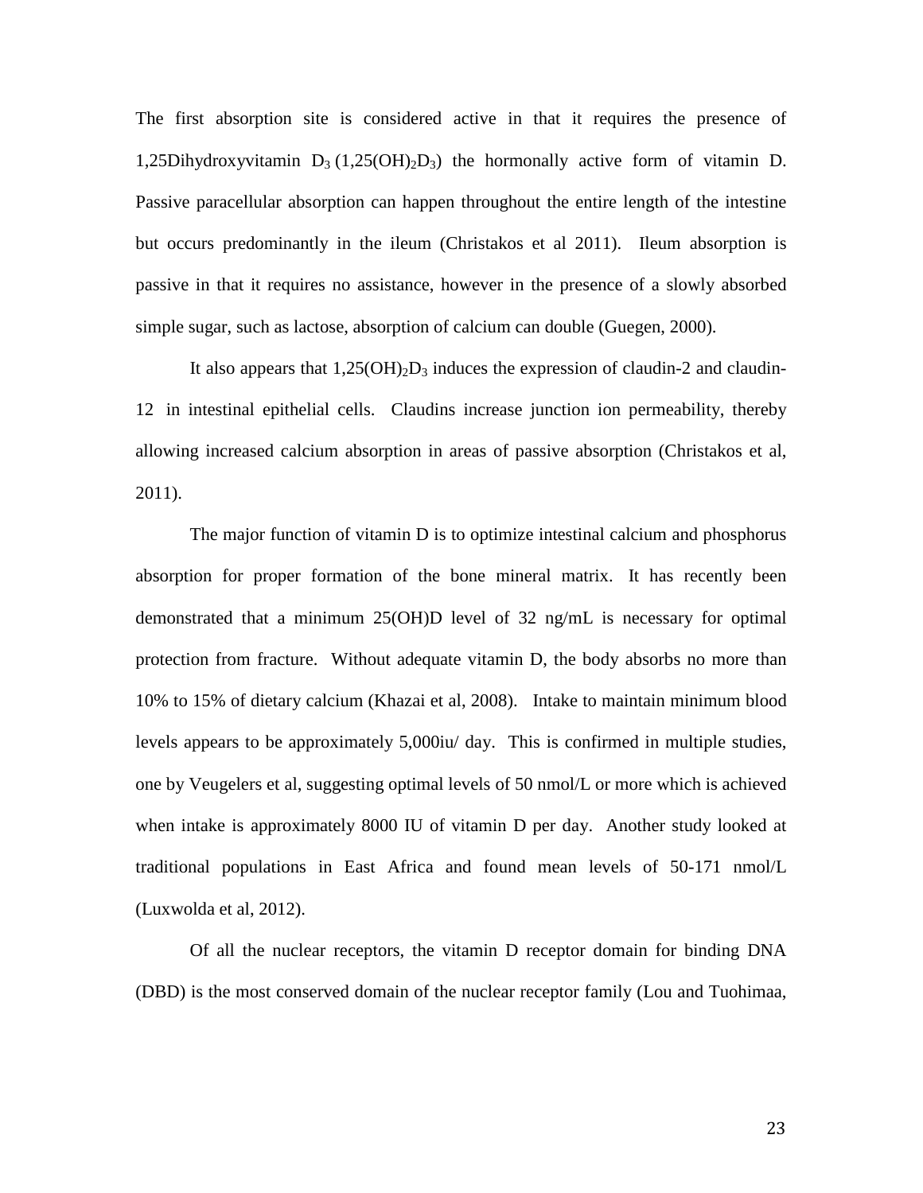The first absorption site is considered active in that it requires the presence of 1,25Dihydroxyvitamin $D_3$ ($1,25(OH)_2D_3$) the hormonally active form of vitamin D. Passive paracellular absorption can happen throughout the entire length of the intestine but occurs predominantly in the ileum (Christakos et al 2011). Ileum absorption is passive in that it requires no assistance, however in the presence of a slowly absorbed simple sugar, such as lactose, absorption of calcium can double (Guegen, 2000).

It also appears that $1,25(OH)_2D_3$ induces the expression of claudin-2 and claudin-12 in intestinal epithelial cells. Claudins increase junction ion permeability, thereby allowing increased calcium absorption in areas of passive absorption (Christakos et al, 2011).

The major function of vitamin D is to optimize intestinal calcium and phosphorus absorption for proper formation of the bone mineral matrix. It has recently been demonstrated that a minimum 25(OH)D level of 32 ng/mL is necessary for optimal protection from fracture. Without adequate vitamin D, the body absorbs no more than 10% to 15% of dietary calcium (Khazai et al, 2008). Intake to maintain minimum blood levels appears to be approximately 5,000iu/ day. This is confirmed in multiple studies, one by Veugelers et al, suggesting optimal levels of 50 nmol/L or more which is achieved when intake is approximately 8000 IU of vitamin D per day. Another study looked at traditional populations in East Africa and found mean levels of 50-171 nmol/L (Luxwolda et al, 2012).

Of all the nuclear receptors, the vitamin D receptor domain for binding DNA (DBD) is the most conserved domain of the nuclear receptor family (Lou and Tuohimaa,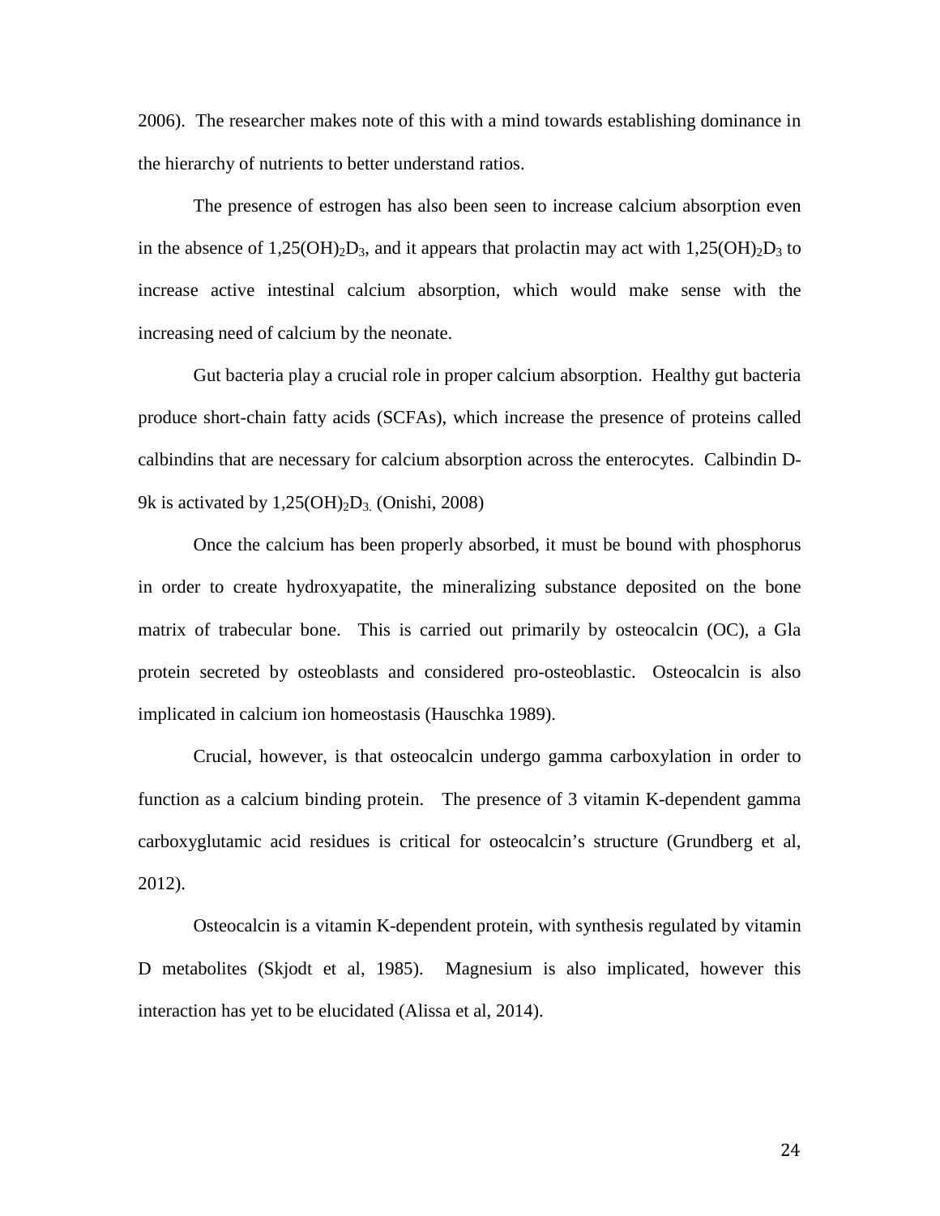2006). The researcher makes note of this with a mind towards establishing dominance in the hierarchy of nutrients to better understand ratios.

The presence of estrogen has also been seen to increase calcium absorption even in the absence of $1,25(OH)_2D_3$, and it appears that prolactin may act with $1,25(OH)_2D_3$ to increase active intestinal calcium absorption, which would make sense with the increasing need of calcium by the neonate.

Gut bacteria play a crucial role in proper calcium absorption. Healthy gut bacteria produce short-chain fatty acids (SCFAs), which increase the presence of proteins called calbindins that are necessary for calcium absorption across the enterocytes. Calbindin D-9k is activated by $1,25(OH)_2D_{3.}$ (Onishi, 2008)

Once the calcium has been properly absorbed, it must be bound with phosphorus in order to create hydroxyapatite, the mineralizing substance deposited on the bone matrix of trabecular bone. This is carried out primarily by osteocalcin (OC), a Gla protein secreted by osteoblasts and considered pro-osteoblastic. Osteocalcin is also implicated in calcium ion homeostasis (Hauschka 1989).

Crucial, however, is that osteocalcin undergo gamma carboxylation in order to function as a calcium binding protein. The presence of 3 vitamin K-dependent gamma carboxyglutamic acid residues is critical for osteocalcin's structure (Grundberg et al, 2012).

Osteocalcin is a vitamin K-dependent protein, with synthesis regulated by vitamin D metabolites (Skjodt et al, 1985). Magnesium is also implicated, however this interaction has yet to be elucidated (Alissa et al, 2014).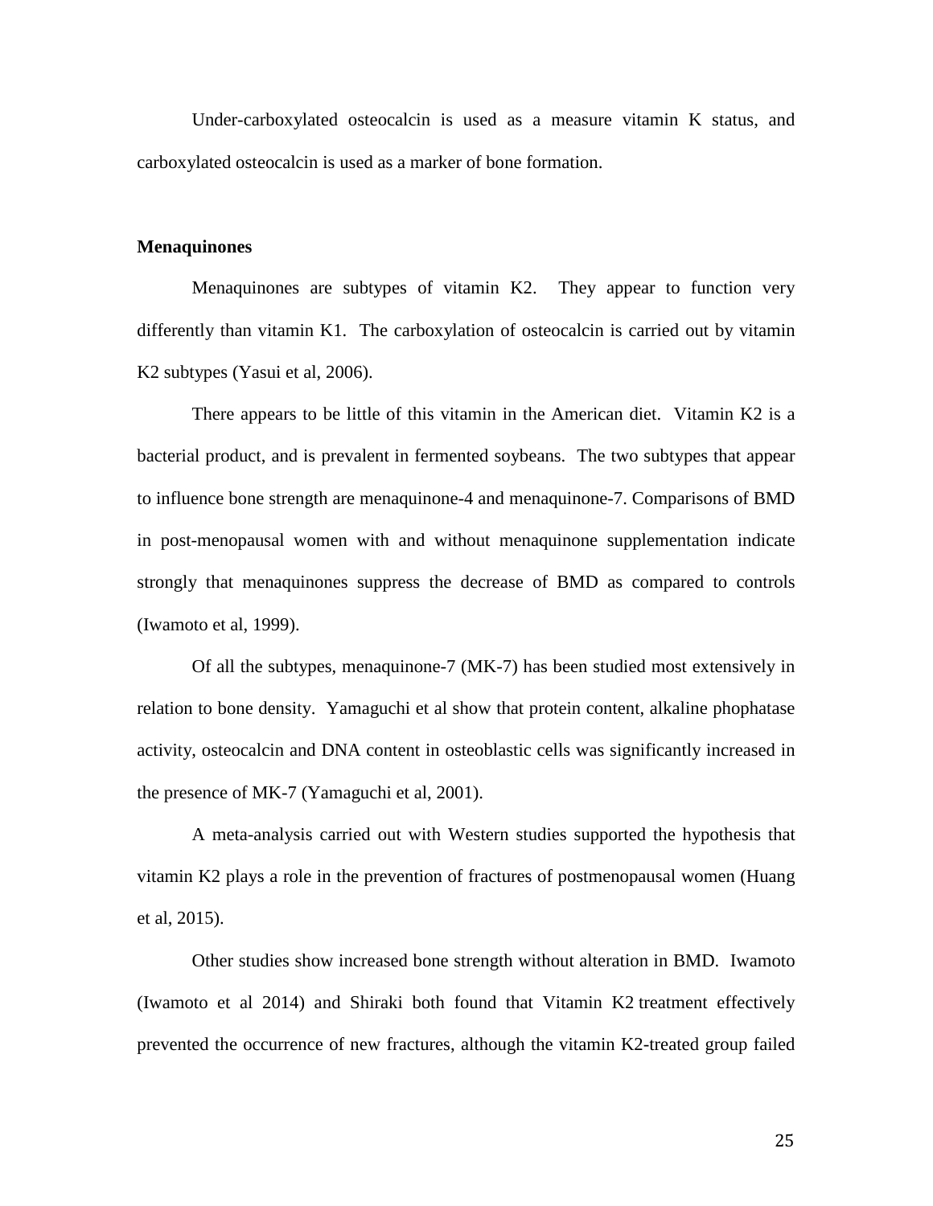Under-carboxylated osteocalcin is used as a measure vitamin K status, and carboxylated osteocalcin is used as a marker of bone formation.

**Menaquinones**

Menaquinones are subtypes of vitamin K2. They appear to function very differently than vitamin K1. The carboxylation of osteocalcin is carried out by vitamin K2 subtypes (Yasui et al, 2006).

There appears to be little of this vitamin in the American diet. Vitamin K2 is a bacterial product, and is prevalent in fermented soybeans. The two subtypes that appear to influence bone strength are menaquinone-4 and menaquinone-7. Comparisons of BMD in post-menopausal women with and without menaquinone supplementation indicate strongly that menaquinones suppress the decrease of BMD as compared to controls (Iwamoto et al, 1999).

Of all the subtypes, menaquinone-7 (MK-7) has been studied most extensively in relation to bone density. Yamaguchi et al show that protein content, alkaline phophatase activity, osteocalcin and DNA content in osteoblastic cells was significantly increased in the presence of MK-7 (Yamaguchi et al, 2001).

A meta-analysis carried out with Western studies supported the hypothesis that vitamin K2 plays a role in the prevention of fractures of postmenopausal women (Huang et al, 2015).

Other studies show increased bone strength without alteration in BMD. Iwamoto (Iwamoto et al 2014) and Shiraki both found that Vitamin K2 treatment effectively prevented the occurrence of new fractures, although the vitamin K2-treated group failed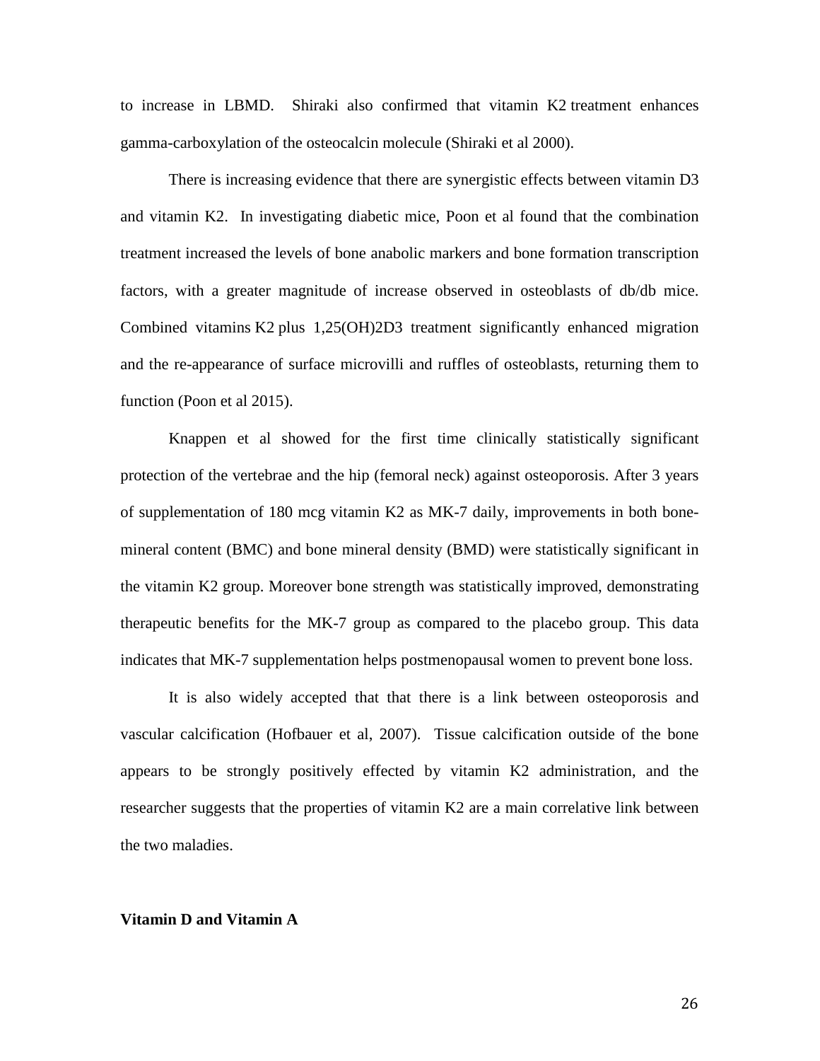to increase in LBMD. Shiraki also confirmed that vitamin K2 treatment enhances gamma-carboxylation of the osteocalcin molecule (Shiraki et al 2000).

There is increasing evidence that there are synergistic effects between vitamin D3 and vitamin K2. In investigating diabetic mice, Poon et al found that the combination treatment increased the levels of bone anabolic markers and bone formation transcription factors, with a greater magnitude of increase observed in osteoblasts of db/db mice. Combined vitamins K2 plus 1,25(OH)2D3 treatment significantly enhanced migration and the re-appearance of surface microvilli and ruffles of osteoblasts, returning them to function (Poon et al 2015).

Knappen et al showed for the first time clinically statistically significant protection of the vertebrae and the hip (femoral neck) against osteoporosis. After 3 years of supplementation of 180 mcg vitamin K2 as MK-7 daily, improvements in both bone-mineral content (BMC) and bone mineral density (BMD) were statistically significant in the vitamin K2 group. Moreover bone strength was statistically improved, demonstrating therapeutic benefits for the MK-7 group as compared to the placebo group. This data indicates that MK-7 supplementation helps postmenopausal women to prevent bone loss.

It is also widely accepted that that there is a link between osteoporosis and vascular calcification (Hofbauer et al, 2007). Tissue calcification outside of the bone appears to be strongly positively effected by vitamin K2 administration, and the researcher suggests that the properties of vitamin K2 are a main correlative link between the two maladies.

**Vitamin D and Vitamin A**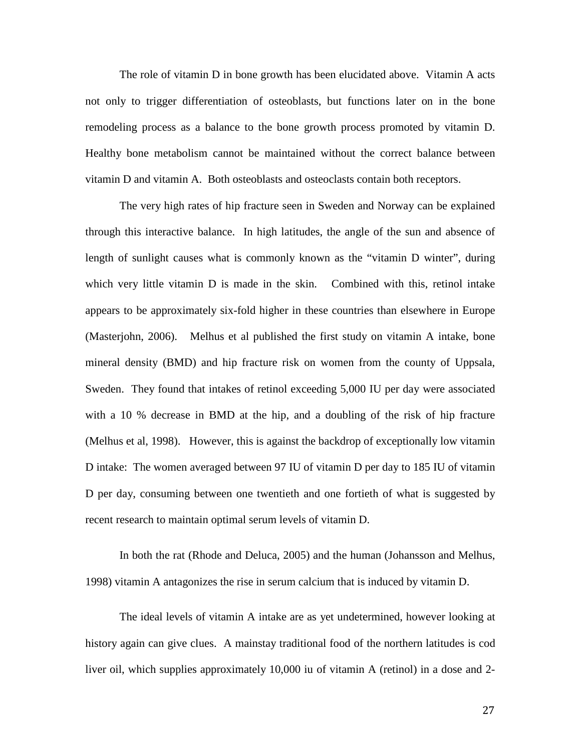The role of vitamin D in bone growth has been elucidated above. Vitamin A acts not only to trigger differentiation of osteoblasts, but functions later on in the bone remodeling process as a balance to the bone growth process promoted by vitamin D. Healthy bone metabolism cannot be maintained without the correct balance between vitamin D and vitamin A. Both osteoblasts and osteoclasts contain both receptors.

The very high rates of hip fracture seen in Sweden and Norway can be explained through this interactive balance. In high latitudes, the angle of the sun and absence of length of sunlight causes what is commonly known as the "vitamin D winter", during which very little vitamin D is made in the skin. Combined with this, retinol intake appears to be approximately six-fold higher in these countries than elsewhere in Europe (Masterjohn, 2006). Melhus et al published the first study on vitamin A intake, bone mineral density (BMD) and hip fracture risk on women from the county of Uppsala, Sweden. They found that intakes of retinol exceeding 5,000 IU per day were associated with a 10 % decrease in BMD at the hip, and a doubling of the risk of hip fracture (Melhus et al, 1998). However, this is against the backdrop of exceptionally low vitamin D intake: The women averaged between 97 IU of vitamin D per day to 185 IU of vitamin D per day, consuming between one twentieth and one fortieth of what is suggested by recent research to maintain optimal serum levels of vitamin D.

In both the rat (Rhode and Deluca, 2005) and the human (Johansson and Melhus, 1998) vitamin A antagonizes the rise in serum calcium that is induced by vitamin D.

The ideal levels of vitamin A intake are as yet undetermined, however looking at history again can give clues. A mainstay traditional food of the northern latitudes is cod liver oil, which supplies approximately 10,000 iu of vitamin A (retinol) in a dose and 2-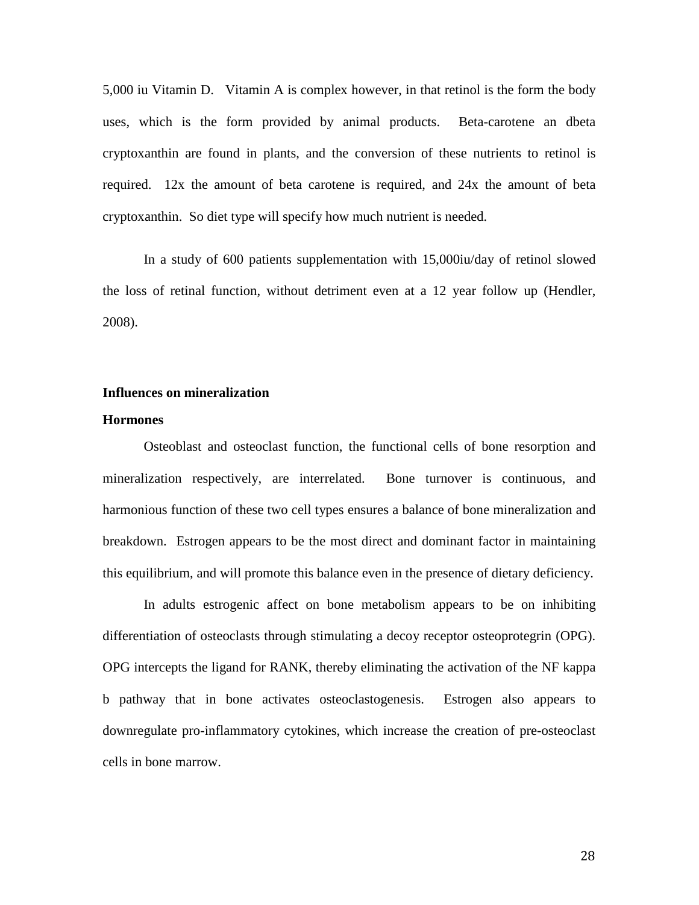5,000 iu Vitamin D. Vitamin A is complex however, in that retinol is the form the body uses, which is the form provided by animal products. Beta-carotene an dbeta cryptoxanthin are found in plants, and the conversion of these nutrients to retinol is required. 12x the amount of beta carotene is required, and 24x the amount of beta cryptoxanthin. So diet type will specify how much nutrient is needed.

In a study of 600 patients supplementation with 15,000iu/day of retinol slowed the loss of retinal function, without detriment even at a 12 year follow up (Hendler, 2008).

**Influences on mineralization**

**Hormones**

Osteoblast and osteoclast function, the functional cells of bone resorption and mineralization respectively, are interrelated. Bone turnover is continuous, and harmonious function of these two cell types ensures a balance of bone mineralization and breakdown. Estrogen appears to be the most direct and dominant factor in maintaining this equilibrium, and will promote this balance even in the presence of dietary deficiency.

In adults estrogenic affect on bone metabolism appears to be on inhibiting differentiation of osteoclasts through stimulating a decoy receptor osteoprotegrin (OPG). OPG intercepts the ligand for RANK, thereby eliminating the activation of the NF kappa b pathway that in bone activates osteoclastogenesis. Estrogen also appears to downregulate pro-inflammatory cytokines, which increase the creation of pre-osteoclast cells in bone marrow.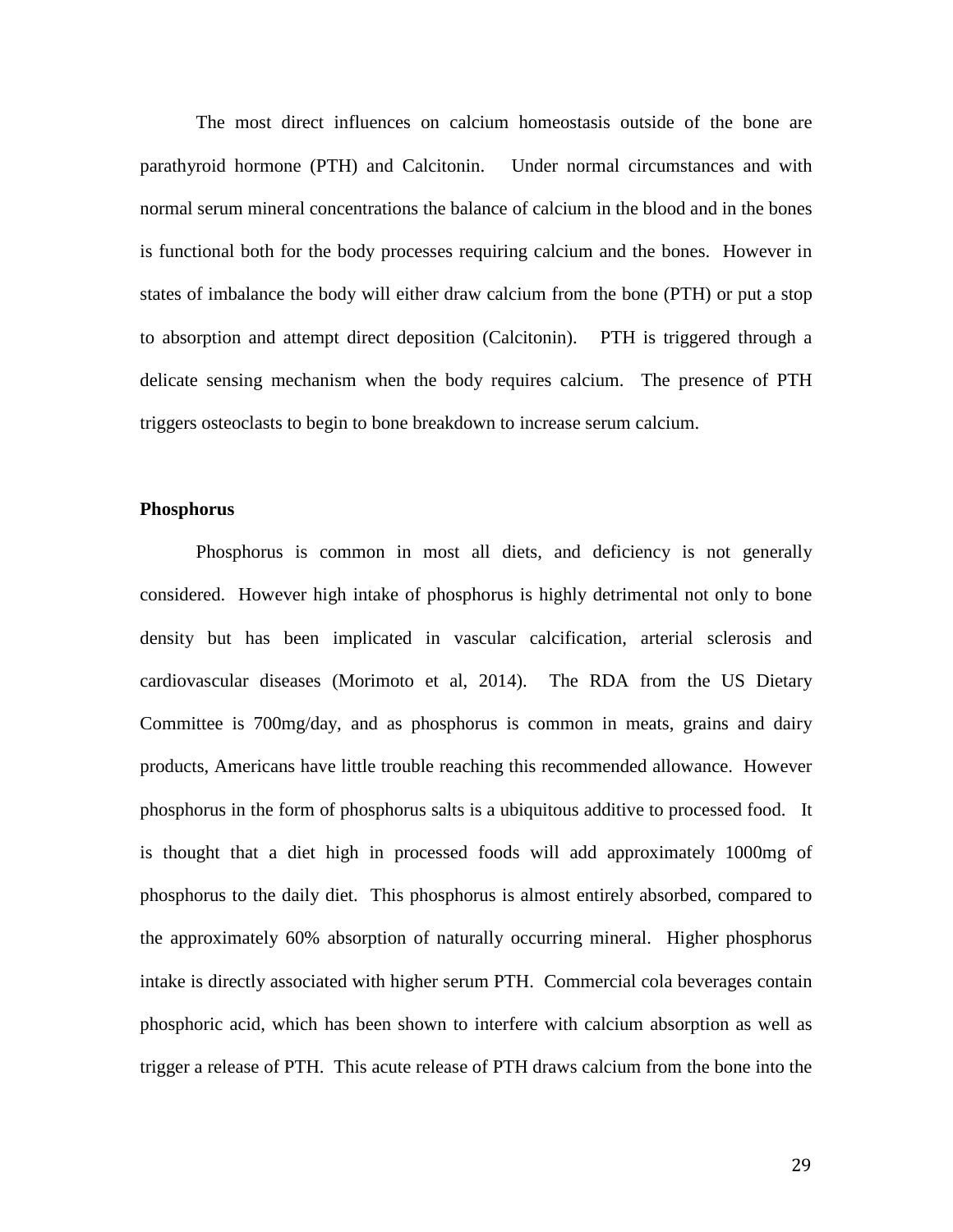The most direct influences on calcium homeostasis outside of the bone are parathyroid hormone (PTH) and Calcitonin. Under normal circumstances and with normal serum mineral concentrations the balance of calcium in the blood and in the bones is functional both for the body processes requiring calcium and the bones. However in states of imbalance the body will either draw calcium from the bone (PTH) or put a stop to absorption and attempt direct deposition (Calcitonin). PTH is triggered through a delicate sensing mechanism when the body requires calcium. The presence of PTH triggers osteoclasts to begin to bone breakdown to increase serum calcium.

**Phosphorus**

Phosphorus is common in most all diets, and deficiency is not generally considered. However high intake of phosphorus is highly detrimental not only to bone density but has been implicated in vascular calcification, arterial sclerosis and cardiovascular diseases (Morimoto et al, 2014). The RDA from the US Dietary Committee is 700mg/day, and as phosphorus is common in meats, grains and dairy products, Americans have little trouble reaching this recommended allowance. However phosphorus in the form of phosphorus salts is a ubiquitous additive to processed food. It is thought that a diet high in processed foods will add approximately 1000mg of phosphorus to the daily diet. This phosphorus is almost entirely absorbed, compared to the approximately 60% absorption of naturally occurring mineral. Higher phosphorus intake is directly associated with higher serum PTH. Commercial cola beverages contain phosphoric acid, which has been shown to interfere with calcium absorption as well as trigger a release of PTH. This acute release of PTH draws calcium from the bone into the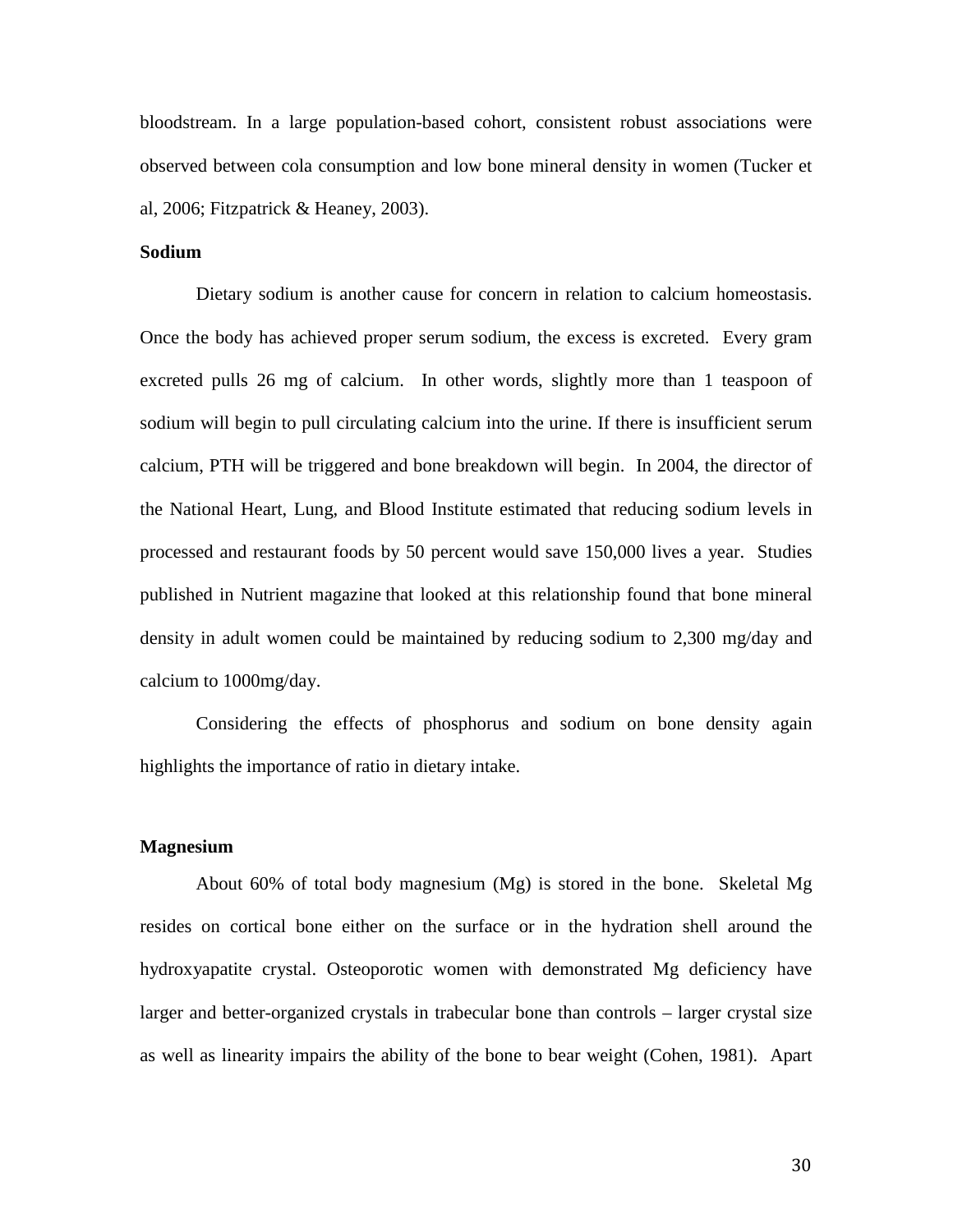bloodstream. In a large population-based cohort, consistent robust associations were observed between cola consumption and low bone mineral density in women (Tucker et al, 2006; Fitzpatrick & Heaney, 2003).

**Sodium**

Dietary sodium is another cause for concern in relation to calcium homeostasis. Once the body has achieved proper serum sodium, the excess is excreted. Every gram excreted pulls 26 mg of calcium. In other words, slightly more than 1 teaspoon of sodium will begin to pull circulating calcium into the urine. If there is insufficient serum calcium, PTH will be triggered and bone breakdown will begin. In 2004, the director of the National Heart, Lung, and Blood Institute estimated that reducing sodium levels in processed and restaurant foods by 50 percent would save 150,000 lives a year. Studies published in Nutrient magazine that looked at this relationship found that bone mineral density in adult women could be maintained by reducing sodium to 2,300 mg/day and calcium to 1000mg/day.

Considering the effects of phosphorus and sodium on bone density again highlights the importance of ratio in dietary intake.

**Magnesium**

About 60% of total body magnesium (Mg) is stored in the bone. Skeletal Mg resides on cortical bone either on the surface or in the hydration shell around the hydroxyapatite crystal. Osteoporotic women with demonstrated Mg deficiency have larger and better-organized crystals in trabecular bone than controls – larger crystal size as well as linearity impairs the ability of the bone to bear weight (Cohen, 1981). Apart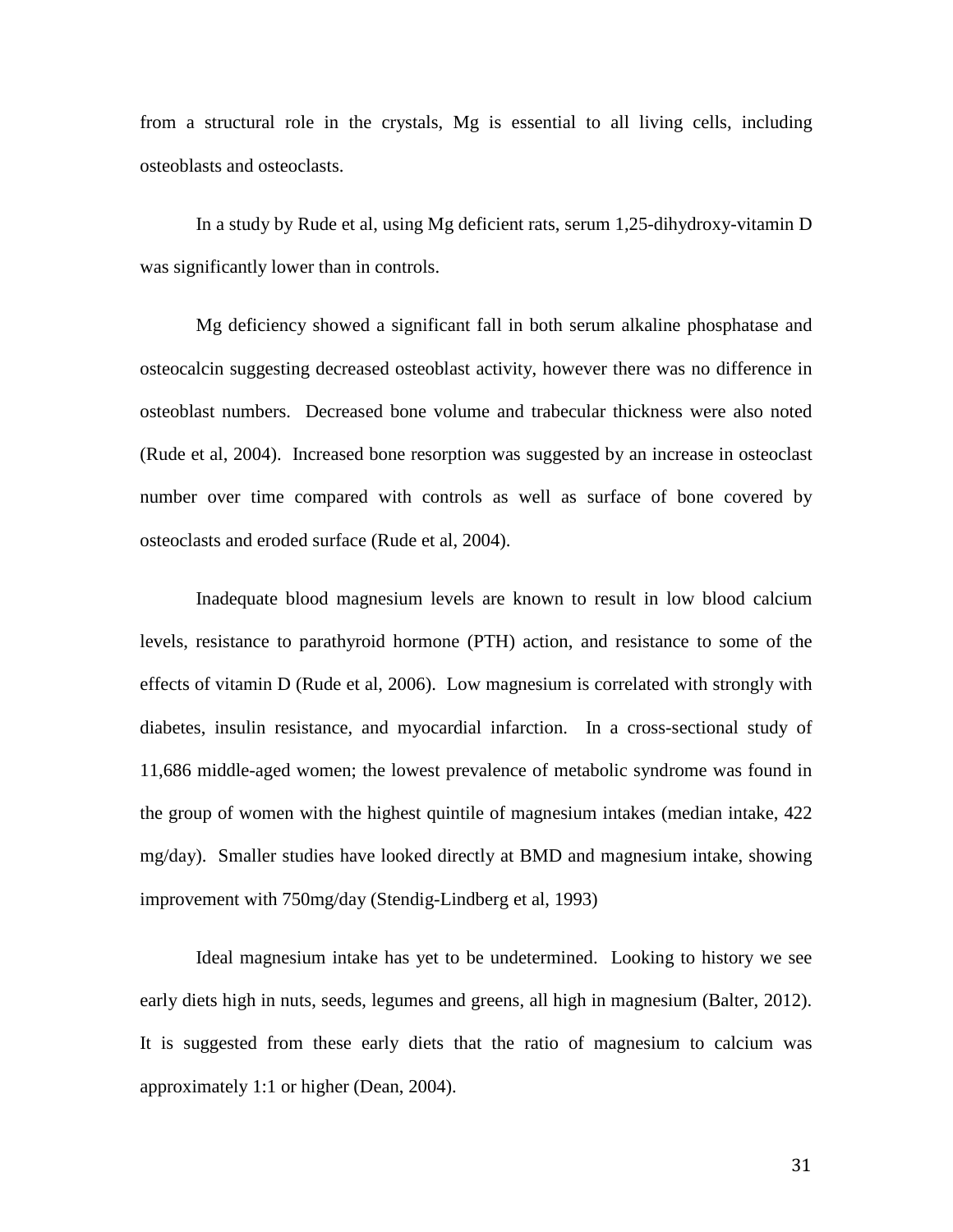from a structural role in the crystals, Mg is essential to all living cells, including osteoblasts and osteoclasts.

In a study by Rude et al, using Mg deficient rats, serum 1,25-dihydroxy-vitamin D was significantly lower than in controls.

Mg deficiency showed a significant fall in both serum alkaline phosphatase and osteocalcin suggesting decreased osteoblast activity, however there was no difference in osteoblast numbers. Decreased bone volume and trabecular thickness were also noted (Rude et al, 2004). Increased bone resorption was suggested by an increase in osteoclast number over time compared with controls as well as surface of bone covered by osteoclasts and eroded surface (Rude et al, 2004).

Inadequate blood magnesium levels are known to result in low blood calcium levels, resistance to parathyroid hormone (PTH) action, and resistance to some of the effects of vitamin D (Rude et al, 2006). Low magnesium is correlated with strongly with diabetes, insulin resistance, and myocardial infarction. In a cross-sectional study of 11,686 middle-aged women; the lowest prevalence of metabolic syndrome was found in the group of women with the highest quintile of magnesium intakes (median intake, 422 mg/day). Smaller studies have looked directly at BMD and magnesium intake, showing improvement with 750mg/day (Stendig-Lindberg et al, 1993)

Ideal magnesium intake has yet to be undetermined. Looking to history we see early diets high in nuts, seeds, legumes and greens, all high in magnesium (Balter, 2012). It is suggested from these early diets that the ratio of magnesium to calcium was approximately 1:1 or higher (Dean, 2004).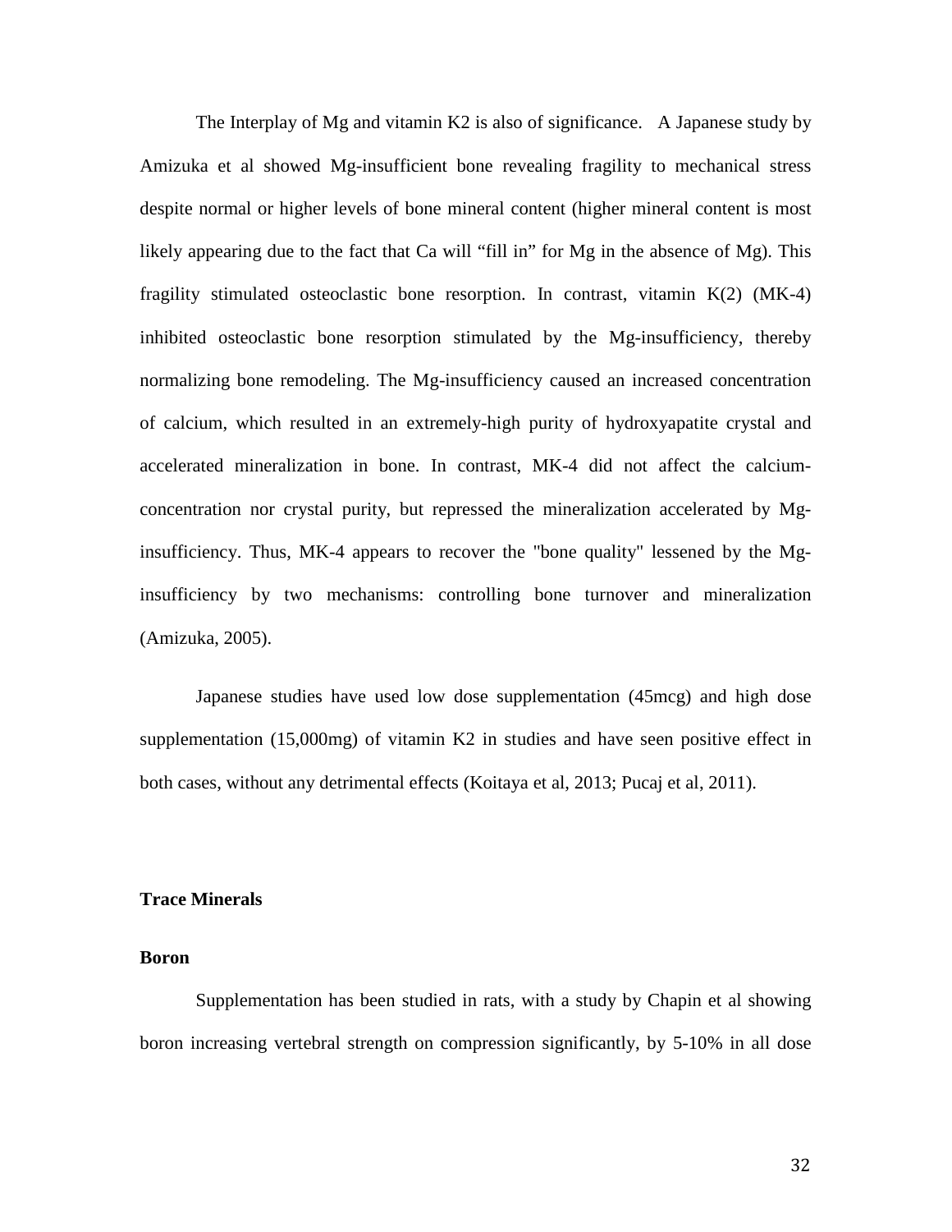The Interplay of Mg and vitamin K2 is also of significance. A Japanese study by Amizuka et al showed Mg-insufficient bone revealing fragility to mechanical stress despite normal or higher levels of bone mineral content (higher mineral content is most likely appearing due to the fact that Ca will “fill in” for Mg in the absence of Mg). This fragility stimulated osteoclastic bone resorption. In contrast, vitamin K(2) (MK-4) inhibited osteoclastic bone resorption stimulated by the Mg-insufficiency, thereby normalizing bone remodeling. The Mg-insufficiency caused an increased concentration of calcium, which resulted in an extremely-high purity of hydroxyapatite crystal and accelerated mineralization in bone. In contrast, MK-4 did not affect the calcium-concentration nor crystal purity, but repressed the mineralization accelerated by Mg-insufficiency. Thus, MK-4 appears to recover the "bone quality" lessened by the Mg-insufficiency by two mechanisms: controlling bone turnover and mineralization (Amizuka, 2005).

Japanese studies have used low dose supplementation (45mcg) and high dose supplementation (15,000mg) of vitamin K2 in studies and have seen positive effect in both cases, without any detrimental effects (Koitaya et al, 2013; Pucaj et al, 2011).

### Trace Minerals

#### Boron

Supplementation has been studied in rats, with a study by Chapin et al showing boron increasing vertebral strength on compression significantly, by 5-10% in all dose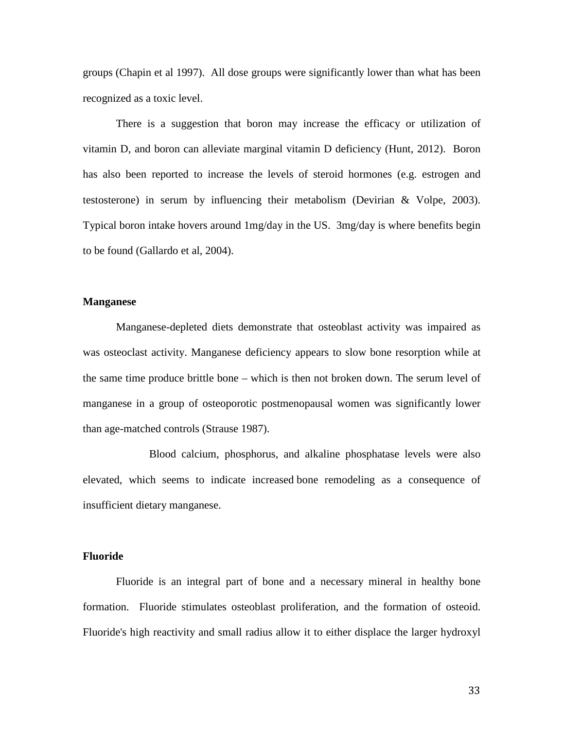groups (Chapin et al 1997). All dose groups were significantly lower than what has been recognized as a toxic level.

There is a suggestion that boron may increase the efficacy or utilization of vitamin D, and boron can alleviate marginal vitamin D deficiency (Hunt, 2012). Boron has also been reported to increase the levels of steroid hormones (e.g. estrogen and testosterone) in serum by influencing their metabolism (Devirian & Volpe, 2003). Typical boron intake hovers around 1mg/day in the US. 3mg/day is where benefits begin to be found (Gallardo et al, 2004).

**Manganese**

Manganese-depleted diets demonstrate that osteoblast activity was impaired as was osteoclast activity. Manganese deficiency appears to slow bone resorption while at the same time produce brittle bone – which is then not broken down. The serum level of manganese in a group of osteoporotic postmenopausal women was significantly lower than age-matched controls (Strause 1987).

Blood calcium, phosphorus, and alkaline phosphatase levels were also elevated, which seems to indicate increased bone remodeling as a consequence of insufficient dietary manganese.

**Fluoride**

Fluoride is an integral part of bone and a necessary mineral in healthy bone formation. Fluoride stimulates osteoblast proliferation, and the formation of osteoid. Fluoride's high reactivity and small radius allow it to either displace the larger hydroxyl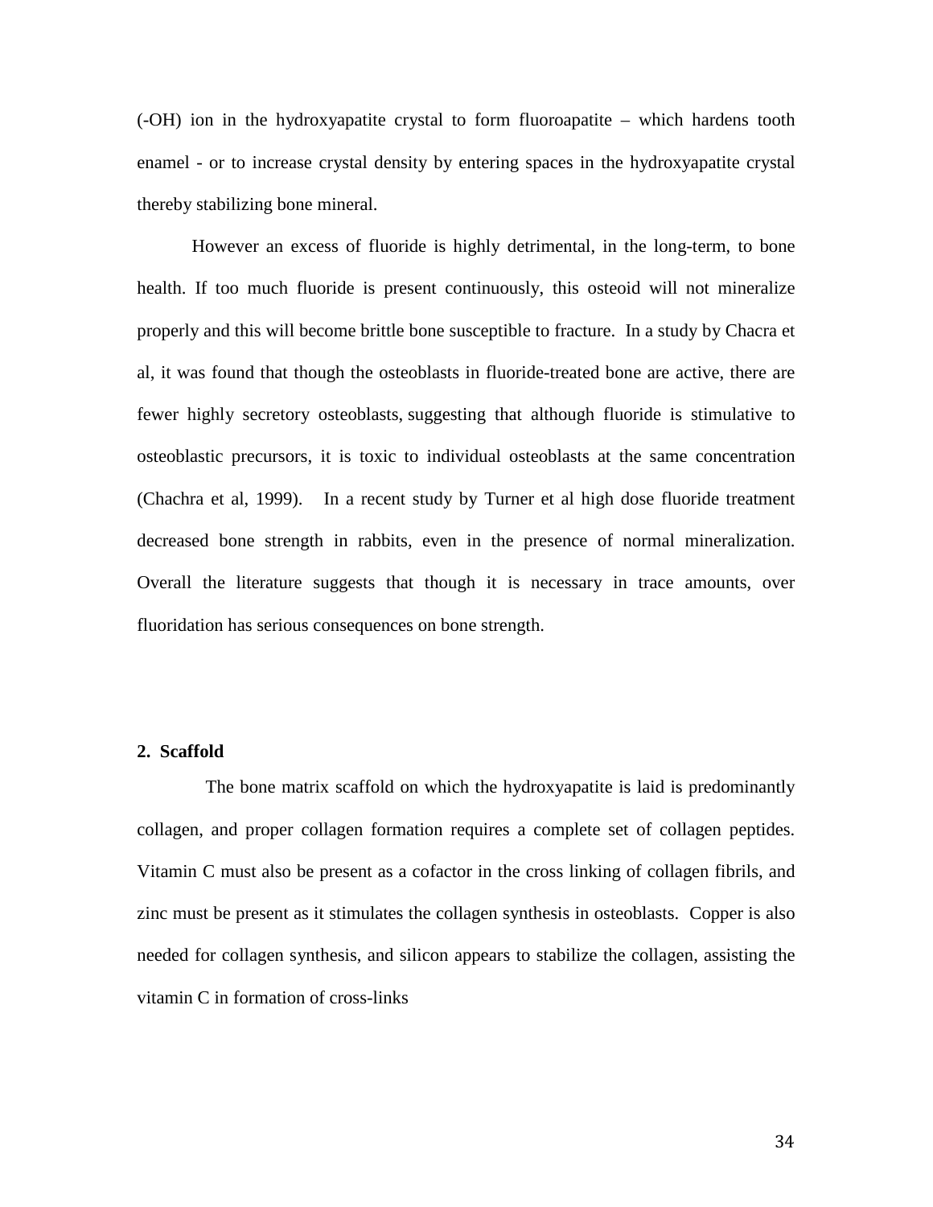(-OH) ion in the hydroxyapatite crystal to form fluoroapatite – which hardens tooth enamel - or to increase crystal density by entering spaces in the hydroxyapatite crystal thereby stabilizing bone mineral.

However an excess of fluoride is highly detrimental, in the long-term, to bone health. If too much fluoride is present continuously, this osteoid will not mineralize properly and this will become brittle bone susceptible to fracture. In a study by Chacra et al, it was found that though the osteoblasts in fluoride-treated bone are active, there are fewer highly secretory osteoblasts, suggesting that although fluoride is stimulative to osteoblastic precursors, it is toxic to individual osteoblasts at the same concentration (Chachra et al, 1999). In a recent study by Turner et al high dose fluoride treatment decreased bone strength in rabbits, even in the presence of normal mineralization. Overall the literature suggests that though it is necessary in trace amounts, over fluoridation has serious consequences on bone strength.

**2. Scaffold**

The bone matrix scaffold on which the hydroxyapatite is laid is predominantly collagen, and proper collagen formation requires a complete set of collagen peptides. Vitamin C must also be present as a cofactor in the cross linking of collagen fibrils, and zinc must be present as it stimulates the collagen synthesis in osteoblasts. Copper is also needed for collagen synthesis, and silicon appears to stabilize the collagen, assisting the vitamin C in formation of cross-links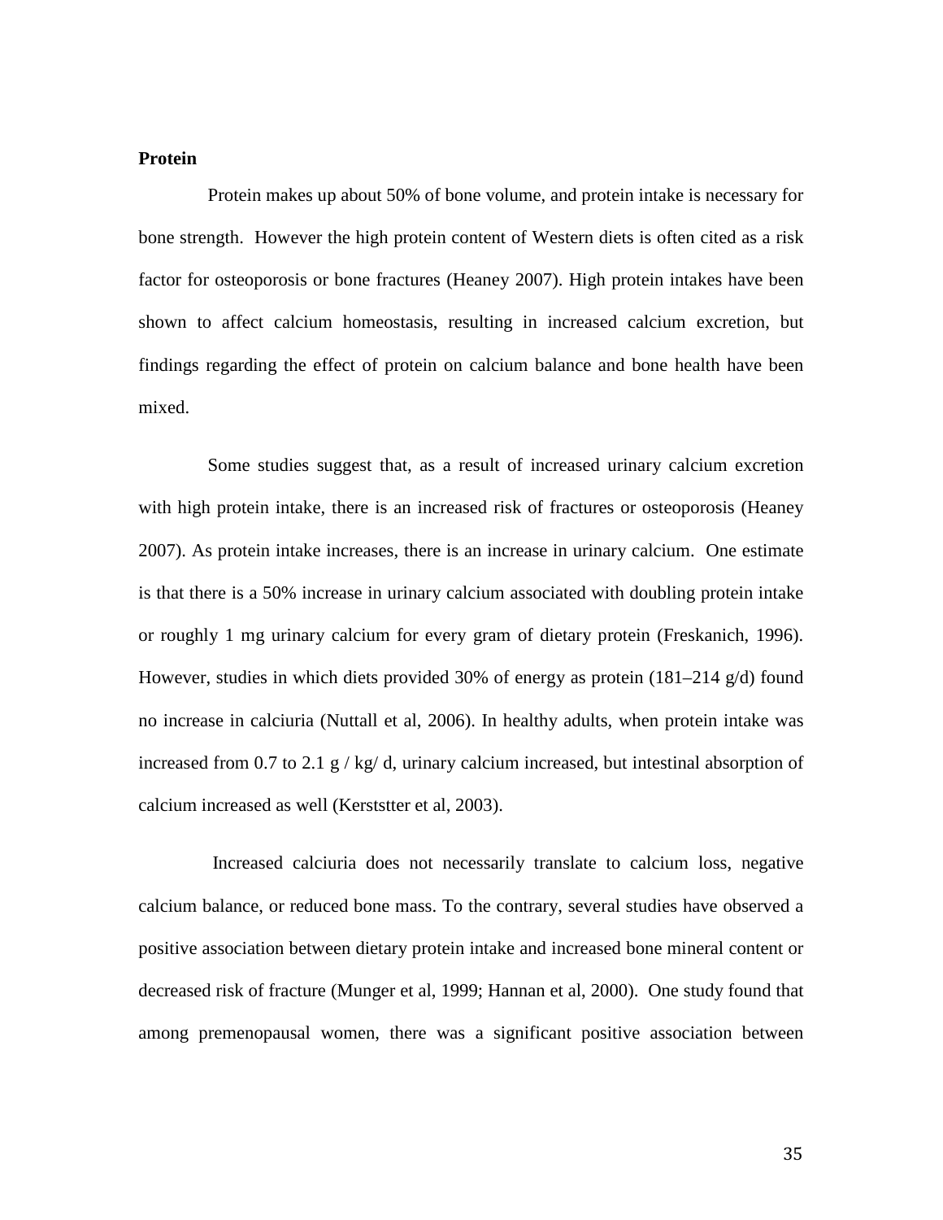**Protein**

Protein makes up about 50% of bone volume, and protein intake is necessary for bone strength. However the high protein content of Western diets is often cited as a risk factor for osteoporosis or bone fractures (Heaney 2007). High protein intakes have been shown to affect calcium homeostasis, resulting in increased calcium excretion, but findings regarding the effect of protein on calcium balance and bone health have been mixed.

Some studies suggest that, as a result of increased urinary calcium excretion with high protein intake, there is an increased risk of fractures or osteoporosis (Heaney 2007). As protein intake increases, there is an increase in urinary calcium. One estimate is that there is a 50% increase in urinary calcium associated with doubling protein intake or roughly 1 mg urinary calcium for every gram of dietary protein (Freskanich, 1996). However, studies in which diets provided 30% of energy as protein (181–214 g/d) found no increase in calciuria (Nuttall et al, 2006). In healthy adults, when protein intake was increased from 0.7 to 2.1 g / kg/ d, urinary calcium increased, but intestinal absorption of calcium increased as well (Kerststter et al, 2003).

Increased calciuria does not necessarily translate to calcium loss, negative calcium balance, or reduced bone mass. To the contrary, several studies have observed a positive association between dietary protein intake and increased bone mineral content or decreased risk of fracture (Munger et al, 1999; Hannan et al, 2000). One study found that among premenopausal women, there was a significant positive association between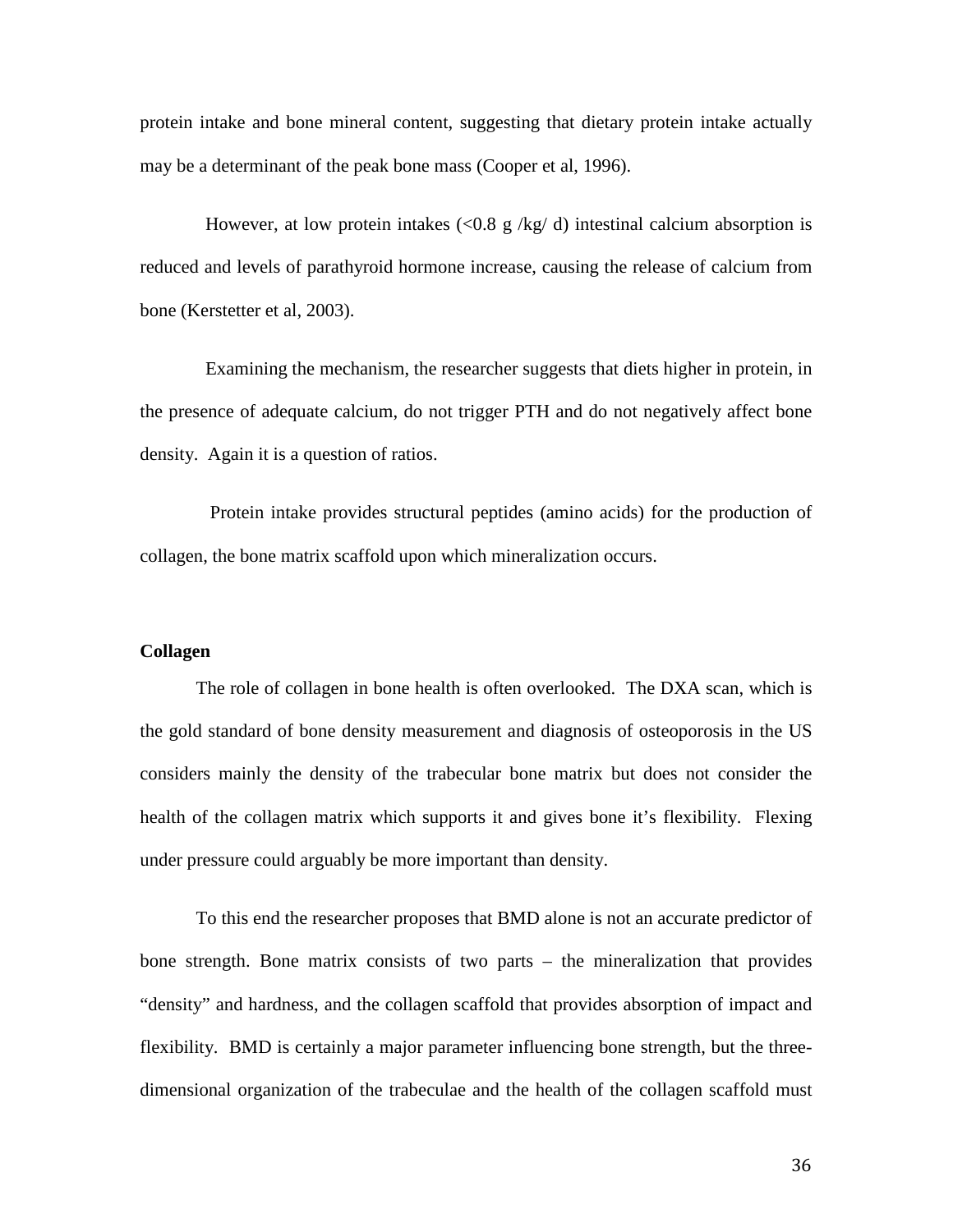protein intake and bone mineral content, suggesting that dietary protein intake actually may be a determinant of the peak bone mass (Cooper et al, 1996).

However, at low protein intakes (<0.8 g /kg/ d) intestinal calcium absorption is reduced and levels of parathyroid hormone increase, causing the release of calcium from bone (Kerstetter et al, 2003).

Examining the mechanism, the researcher suggests that diets higher in protein, in the presence of adequate calcium, do not trigger PTH and do not negatively affect bone density. Again it is a question of ratios.

Protein intake provides structural peptides (amino acids) for the production of collagen, the bone matrix scaffold upon which mineralization occurs.

**Collagen**

The role of collagen in bone health is often overlooked. The DXA scan, which is the gold standard of bone density measurement and diagnosis of osteoporosis in the US considers mainly the density of the trabecular bone matrix but does not consider the health of the collagen matrix which supports it and gives bone it's flexibility. Flexing under pressure could arguably be more important than density.

To this end the researcher proposes that BMD alone is not an accurate predictor of bone strength. Bone matrix consists of two parts – the mineralization that provides "density" and hardness, and the collagen scaffold that provides absorption of impact and flexibility. BMD is certainly a major parameter influencing bone strength, but the three-dimensional organization of the trabeculae and the health of the collagen scaffold must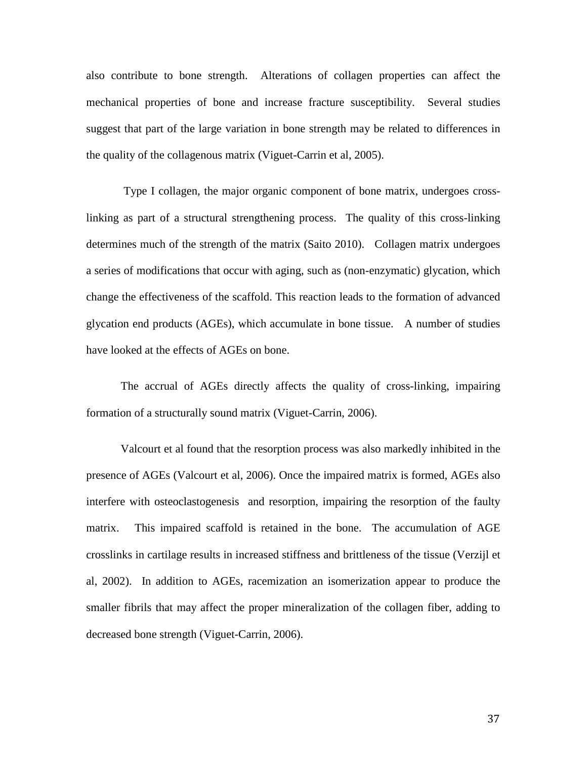also contribute to bone strength. Alterations of collagen properties can affect the mechanical properties of bone and increase fracture susceptibility. Several studies suggest that part of the large variation in bone strength may be related to differences in the quality of the collagenous matrix (Viguet-Carrin et al, 2005).

Type I collagen, the major organic component of bone matrix, undergoes cross-linking as part of a structural strengthening process. The quality of this cross-linking determines much of the strength of the matrix (Saito 2010). Collagen matrix undergoes a series of modifications that occur with aging, such as (non-enzymatic) glycation, which change the effectiveness of the scaffold. This reaction leads to the formation of advanced glycation end products (AGEs), which accumulate in bone tissue. A number of studies have looked at the effects of AGEs on bone.

The accrual of AGEs directly affects the quality of cross-linking, impairing formation of a structurally sound matrix (Viguet-Carrin, 2006).

Valcourt et al found that the resorption process was also markedly inhibited in the presence of AGEs (Valcourt et al, 2006). Once the impaired matrix is formed, AGEs also interfere with osteoclastogenesis and resorption, impairing the resorption of the faulty matrix. This impaired scaffold is retained in the bone. The accumulation of AGE crosslinks in cartilage results in increased stiffness and brittleness of the tissue (Verzijl et al, 2002). In addition to AGEs, racemization an isomerization appear to produce the smaller fibrils that may affect the proper mineralization of the collagen fiber, adding to decreased bone strength (Viguet-Carrin, 2006).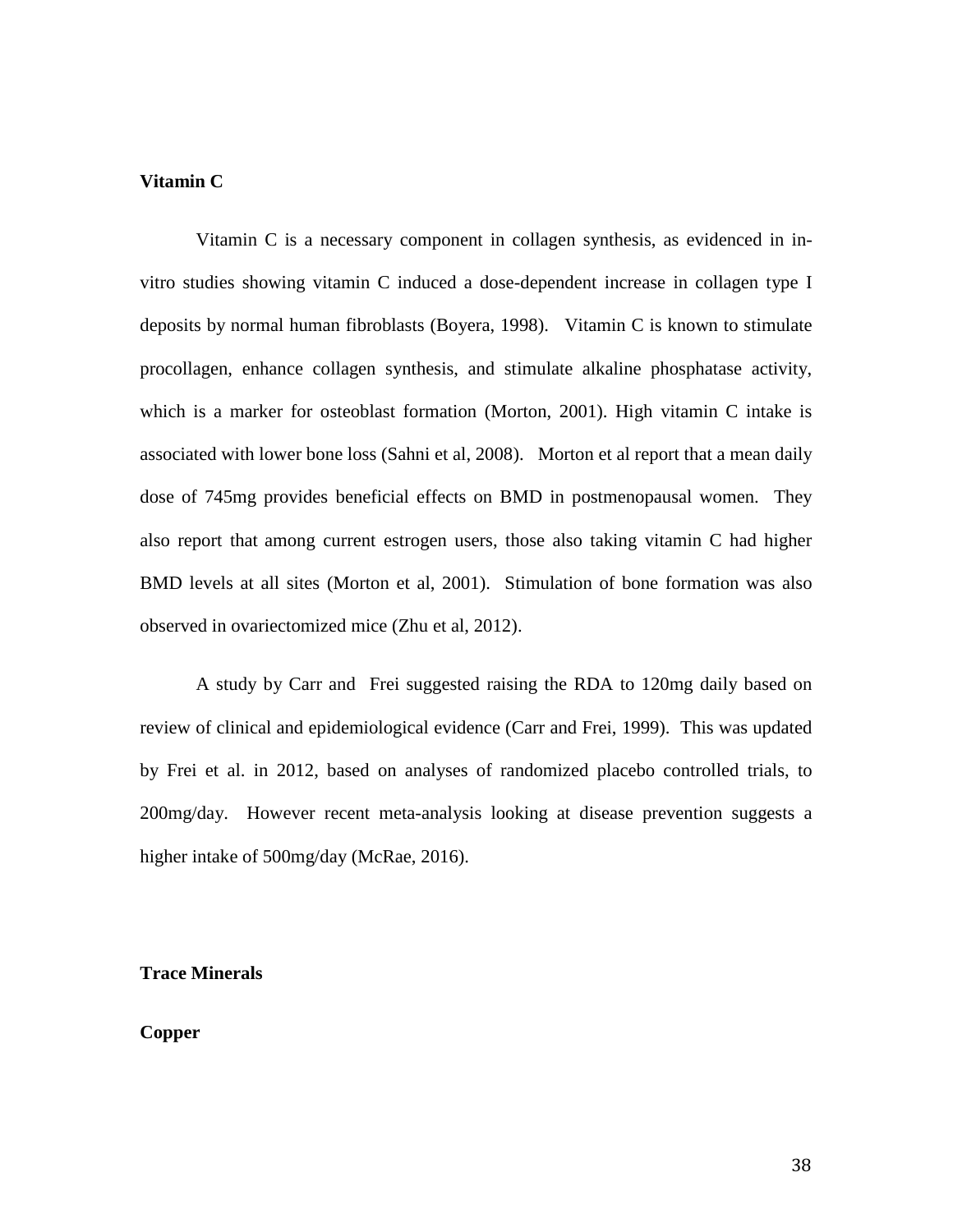**Vitamin C**

Vitamin C is a necessary component in collagen synthesis, as evidenced in in-vitro studies showing vitamin C induced a dose-dependent increase in collagen type I deposits by normal human fibroblasts (Boyera, 1998). Vitamin C is known to stimulate procollagen, enhance collagen synthesis, and stimulate alkaline phosphatase activity, which is a marker for osteoblast formation (Morton, 2001). High vitamin C intake is associated with lower bone loss (Sahni et al, 2008). Morton et al report that a mean daily dose of 745mg provides beneficial effects on BMD in postmenopausal women. They also report that among current estrogen users, those also taking vitamin C had higher BMD levels at all sites (Morton et al, 2001). Stimulation of bone formation was also observed in ovariectomized mice (Zhu et al, 2012).

A study by Carr and Frei suggested raising the RDA to 120mg daily based on review of clinical and epidemiological evidence (Carr and Frei, 1999). This was updated by Frei et al. in 2012, based on analyses of randomized placebo controlled trials, to 200mg/day. However recent meta-analysis looking at disease prevention suggests a higher intake of 500mg/day (McRae, 2016).

**Trace Minerals**

**Copper**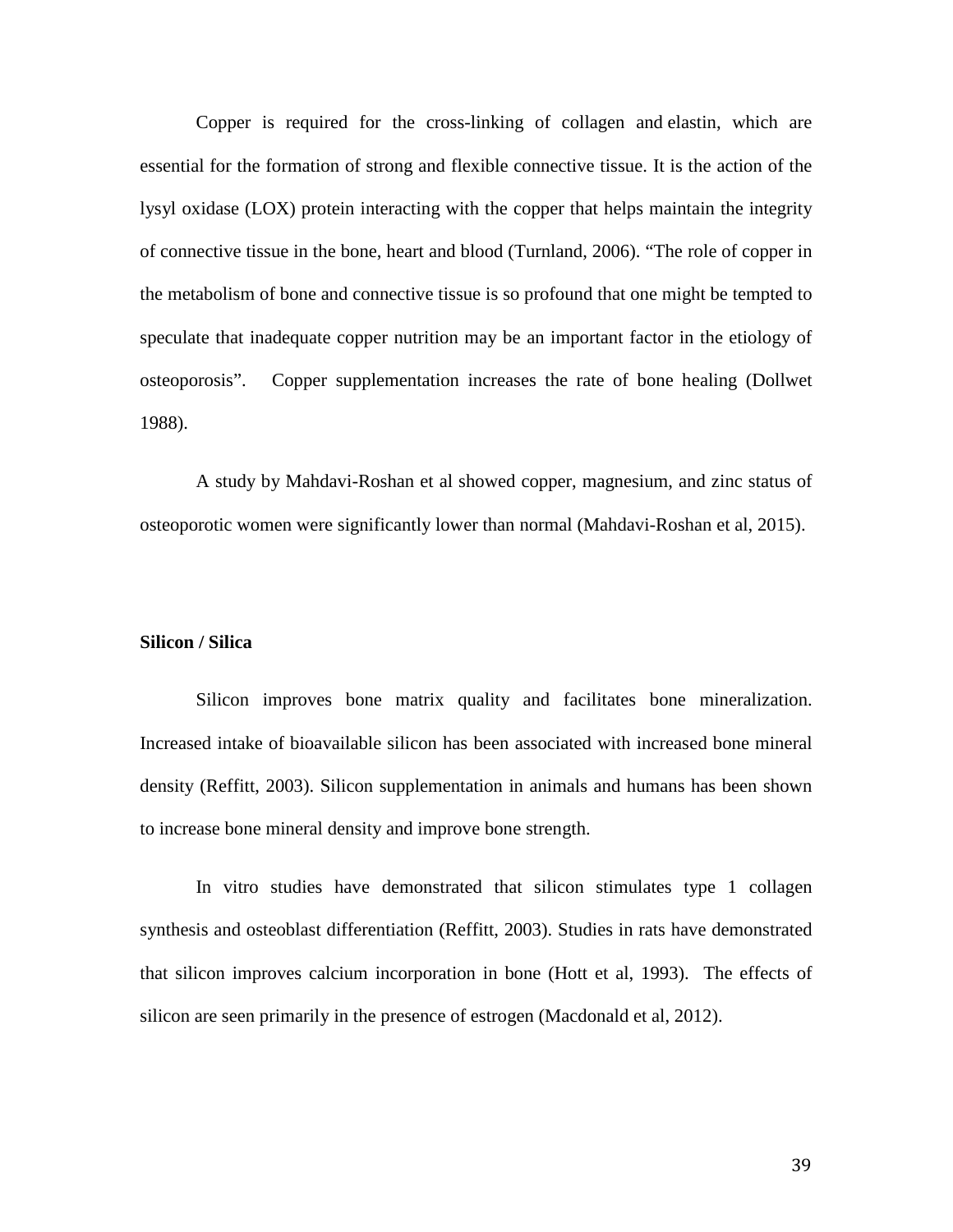Copper is required for the cross-linking of collagen and elastin, which are essential for the formation of strong and flexible connective tissue. It is the action of the lysyl oxidase (LOX) protein interacting with the copper that helps maintain the integrity of connective tissue in the bone, heart and blood (Turnland, 2006). "The role of copper in the metabolism of bone and connective tissue is so profound that one might be tempted to speculate that inadequate copper nutrition may be an important factor in the etiology of osteoporosis". Copper supplementation increases the rate of bone healing (Dollwet 1988).

A study by Mahdavi-Roshan et al showed copper, magnesium, and zinc status of osteoporotic women were significantly lower than normal (Mahdavi-Roshan et al, 2015).

**Silicon / Silica**

Silicon improves bone matrix quality and facilitates bone mineralization. Increased intake of bioavailable silicon has been associated with increased bone mineral density (Reffitt, 2003). Silicon supplementation in animals and humans has been shown to increase bone mineral density and improve bone strength.

In vitro studies have demonstrated that silicon stimulates type 1 collagen synthesis and osteoblast differentiation (Reffitt, 2003). Studies in rats have demonstrated that silicon improves calcium incorporation in bone (Hott et al, 1993). The effects of silicon are seen primarily in the presence of estrogen (Macdonald et al, 2012).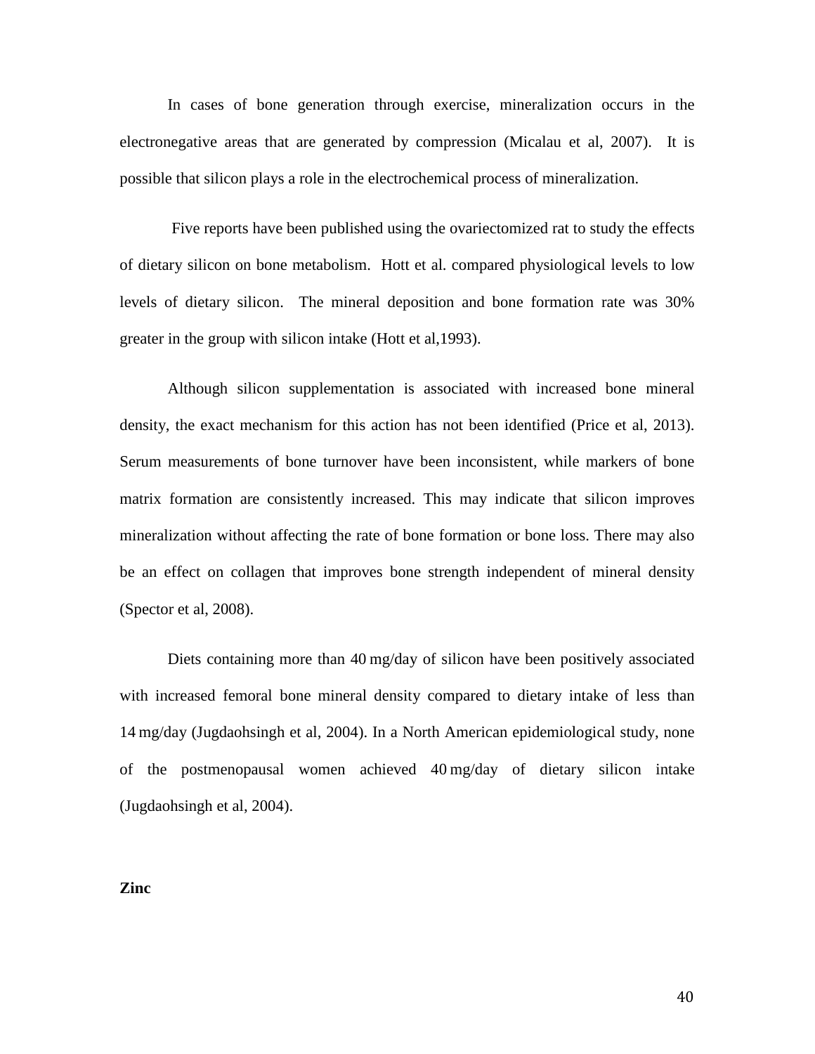In cases of bone generation through exercise, mineralization occurs in the electronegative areas that are generated by compression (Micalau et al, 2007). It is possible that silicon plays a role in the electrochemical process of mineralization.

Five reports have been published using the ovariectomized rat to study the effects of dietary silicon on bone metabolism. Hott et al. compared physiological levels to low levels of dietary silicon. The mineral deposition and bone formation rate was 30% greater in the group with silicon intake (Hott et al,1993).

Although silicon supplementation is associated with increased bone mineral density, the exact mechanism for this action has not been identified (Price et al, 2013). Serum measurements of bone turnover have been inconsistent, while markers of bone matrix formation are consistently increased. This may indicate that silicon improves mineralization without affecting the rate of bone formation or bone loss. There may also be an effect on collagen that improves bone strength independent of mineral density (Spector et al, 2008).

Diets containing more than 40 mg/day of silicon have been positively associated with increased femoral bone mineral density compared to dietary intake of less than 14 mg/day (Jugdaohsingh et al, 2004). In a North American epidemiological study, none of the postmenopausal women achieved 40 mg/day of dietary silicon intake (Jugdaohsingh et al, 2004).

**Zinc**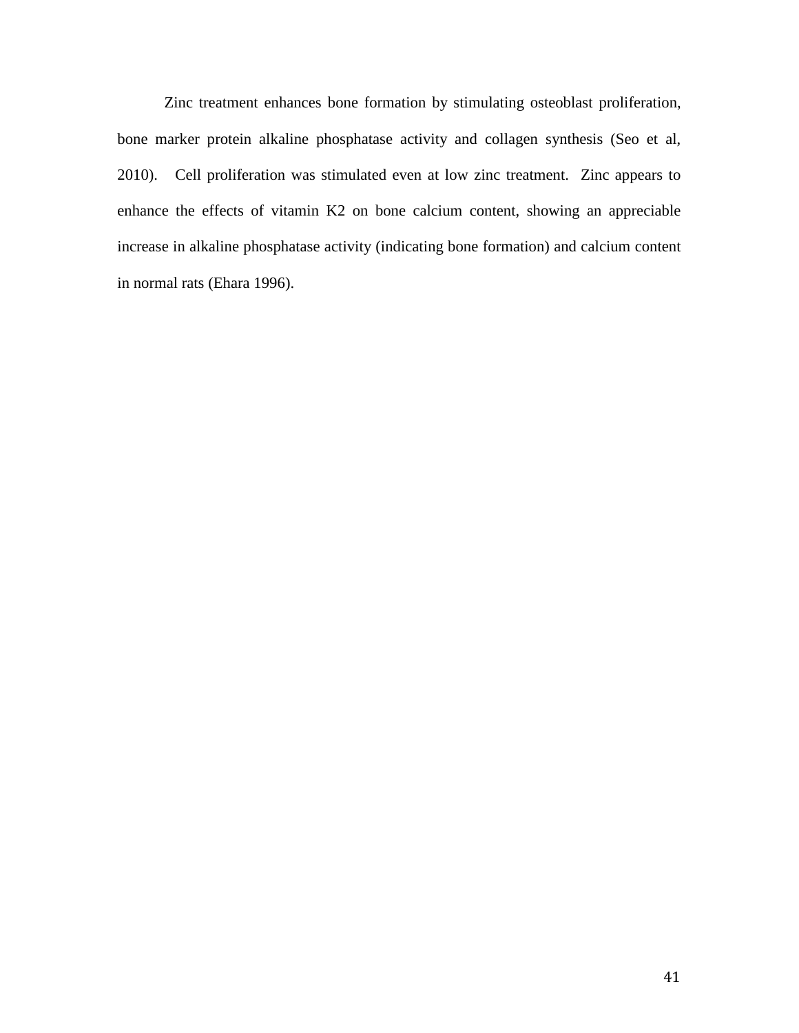Zinc treatment enhances bone formation by stimulating osteoblast proliferation, bone marker protein alkaline phosphatase activity and collagen synthesis (Seo et al, 2010). Cell proliferation was stimulated even at low zinc treatment. Zinc appears to enhance the effects of vitamin K2 on bone calcium content, showing an appreciable increase in alkaline phosphatase activity (indicating bone formation) and calcium content in normal rats (Ehara 1996).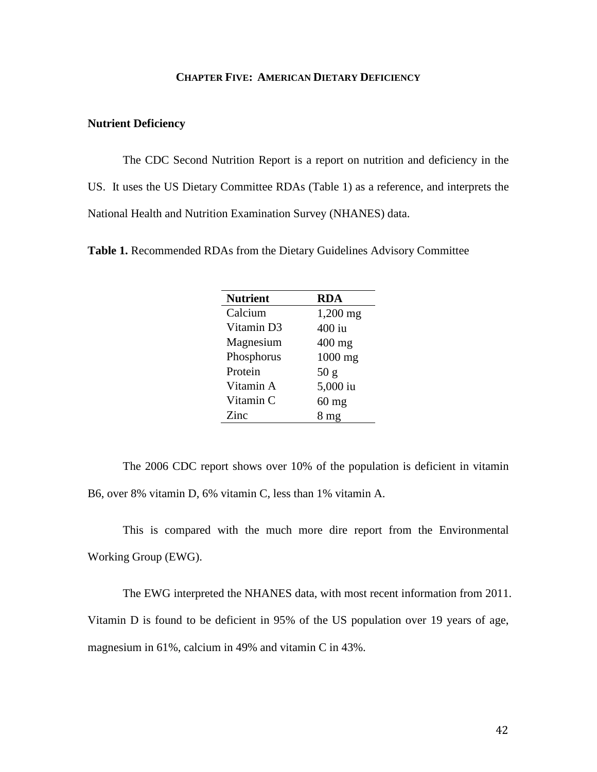# CHAPTER FIVE: AMERICAN DIETARY DEFICIENCY

## Nutrient Deficiency

The CDC Second Nutrition Report is a report on nutrition and deficiency in the US. It uses the US Dietary Committee RDAs (Table 1) as a reference, and interprets the National Health and Nutrition Examination Survey (NHANES) data.

**Table 1.** Recommended RDAs from the Dietary Guidelines Advisory Committee

| Nutrient | RDA |
|---|---|
| Calcium | 1,200 mg |
| Vitamin D3 | 400 iu |
| Magnesium | 400 mg |
| Phosphorus | 1000 mg |
| Protein | 50 g |
| Vitamin A | 5,000 iu |
| Vitamin C | 60 mg |
| Zinc | 8 mg |

The 2006 CDC report shows over 10% of the population is deficient in vitamin B6, over 8% vitamin D, 6% vitamin C, less than 1% vitamin A.

This is compared with the much more dire report from the Environmental Working Group (EWG).

The EWG interpreted the NHANES data, with most recent information from 2011. Vitamin D is found to be deficient in 95% of the US population over 19 years of age, magnesium in 61%, calcium in 49% and vitamin C in 43%.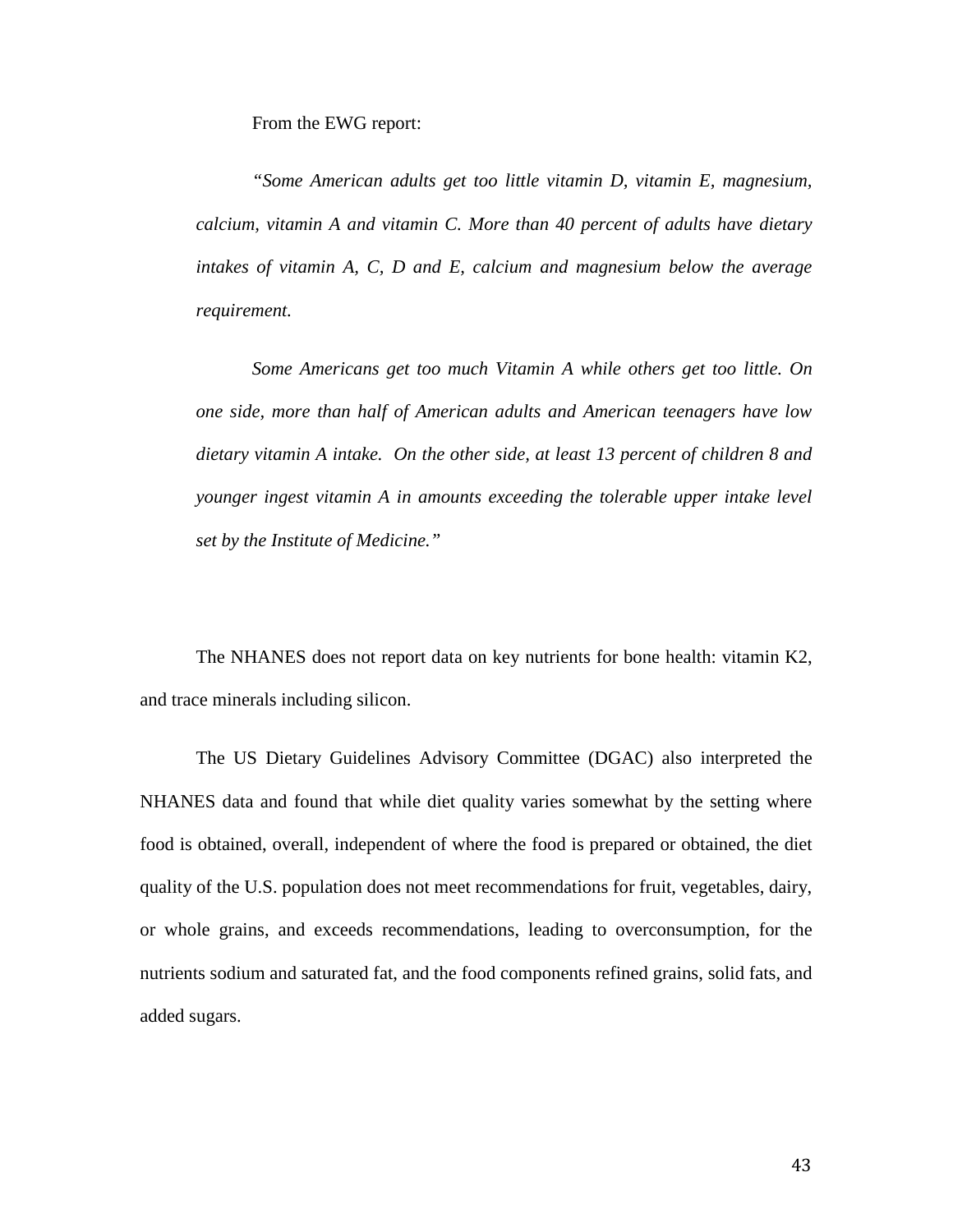From the EWG report:

> *"Some American adults get too little vitamin D, vitamin E, magnesium, calcium, vitamin A and vitamin C. More than 40 percent of adults have dietary intakes of vitamin A, C, D and E, calcium and magnesium below the average requirement.*
>
> *Some Americans get too much Vitamin A while others get too little. On one side, more than half of American adults and American teenagers have low dietary vitamin A intake. On the other side, at least 13 percent of children 8 and younger ingest vitamin A in amounts exceeding the tolerable upper intake level set by the Institute of Medicine."*

The NHANES does not report data on key nutrients for bone health: vitamin K2, and trace minerals including silicon.

The US Dietary Guidelines Advisory Committee (DGAC) also interpreted the NHANES data and found that while diet quality varies somewhat by the setting where food is obtained, overall, independent of where the food is prepared or obtained, the diet quality of the U.S. population does not meet recommendations for fruit, vegetables, dairy, or whole grains, and exceeds recommendations, leading to overconsumption, for the nutrients sodium and saturated fat, and the food components refined grains, solid fats, and added sugars.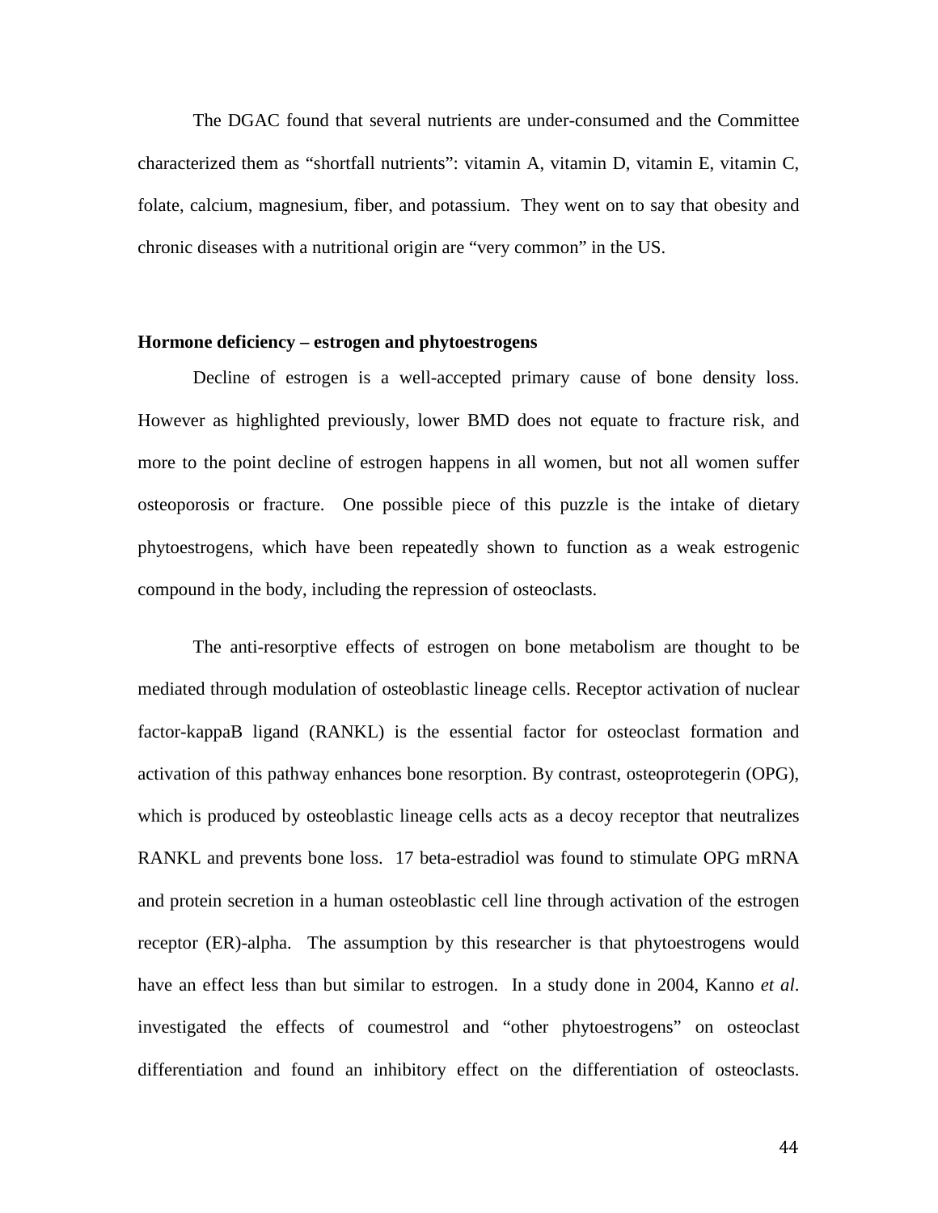The DGAC found that several nutrients are under-consumed and the Committee characterized them as "shortfall nutrients": vitamin A, vitamin D, vitamin E, vitamin C, folate, calcium, magnesium, fiber, and potassium. They went on to say that obesity and chronic diseases with a nutritional origin are "very common" in the US.

**Hormone deficiency – estrogen and phytoestrogens**

Decline of estrogen is a well-accepted primary cause of bone density loss. However as highlighted previously, lower BMD does not equate to fracture risk, and more to the point decline of estrogen happens in all women, but not all women suffer osteoporosis or fracture. One possible piece of this puzzle is the intake of dietary phytoestrogens, which have been repeatedly shown to function as a weak estrogenic compound in the body, including the repression of osteoclasts.

The anti-resorptive effects of estrogen on bone metabolism are thought to be mediated through modulation of osteoblastic lineage cells. Receptor activation of nuclear factor-kappaB ligand (RANKL) is the essential factor for osteoclast formation and activation of this pathway enhances bone resorption. By contrast, osteoprotegerin (OPG), which is produced by osteoblastic lineage cells acts as a decoy receptor that neutralizes RANKL and prevents bone loss. 17 beta-estradiol was found to stimulate OPG mRNA and protein secretion in a human osteoblastic cell line through activation of the estrogen receptor (ER)-alpha. The assumption by this researcher is that phytoestrogens would have an effect less than but similar to estrogen. In a study done in 2004, Kanno *et al*. investigated the effects of coumestrol and "other phytoestrogens" on osteoclast differentiation and found an inhibitory effect on the differentiation of osteoclasts.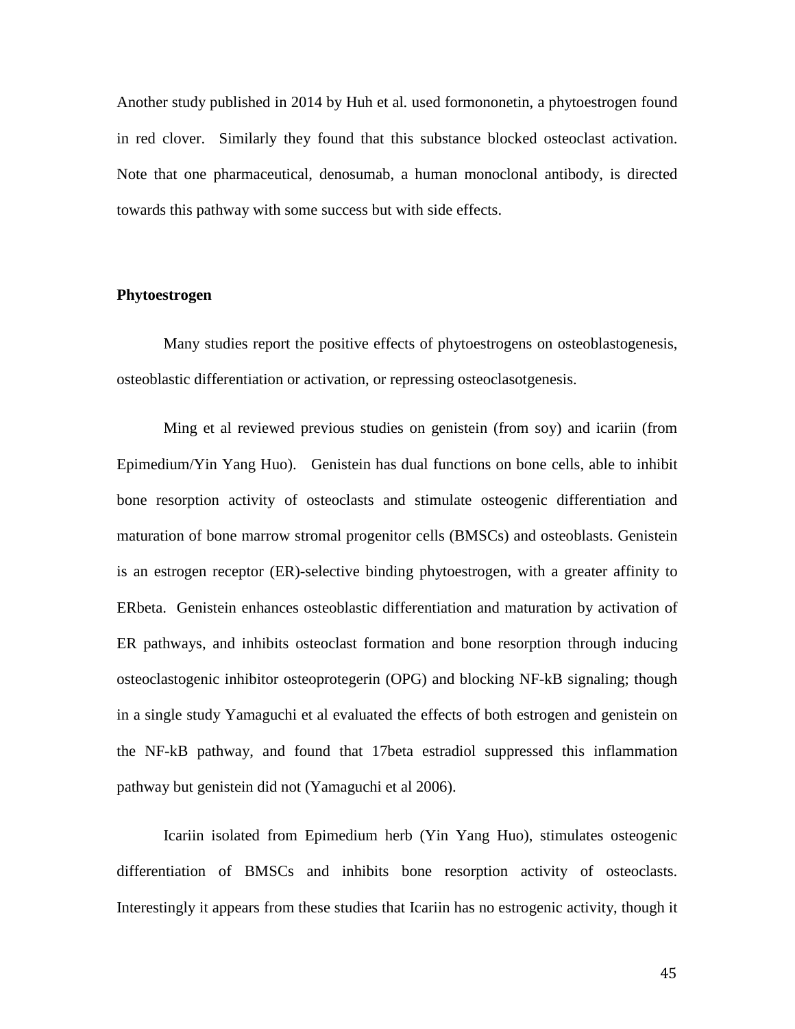Another study published in 2014 by Huh et al. used formononetin, a phytoestrogen found in red clover. Similarly they found that this substance blocked osteoclast activation. Note that one pharmaceutical, denosumab, a human monoclonal antibody, is directed towards this pathway with some success but with side effects.

**Phytoestrogen**

Many studies report the positive effects of phytoestrogens on osteoblastogenesis, osteoblastic differentiation or activation, or repressing osteoclasotgenesis.

Ming et al reviewed previous studies on genistein (from soy) and icariin (from Epimedium/Yin Yang Huo). Genistein has dual functions on bone cells, able to inhibit bone resorption activity of osteoclasts and stimulate osteogenic differentiation and maturation of bone marrow stromal progenitor cells (BMSCs) and osteoblasts. Genistein is an estrogen receptor (ER)-selective binding phytoestrogen, with a greater affinity to ERbeta. Genistein enhances osteoblastic differentiation and maturation by activation of ER pathways, and inhibits osteoclast formation and bone resorption through inducing osteoclastogenic inhibitor osteoprotegerin (OPG) and blocking NF-kB signaling; though in a single study Yamaguchi et al evaluated the effects of both estrogen and genistein on the NF-kB pathway, and found that 17beta estradiol suppressed this inflammation pathway but genistein did not (Yamaguchi et al 2006).

Icariin isolated from Epimedium herb (Yin Yang Huo), stimulates osteogenic differentiation of BMSCs and inhibits bone resorption activity of osteoclasts. Interestingly it appears from these studies that Icariin has no estrogenic activity, though it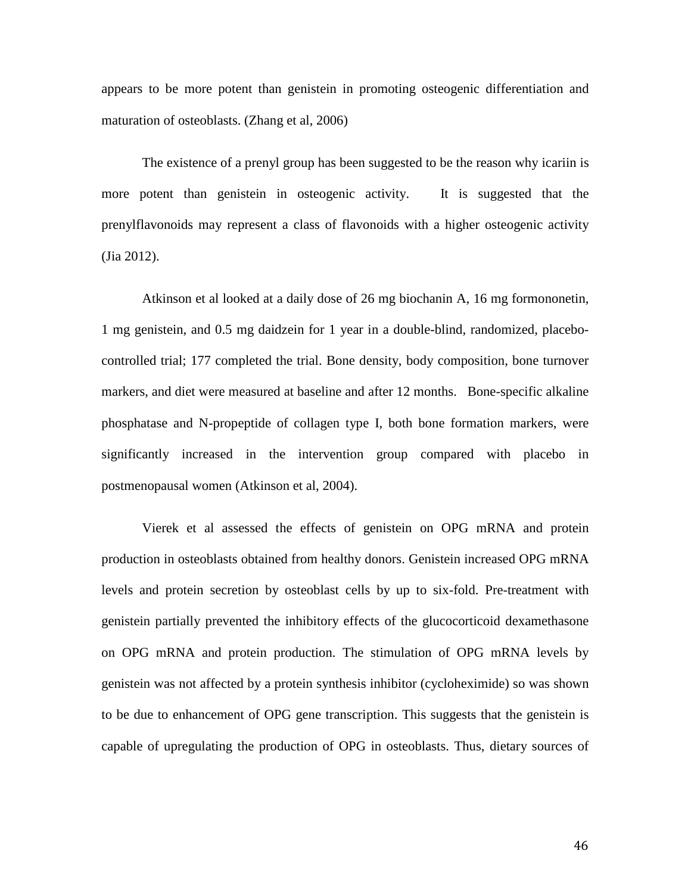appears to be more potent than genistein in promoting osteogenic differentiation and maturation of osteoblasts. (Zhang et al, 2006)

The existence of a prenyl group has been suggested to be the reason why icariin is more potent than genistein in osteogenic activity. It is suggested that the prenylflavonoids may represent a class of flavonoids with a higher osteogenic activity (Jia 2012).

Atkinson et al looked at a daily dose of 26 mg biochanin A, 16 mg formononetin, 1 mg genistein, and 0.5 mg daidzein for 1 year in a double-blind, randomized, placebo-controlled trial; 177 completed the trial. Bone density, body composition, bone turnover markers, and diet were measured at baseline and after 12 months. Bone-specific alkaline phosphatase and N-propeptide of collagen type I, both bone formation markers, were significantly increased in the intervention group compared with placebo in postmenopausal women (Atkinson et al, 2004).

Vierek et al assessed the effects of genistein on OPG mRNA and protein production in osteoblasts obtained from healthy donors. Genistein increased OPG mRNA levels and protein secretion by osteoblast cells by up to six-fold. Pre-treatment with genistein partially prevented the inhibitory effects of the glucocorticoid dexamethasone on OPG mRNA and protein production. The stimulation of OPG mRNA levels by genistein was not affected by a protein synthesis inhibitor (cycloheximide) so was shown to be due to enhancement of OPG gene transcription. This suggests that the genistein is capable of upregulating the production of OPG in osteoblasts. Thus, dietary sources of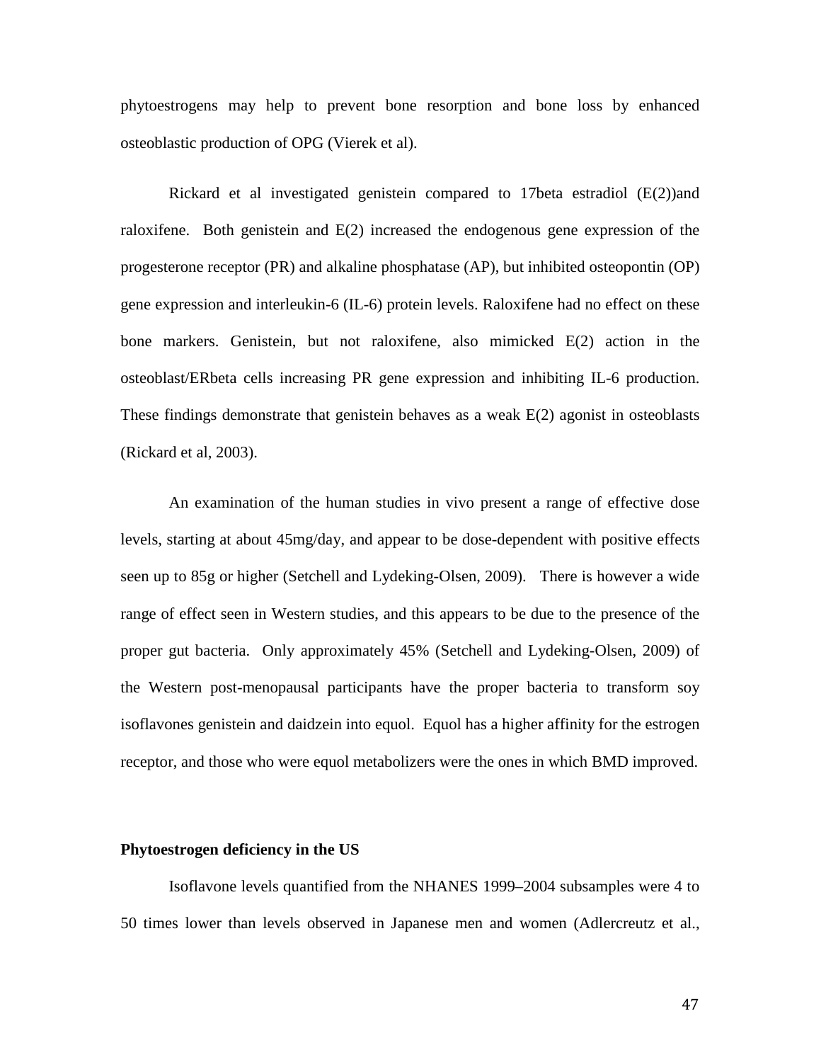phytoestrogens may help to prevent bone resorption and bone loss by enhanced osteoblastic production of OPG (Vierek et al).

Rickard et al investigated genistein compared to 17beta estradiol (E(2))and raloxifene. Both genistein and E(2) increased the endogenous gene expression of the progesterone receptor (PR) and alkaline phosphatase (AP), but inhibited osteopontin (OP) gene expression and interleukin-6 (IL-6) protein levels. Raloxifene had no effect on these bone markers. Genistein, but not raloxifene, also mimicked E(2) action in the osteoblast/ERbeta cells increasing PR gene expression and inhibiting IL-6 production. These findings demonstrate that genistein behaves as a weak E(2) agonist in osteoblasts (Rickard et al, 2003).

An examination of the human studies in vivo present a range of effective dose levels, starting at about 45mg/day, and appear to be dose-dependent with positive effects seen up to 85g or higher (Setchell and Lydeking-Olsen, 2009). There is however a wide range of effect seen in Western studies, and this appears to be due to the presence of the proper gut bacteria. Only approximately 45% (Setchell and Lydeking-Olsen, 2009) of the Western post-menopausal participants have the proper bacteria to transform soy isoflavones genistein and daidzein into equol. Equol has a higher affinity for the estrogen receptor, and those who were equol metabolizers were the ones in which BMD improved.

**Phytoestrogen deficiency in the US**

Isoflavone levels quantified from the NHANES 1999–2004 subsamples were 4 to 50 times lower than levels observed in Japanese men and women (Adlercreutz et al.,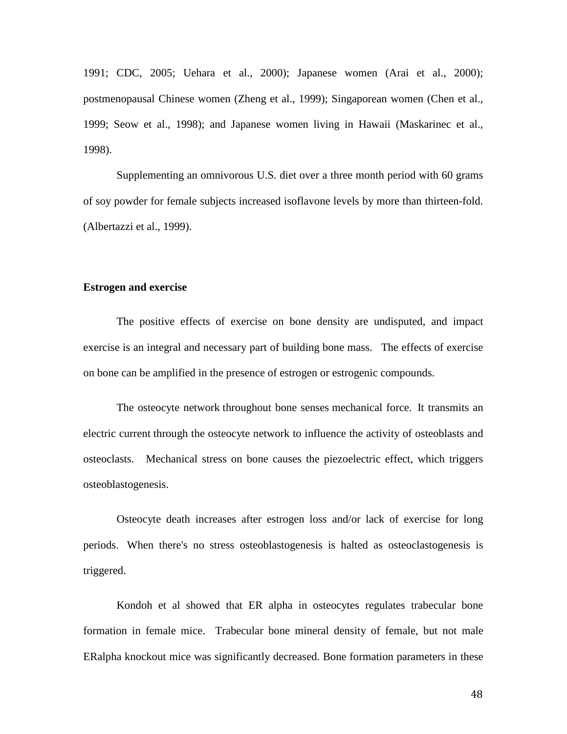1991; CDC, 2005; Uehara et al., 2000); Japanese women (Arai et al., 2000); postmenopausal Chinese women (Zheng et al., 1999); Singaporean women (Chen et al., 1999; Seow et al., 1998); and Japanese women living in Hawaii (Maskarinec et al., 1998).

Supplementing an omnivorous U.S. diet over a three month period with 60 grams of soy powder for female subjects increased isoflavone levels by more than thirteen-fold. (Albertazzi et al., 1999).

**Estrogen and exercise**

The positive effects of exercise on bone density are undisputed, and impact exercise is an integral and necessary part of building bone mass. The effects of exercise on bone can be amplified in the presence of estrogen or estrogenic compounds.

The osteocyte network throughout bone senses mechanical force. It transmits an electric current through the osteocyte network to influence the activity of osteoblasts and osteoclasts. Mechanical stress on bone causes the piezoelectric effect, which triggers osteoblastogenesis.

Osteocyte death increases after estrogen loss and/or lack of exercise for long periods. When there's no stress osteoblastogenesis is halted as osteoclastogenesis is triggered.

Kondoh et al showed that ER alpha in osteocytes regulates trabecular bone formation in female mice. Trabecular bone mineral density of female, but not male ERalpha knockout mice was significantly decreased. Bone formation parameters in these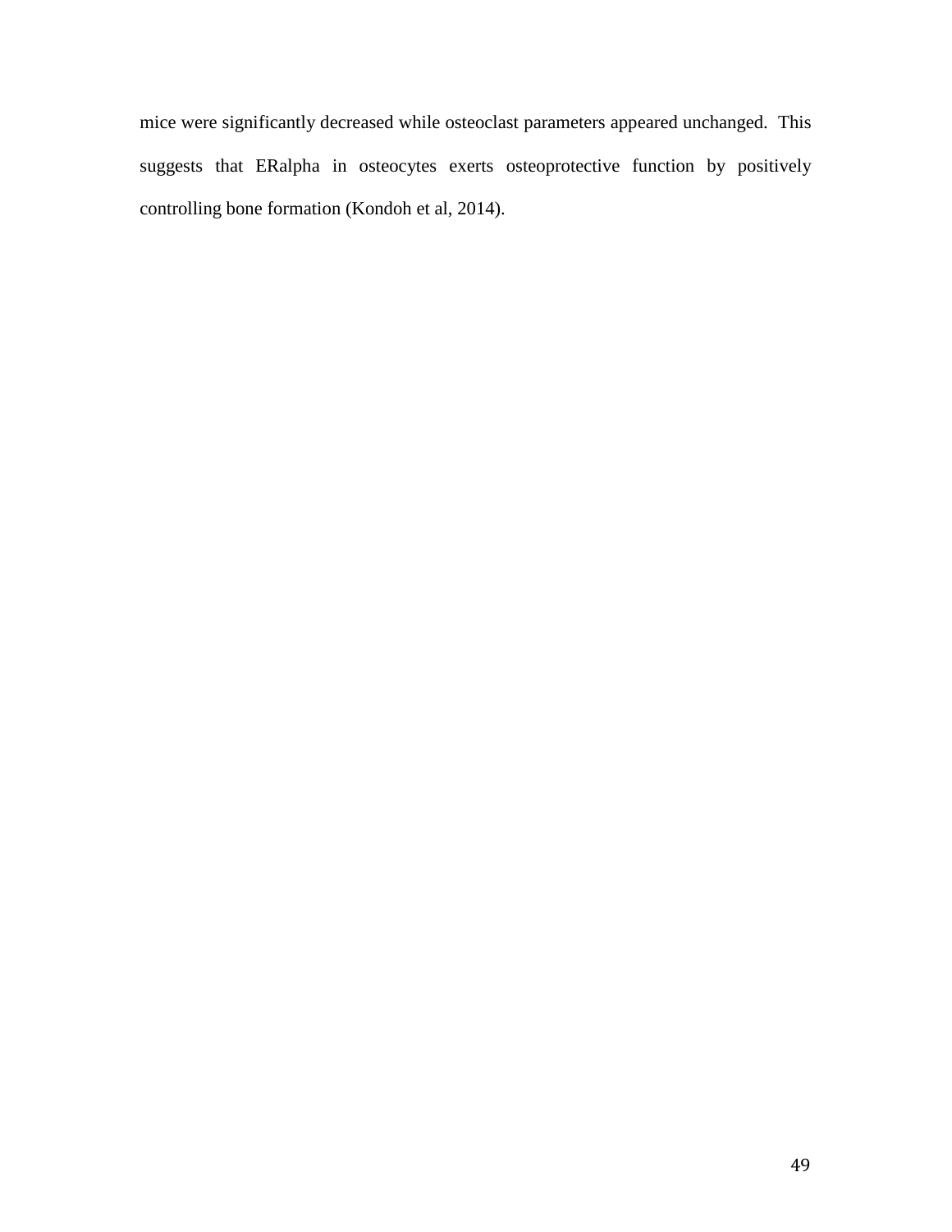mice were significantly decreased while osteoclast parameters appeared unchanged. This suggests that ERalpha in osteocytes exerts osteoprotective function by positively controlling bone formation (Kondoh et al, 2014).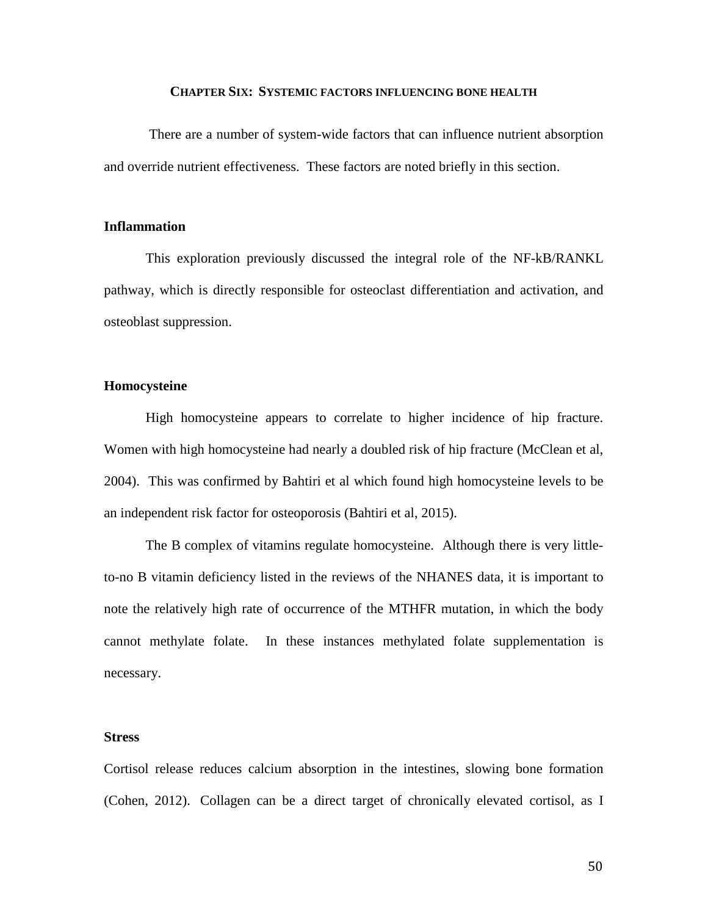## CHAPTER SIX: SYSTEMIC FACTORS INFLUENCING BONE HEALTH

There are a number of system-wide factors that can influence nutrient absorption and override nutrient effectiveness. These factors are noted briefly in this section.

### Inflammation

This exploration previously discussed the integral role of the NF-kB/RANKL pathway, which is directly responsible for osteoclast differentiation and activation, and osteoblast suppression.

### Homocysteine

High homocysteine appears to correlate to higher incidence of hip fracture. Women with high homocysteine had nearly a doubled risk of hip fracture (McClean et al, 2004). This was confirmed by Bahtiri et al which found high homocysteine levels to be an independent risk factor for osteoporosis (Bahtiri et al, 2015).

The B complex of vitamins regulate homocysteine. Although there is very little-to-no B vitamin deficiency listed in the reviews of the NHANES data, it is important to note the relatively high rate of occurrence of the MTHFR mutation, in which the body cannot methylate folate. In these instances methylated folate supplementation is necessary.

### Stress

Cortisol release reduces calcium absorption in the intestines, slowing bone formation (Cohen, 2012). Collagen can be a direct target of chronically elevated cortisol, as I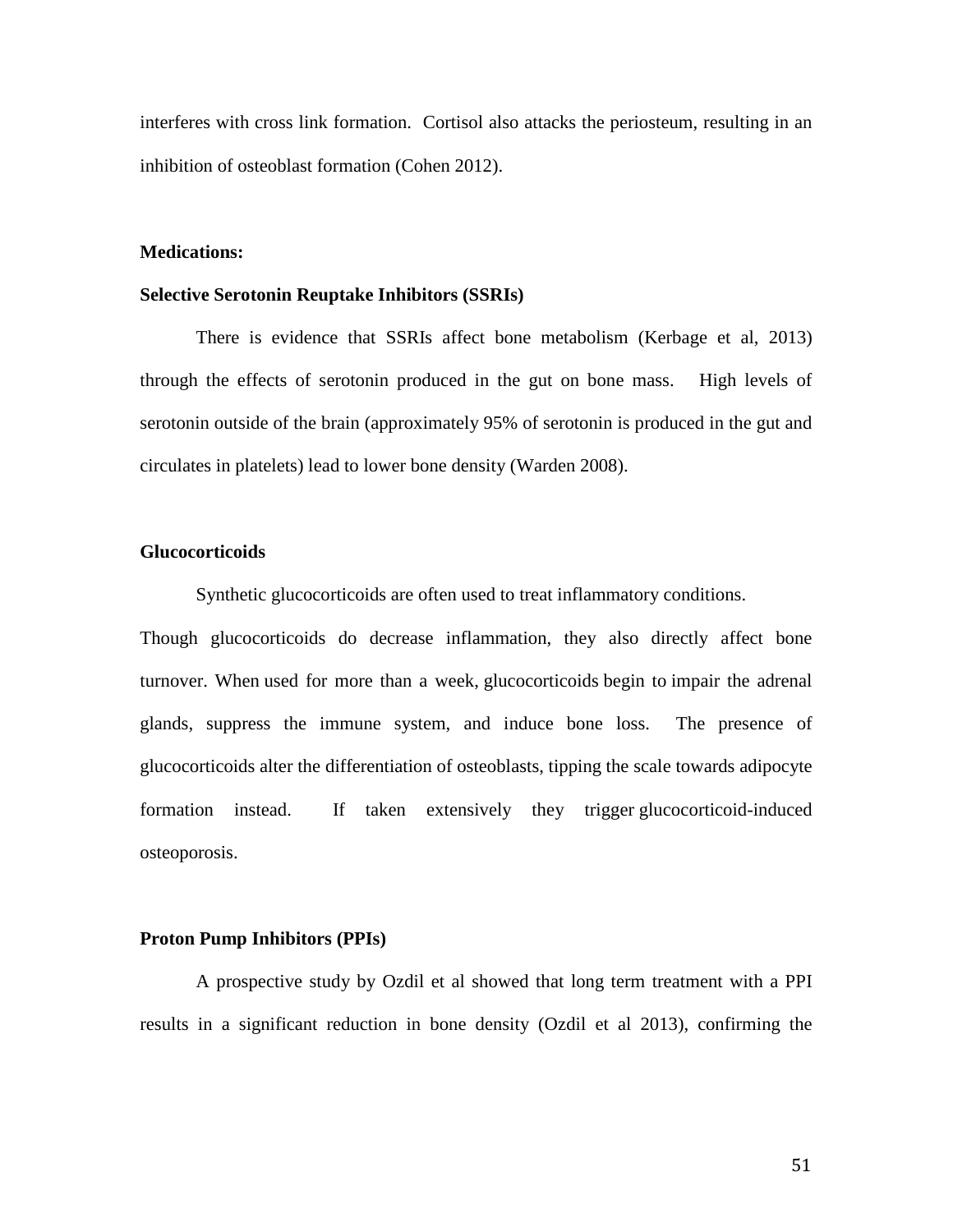interferes with cross link formation. Cortisol also attacks the periosteum, resulting in an inhibition of osteoblast formation (Cohen 2012).

**Medications:**

**Selective Serotonin Reuptake Inhibitors (SSRIs)**

There is evidence that SSRIs affect bone metabolism (Kerbage et al, 2013) through the effects of serotonin produced in the gut on bone mass. High levels of serotonin outside of the brain (approximately 95% of serotonin is produced in the gut and circulates in platelets) lead to lower bone density (Warden 2008).

**Glucocorticoids**

Synthetic glucocorticoids are often used to treat inflammatory conditions. Though glucocorticoids do decrease inflammation, they also directly affect bone turnover. When used for more than a week, glucocorticoids begin to impair the adrenal glands, suppress the immune system, and induce bone loss. The presence of glucocorticoids alter the differentiation of osteoblasts, tipping the scale towards adipocyte formation instead. If taken extensively they trigger glucocorticoid-induced osteoporosis.

**Proton Pump Inhibitors (PPIs)**

A prospective study by Ozdil et al showed that long term treatment with a PPI results in a significant reduction in bone density (Ozdil et al 2013), confirming the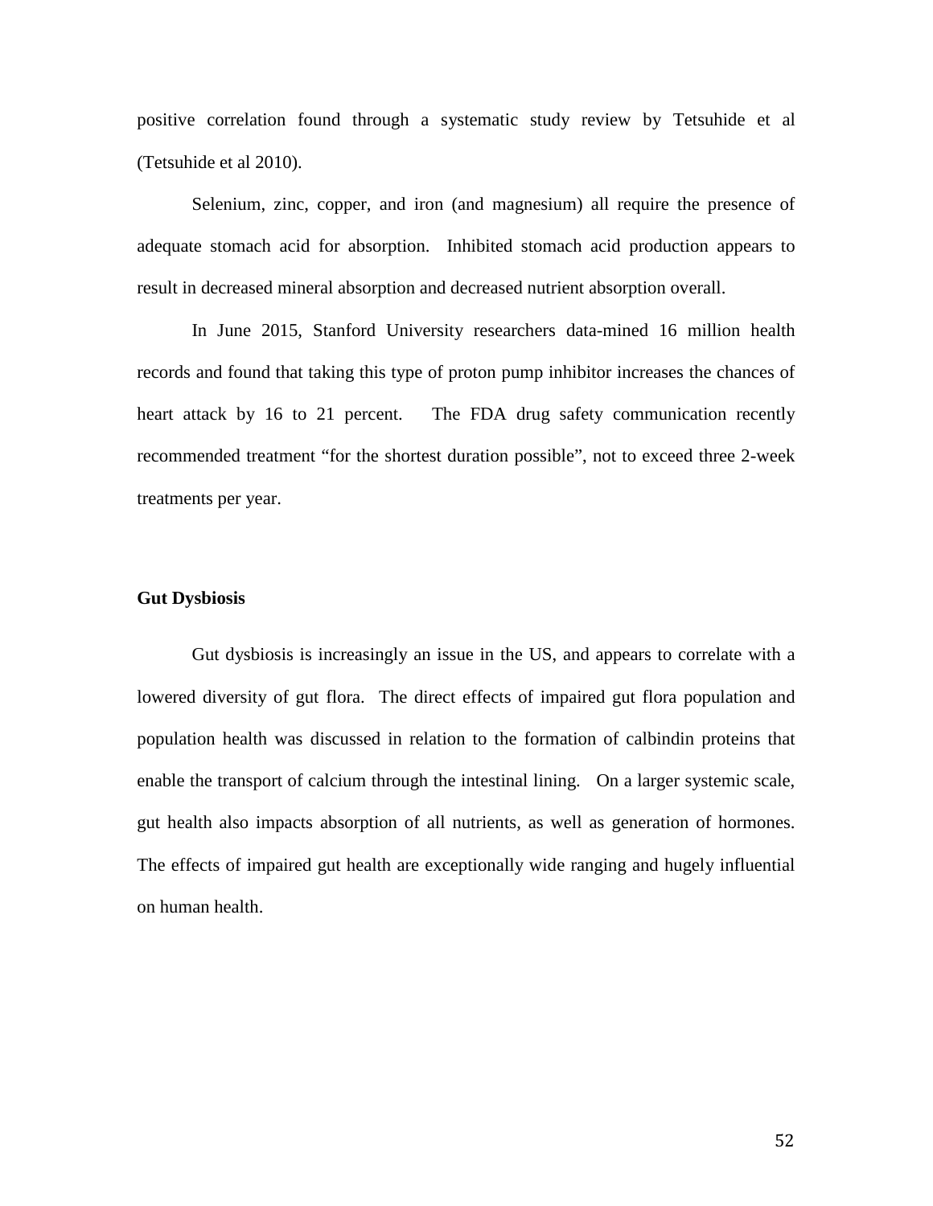positive correlation found through a systematic study review by Tetsuhide et al (Tetsuhide et al 2010).

Selenium, zinc, copper, and iron (and magnesium) all require the presence of adequate stomach acid for absorption. Inhibited stomach acid production appears to result in decreased mineral absorption and decreased nutrient absorption overall.

In June 2015, Stanford University researchers data-mined 16 million health records and found that taking this type of proton pump inhibitor increases the chances of heart attack by 16 to 21 percent. The FDA drug safety communication recently recommended treatment "for the shortest duration possible", not to exceed three 2-week treatments per year.

**Gut Dysbiosis**

Gut dysbiosis is increasingly an issue in the US, and appears to correlate with a lowered diversity of gut flora. The direct effects of impaired gut flora population and population health was discussed in relation to the formation of calbindin proteins that enable the transport of calcium through the intestinal lining. On a larger systemic scale, gut health also impacts absorption of all nutrients, as well as generation of hormones. The effects of impaired gut health are exceptionally wide ranging and hugely influential on human health.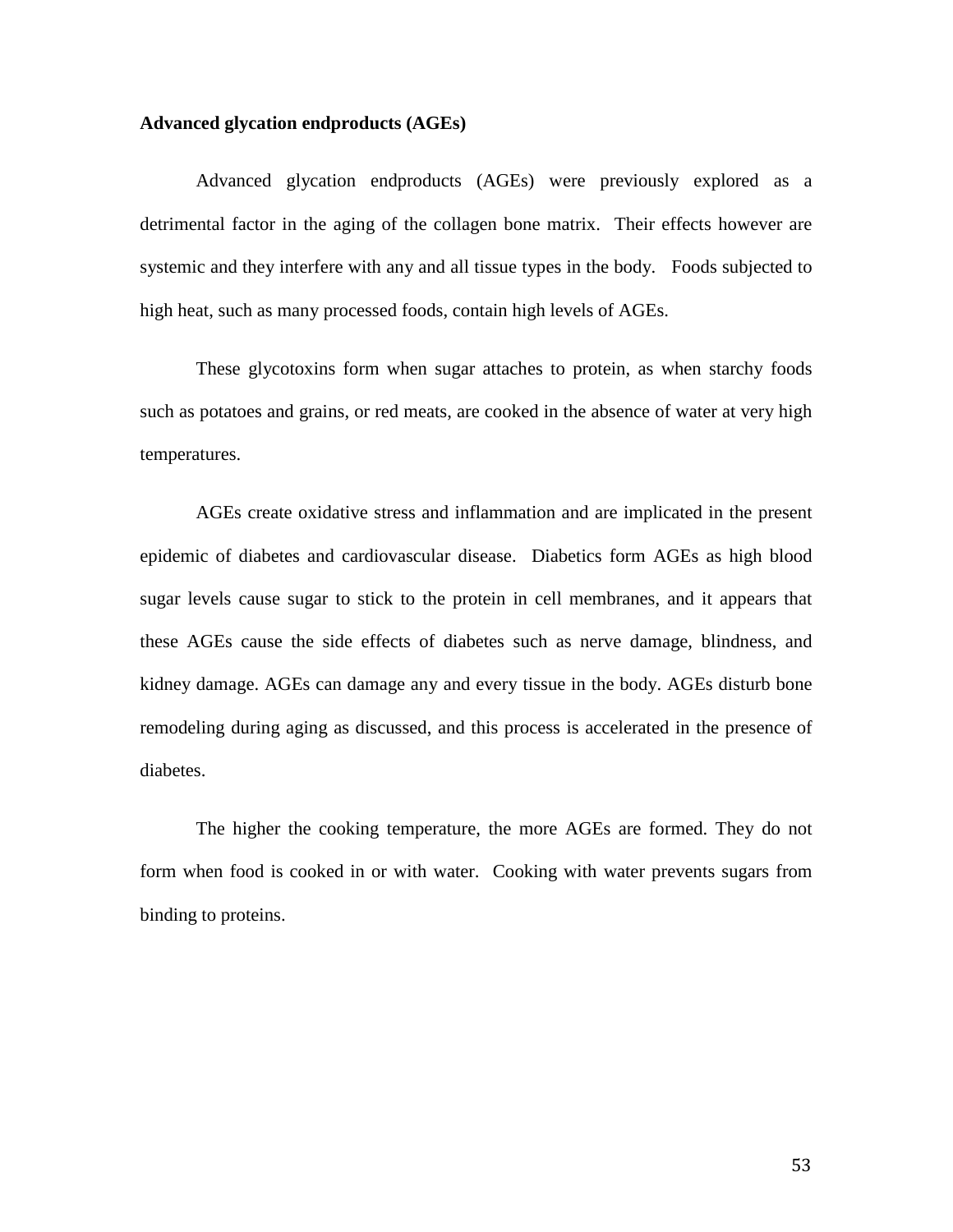**Advanced glycation endproducts (AGEs)**

Advanced glycation endproducts (AGEs) were previously explored as a detrimental factor in the aging of the collagen bone matrix. Their effects however are systemic and they interfere with any and all tissue types in the body. Foods subjected to high heat, such as many processed foods, contain high levels of AGEs.

These glycotoxins form when sugar attaches to protein, as when starchy foods such as potatoes and grains, or red meats, are cooked in the absence of water at very high temperatures.

AGEs create oxidative stress and inflammation and are implicated in the present epidemic of diabetes and cardiovascular disease. Diabetics form AGEs as high blood sugar levels cause sugar to stick to the protein in cell membranes, and it appears that these AGEs cause the side effects of diabetes such as nerve damage, blindness, and kidney damage. AGEs can damage any and every tissue in the body. AGEs disturb bone remodeling during aging as discussed, and this process is accelerated in the presence of diabetes.

The higher the cooking temperature, the more AGEs are formed. They do not form when food is cooked in or with water. Cooking with water prevents sugars from binding to proteins.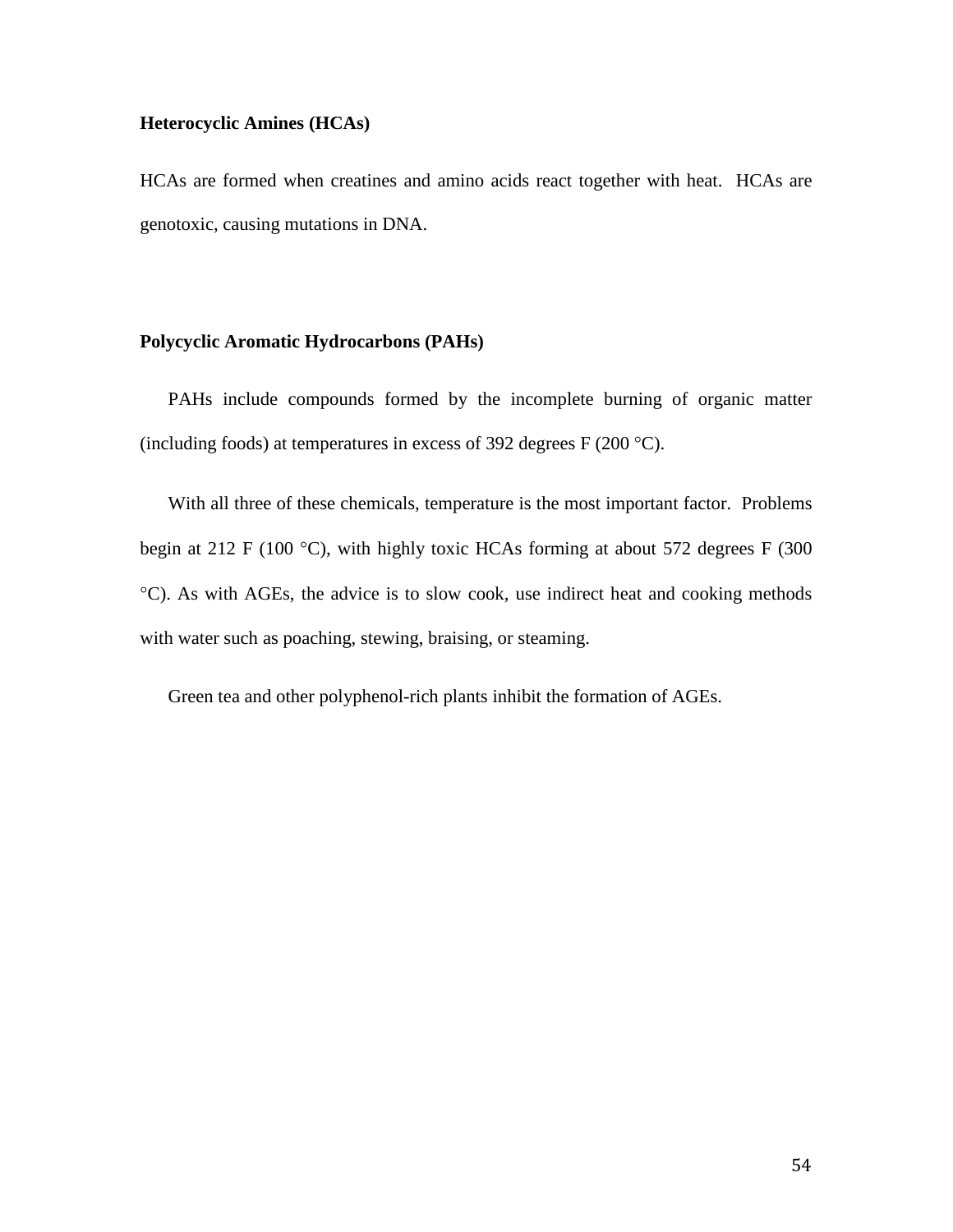**Heterocyclic Amines (HCAs)**

HCAs are formed when creatines and amino acids react together with heat. HCAs are genotoxic, causing mutations in DNA.

**Polycyclic Aromatic Hydrocarbons (PAHs)**

PAHs include compounds formed by the incomplete burning of organic matter (including foods) at temperatures in excess of 392 degrees F (200 °C).

With all three of these chemicals, temperature is the most important factor. Problems begin at 212 F (100 °C), with highly toxic HCAs forming at about 572 degrees F (300 °C). As with AGEs, the advice is to slow cook, use indirect heat and cooking methods with water such as poaching, stewing, braising, or steaming.

Green tea and other polyphenol-rich plants inhibit the formation of AGEs.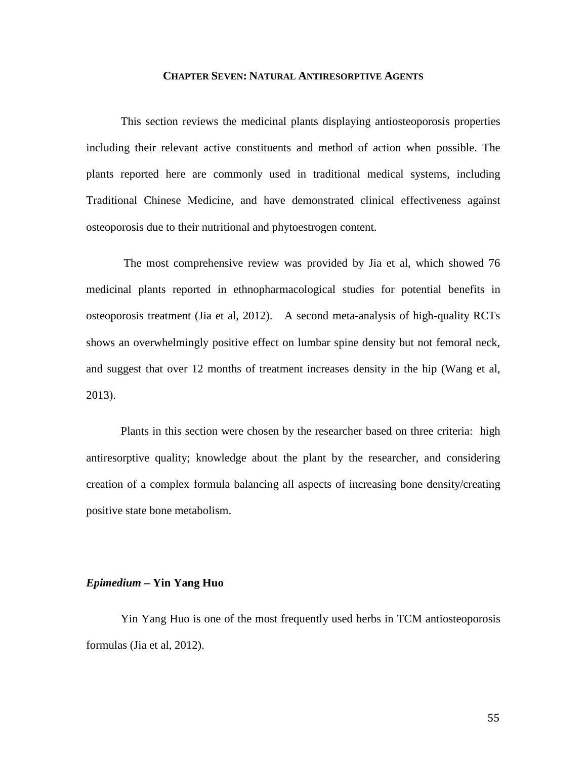# CHAPTER SEVEN: NATURAL ANTIRESORPTIVE AGENTS

This section reviews the medicinal plants displaying antiosteoporosis properties including their relevant active constituents and method of action when possible. The plants reported here are commonly used in traditional medical systems, including Traditional Chinese Medicine, and have demonstrated clinical effectiveness against osteoporosis due to their nutritional and phytoestrogen content.

The most comprehensive review was provided by Jia et al, which showed 76 medicinal plants reported in ethnopharmacological studies for potential benefits in osteoporosis treatment (Jia et al, 2012). A second meta-analysis of high-quality RCTs shows an overwhelmingly positive effect on lumbar spine density but not femoral neck, and suggest that over 12 months of treatment increases density in the hip (Wang et al, 2013).

Plants in this section were chosen by the researcher based on three criteria: high antiresorptive quality; knowledge about the plant by the researcher, and considering creation of a complex formula balancing all aspects of increasing bone density/creating positive state bone metabolism.

## *Epimedium* – Yin Yang Huo

Yin Yang Huo is one of the most frequently used herbs in TCM antiosteoporosis formulas (Jia et al, 2012).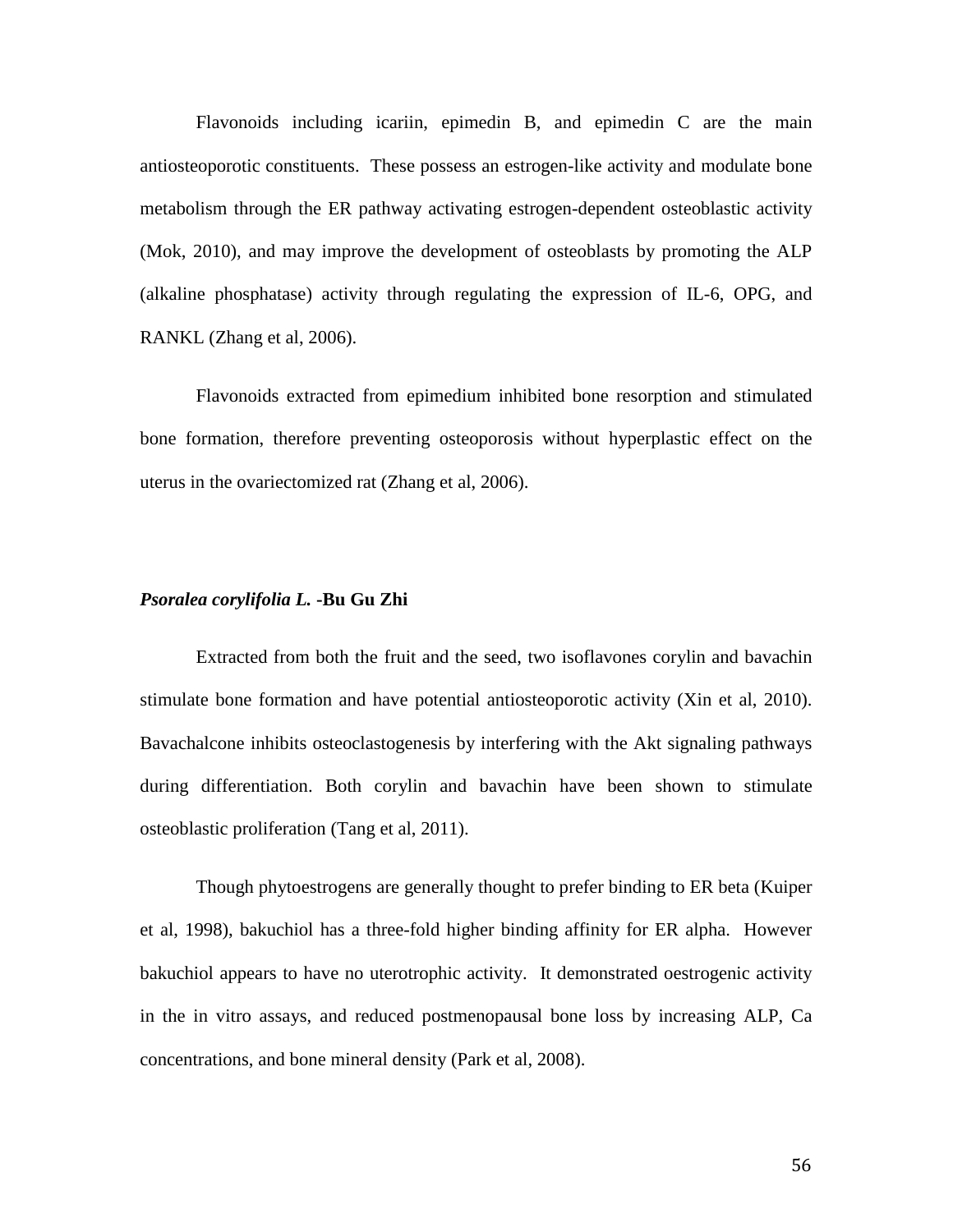Flavonoids including icariin, epimedin B, and epimedin C are the main antiosteoporotic constituents. These possess an estrogen-like activity and modulate bone metabolism through the ER pathway activating estrogen-dependent osteoblastic activity (Mok, 2010), and may improve the development of osteoblasts by promoting the ALP (alkaline phosphatase) activity through regulating the expression of IL-6, OPG, and RANKL (Zhang et al, 2006).

Flavonoids extracted from epimedium inhibited bone resorption and stimulated bone formation, therefore preventing osteoporosis without hyperplastic effect on the uterus in the ovariectomized rat (Zhang et al, 2006).

### ***Psoralea corylifolia L.*** **-Bu Gu Zhi**

Extracted from both the fruit and the seed, two isoflavones corylin and bavachin stimulate bone formation and have potential antiosteoporotic activity (Xin et al, 2010). Bavachalcone inhibits osteoclastogenesis by interfering with the Akt signaling pathways during differentiation. Both corylin and bavachin have been shown to stimulate osteoblastic proliferation (Tang et al, 2011).

Though phytoestrogens are generally thought to prefer binding to ER beta (Kuiper et al, 1998), bakuchiol has a three-fold higher binding affinity for ER alpha. However bakuchiol appears to have no uterotrophic activity. It demonstrated oestrogenic activity in the in vitro assays, and reduced postmenopausal bone loss by increasing ALP, Ca concentrations, and bone mineral density (Park et al, 2008).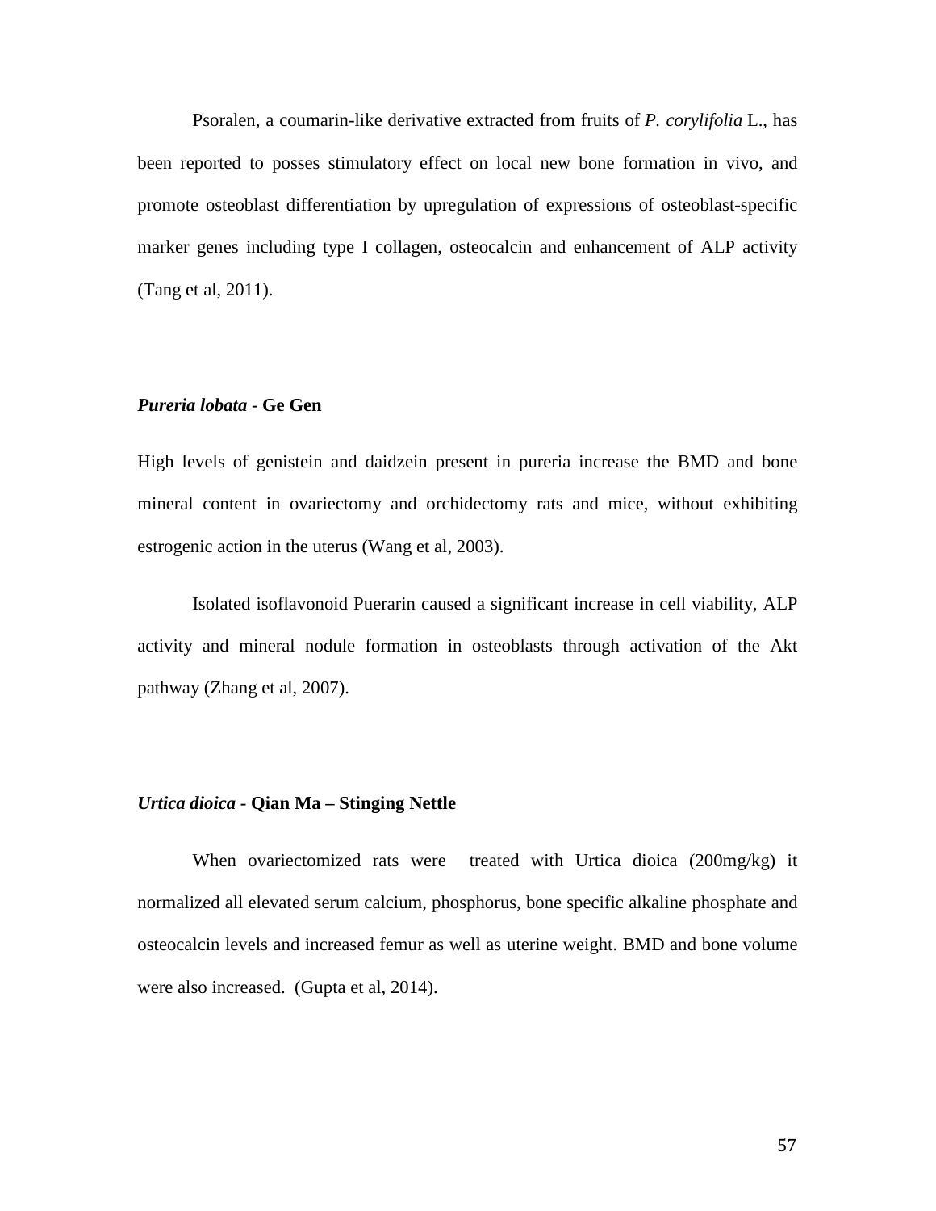Psoralen, a coumarin-like derivative extracted from fruits of *P. corylifolia* L., has been reported to posses stimulatory effect on local new bone formation in vivo, and promote osteoblast differentiation by upregulation of expressions of osteoblast-specific marker genes including type I collagen, osteocalcin and enhancement of ALP activity (Tang et al, 2011).

### ***Pureria lobata*** **- Ge Gen**

High levels of genistein and daidzein present in pureria increase the BMD and bone mineral content in ovariectomy and orchidectomy rats and mice, without exhibiting estrogenic action in the uterus (Wang et al, 2003).

Isolated isoflavonoid Puerarin caused a significant increase in cell viability, ALP activity and mineral nodule formation in osteoblasts through activation of the Akt pathway (Zhang et al, 2007).

### ***Urtica dioica*** **- Qian Ma – Stinging Nettle**

When ovariectomized rats were treated with Urtica dioica (200mg/kg) it normalized all elevated serum calcium, phosphorus, bone specific alkaline phosphate and osteocalcin levels and increased femur as well as uterine weight. BMD and bone volume were also increased. (Gupta et al, 2014).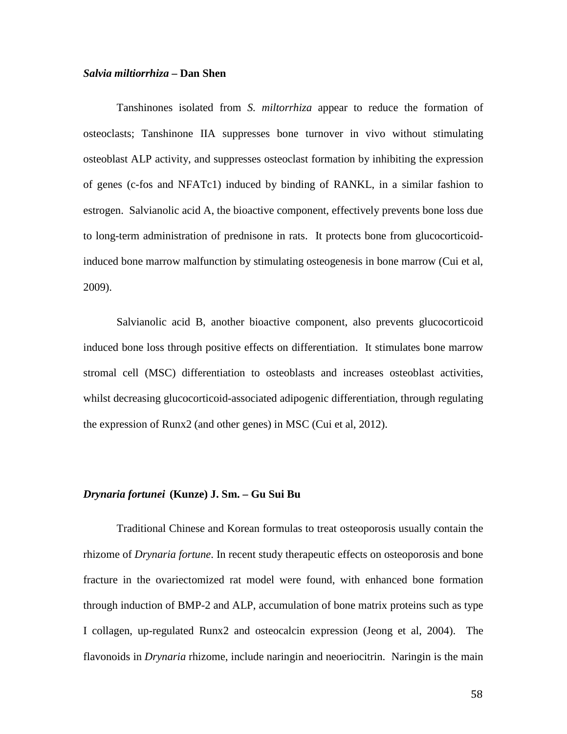### ***Salvia miltiorrhiza* – Dan Shen**

Tanshinones isolated from *S. miltorrhiza* appear to reduce the formation of osteoclasts; Tanshinone IIA suppresses bone turnover in vivo without stimulating osteoblast ALP activity, and suppresses osteoclast formation by inhibiting the expression of genes (c-fos and NFATc1) induced by binding of RANKL, in a similar fashion to estrogen. Salvianolic acid A, the bioactive component, effectively prevents bone loss due to long-term administration of prednisone in rats. It protects bone from glucocorticoid-induced bone marrow malfunction by stimulating osteogenesis in bone marrow (Cui et al, 2009).

Salvianolic acid B, another bioactive component, also prevents glucocorticoid induced bone loss through positive effects on differentiation. It stimulates bone marrow stromal cell (MSC) differentiation to osteoblasts and increases osteoblast activities, whilst decreasing glucocorticoid-associated adipogenic differentiation, through regulating the expression of Runx2 (and other genes) in MSC (Cui et al, 2012).

### ***Drynaria fortunei* (Kunze) J. Sm. – Gu Sui Bu**

Traditional Chinese and Korean formulas to treat osteoporosis usually contain the rhizome of *Drynaria fortune*. In recent study therapeutic effects on osteoporosis and bone fracture in the ovariectomized rat model were found, with enhanced bone formation through induction of BMP-2 and ALP, accumulation of bone matrix proteins such as type I collagen, up-regulated Runx2 and osteocalcin expression (Jeong et al, 2004). The flavonoids in *Drynaria* rhizome, include naringin and neoeriocitrin. Naringin is the main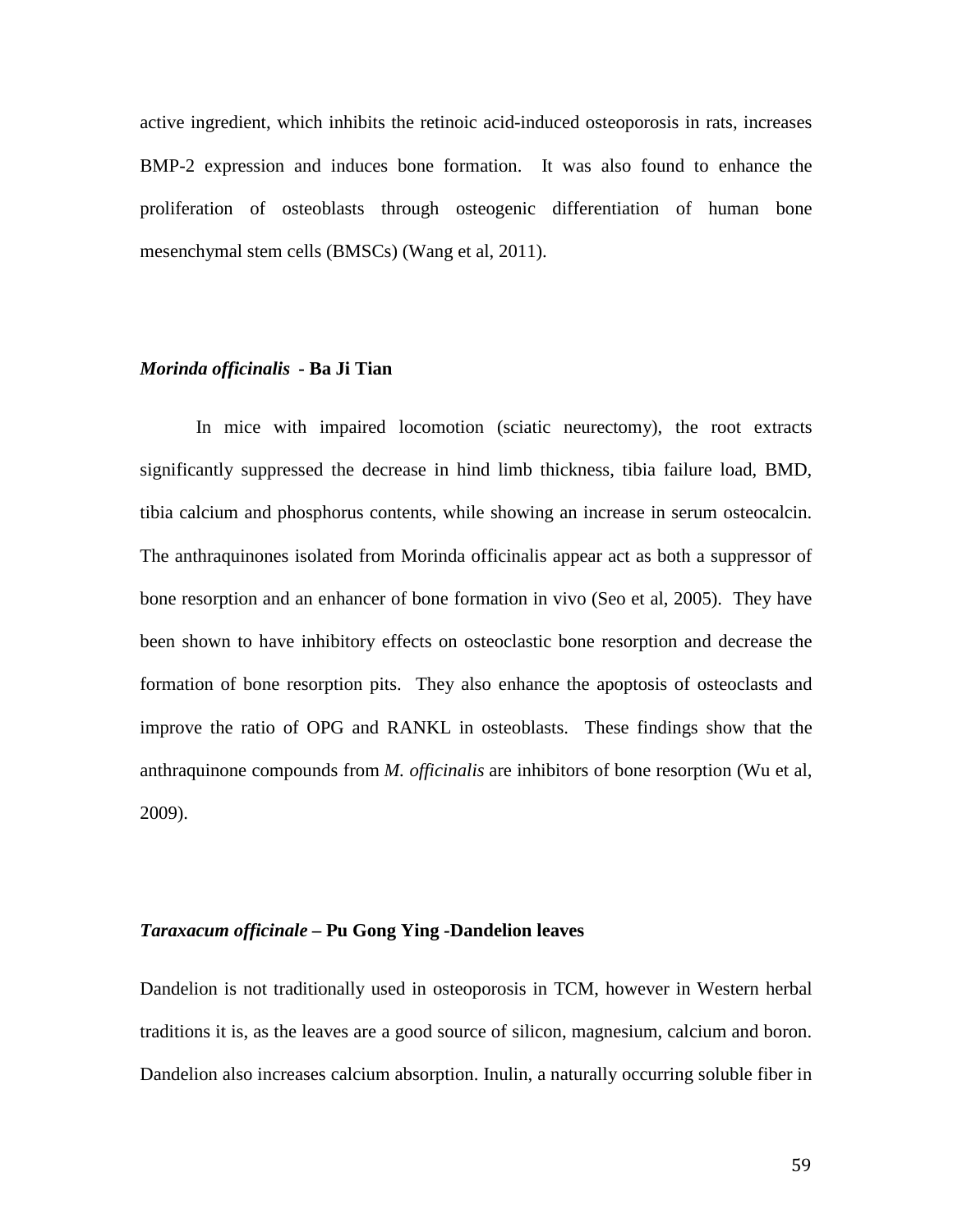active ingredient, which inhibits the retinoic acid-induced osteoporosis in rats, increases BMP-2 expression and induces bone formation. It was also found to enhance the proliferation of osteoblasts through osteogenic differentiation of human bone mesenchymal stem cells (BMSCs) (Wang et al, 2011).

### *Morinda officinalis* - Ba Ji Tian

In mice with impaired locomotion (sciatic neurectomy), the root extracts significantly suppressed the decrease in hind limb thickness, tibia failure load, BMD, tibia calcium and phosphorus contents, while showing an increase in serum osteocalcin. The anthraquinones isolated from Morinda officinalis appear act as both a suppressor of bone resorption and an enhancer of bone formation in vivo (Seo et al, 2005). They have been shown to have inhibitory effects on osteoclastic bone resorption and decrease the formation of bone resorption pits. They also enhance the apoptosis of osteoclasts and improve the ratio of OPG and RANKL in osteoblasts. These findings show that the anthraquinone compounds from *M. officinalis* are inhibitors of bone resorption (Wu et al, 2009).

### *Taraxacum officinale* – Pu Gong Ying -Dandelion leaves

Dandelion is not traditionally used in osteoporosis in TCM, however in Western herbal traditions it is, as the leaves are a good source of silicon, magnesium, calcium and boron. Dandelion also increases calcium absorption. Inulin, a naturally occurring soluble fiber in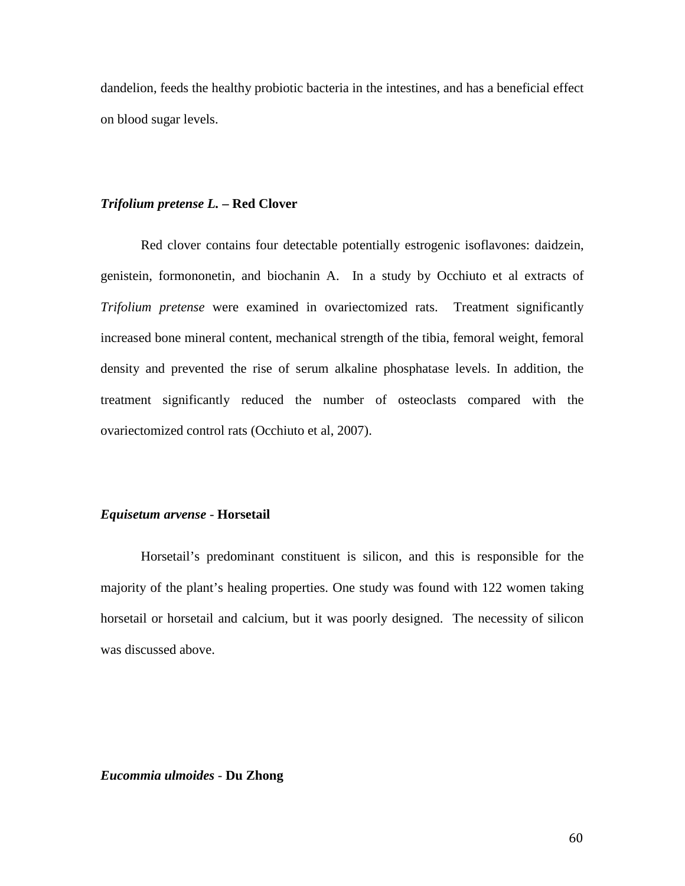dandelion, feeds the healthy probiotic bacteria in the intestines, and has a beneficial effect on blood sugar levels.

### *Trifolium pretense L.* – Red Clover

Red clover contains four detectable potentially estrogenic isoflavones: daidzein, genistein, formononetin, and biochanin A. In a study by Occhiuto et al extracts of *Trifolium pretense* were examined in ovariectomized rats. Treatment significantly increased bone mineral content, mechanical strength of the tibia, femoral weight, femoral density and prevented the rise of serum alkaline phosphatase levels. In addition, the treatment significantly reduced the number of osteoclasts compared with the ovariectomized control rats (Occhiuto et al, 2007).

### *Equisetum arvense* - Horsetail

Horsetail's predominant constituent is silicon, and this is responsible for the majority of the plant's healing properties. One study was found with 122 women taking horsetail or horsetail and calcium, but it was poorly designed. The necessity of silicon was discussed above.

### *Eucommia ulmoides* - Du Zhong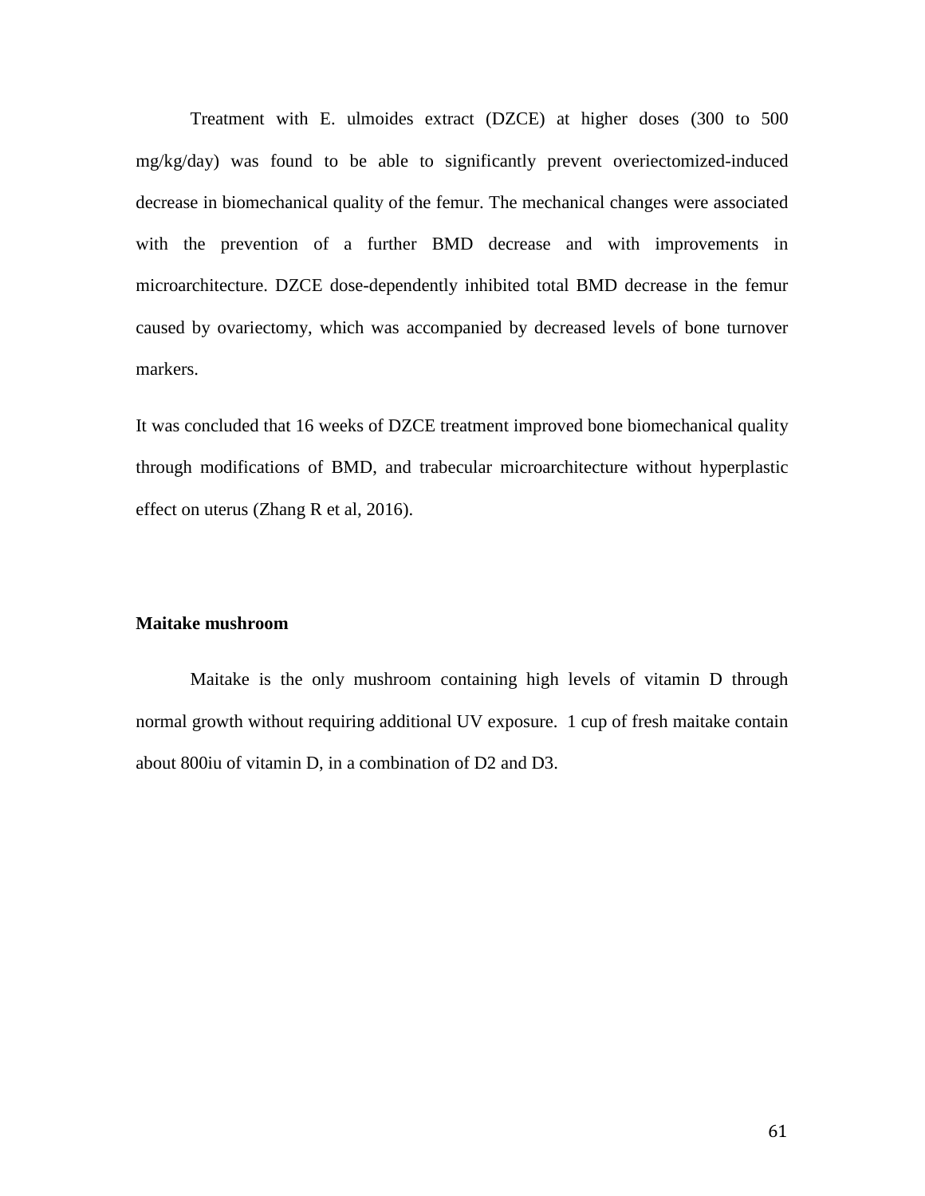Treatment with E. ulmoides extract (DZCE) at higher doses (300 to 500 mg/kg/day) was found to be able to significantly prevent overiectomized-induced decrease in biomechanical quality of the femur. The mechanical changes were associated with the prevention of a further BMD decrease and with improvements in microarchitecture. DZCE dose-dependently inhibited total BMD decrease in the femur caused by ovariectomy, which was accompanied by decreased levels of bone turnover markers.

It was concluded that 16 weeks of DZCE treatment improved bone biomechanical quality through modifications of BMD, and trabecular microarchitecture without hyperplastic effect on uterus (Zhang R et al, 2016).

**Maitake mushroom**

Maitake is the only mushroom containing high levels of vitamin D through normal growth without requiring additional UV exposure. 1 cup of fresh maitake contain about 800iu of vitamin D, in a combination of D2 and D3.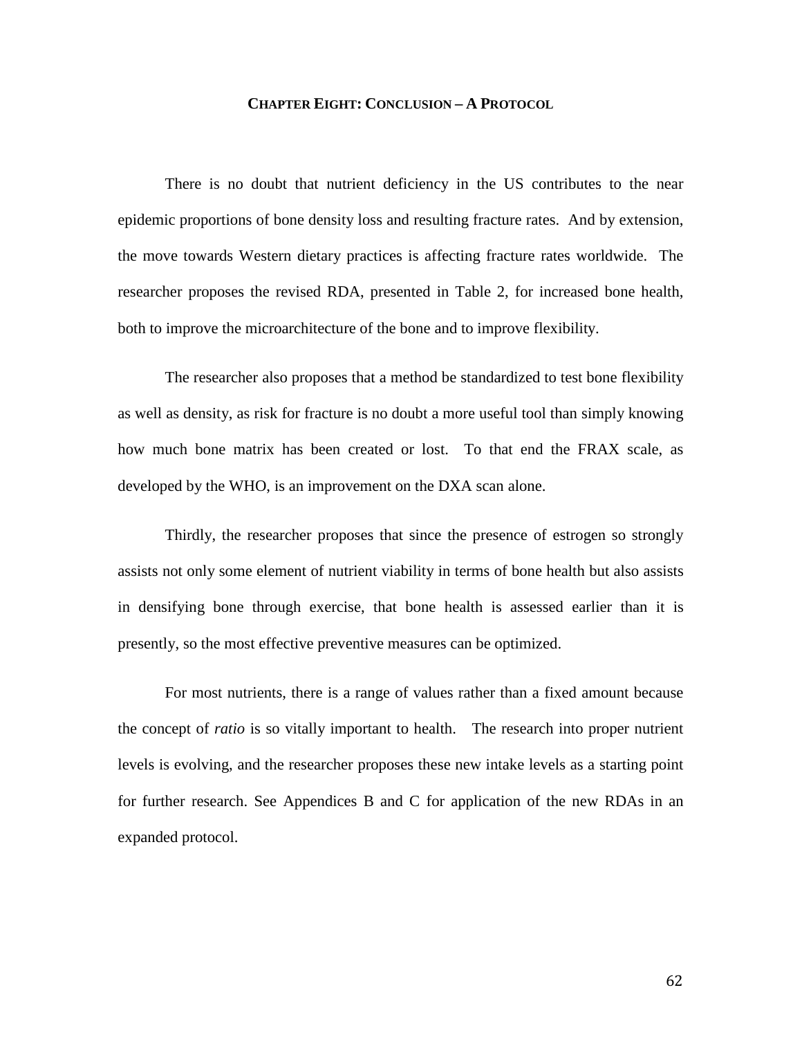# CHAPTER EIGHT: CONCLUSION – A PROTOCOL

There is no doubt that nutrient deficiency in the US contributes to the near epidemic proportions of bone density loss and resulting fracture rates. And by extension, the move towards Western dietary practices is affecting fracture rates worldwide. The researcher proposes the revised RDA, presented in Table 2, for increased bone health, both to improve the microarchitecture of the bone and to improve flexibility.

The researcher also proposes that a method be standardized to test bone flexibility as well as density, as risk for fracture is no doubt a more useful tool than simply knowing how much bone matrix has been created or lost. To that end the FRAX scale, as developed by the WHO, is an improvement on the DXA scan alone.

Thirdly, the researcher proposes that since the presence of estrogen so strongly assists not only some element of nutrient viability in terms of bone health but also assists in densifying bone through exercise, that bone health is assessed earlier than it is presently, so the most effective preventive measures can be optimized.

For most nutrients, there is a range of values rather than a fixed amount because the concept of *ratio* is so vitally important to health. The research into proper nutrient levels is evolving, and the researcher proposes these new intake levels as a starting point for further research. See Appendices B and C for application of the new RDAs in an expanded protocol.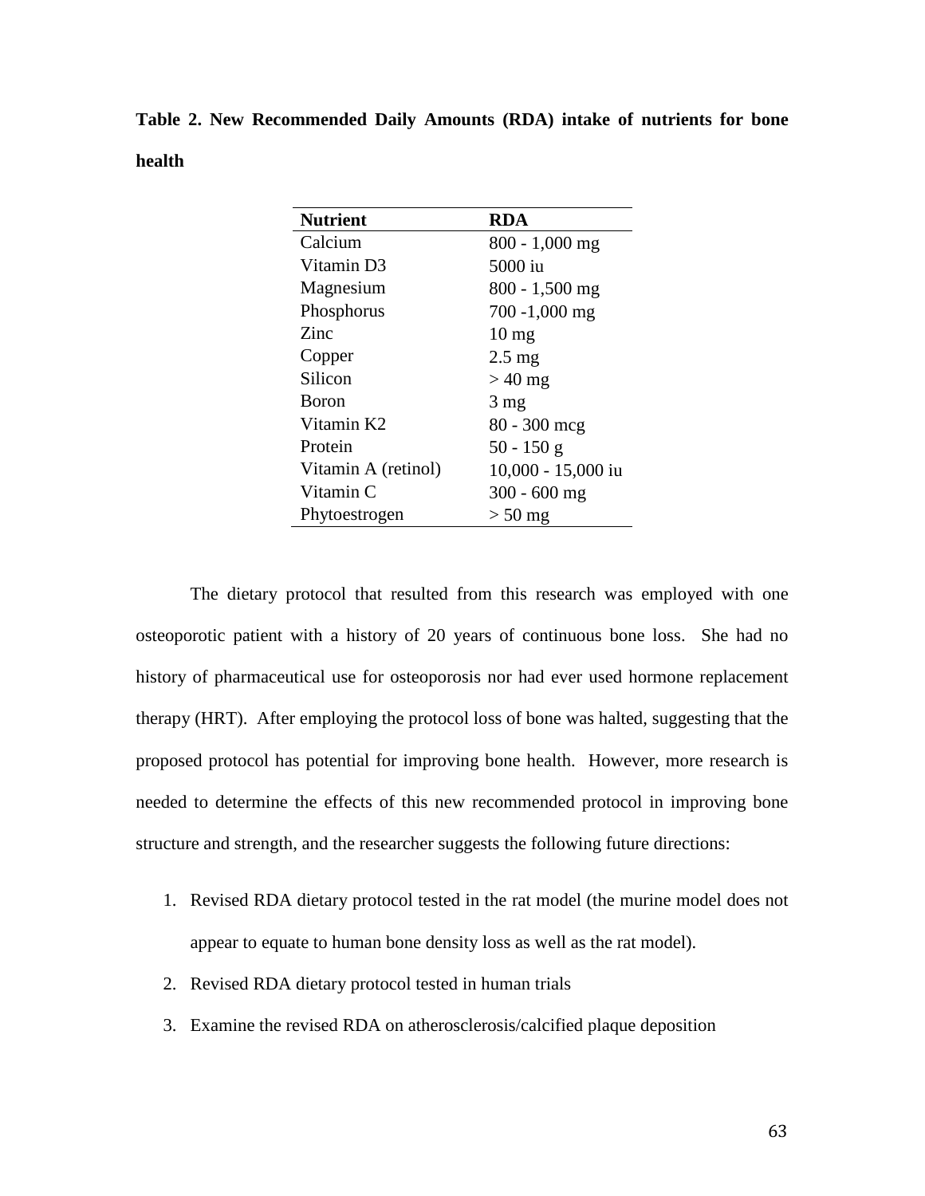**Table 2. New Recommended Daily Amounts (RDA) intake of nutrients for bone health**

| Nutrient | RDA |
|---|---|
| Calcium | 800 - 1,000 mg |
| Vitamin D3 | 5000 iu |
| Magnesium | 800 - 1,500 mg |
| Phosphorus | 700 -1,000 mg |
| Zinc | 10 mg |
| Copper | 2.5 mg |
| Silicon | > 40 mg |
| Boron | 3 mg |
| Vitamin K2 | 80 - 300 mcg |
| Protein | 50 - 150 g |
| Vitamin A (retinol) | 10,000 - 15,000 iu |
| Vitamin C | 300 - 600 mg |
| Phytoestrogen | > 50 mg |

The dietary protocol that resulted from this research was employed with one osteoporotic patient with a history of 20 years of continuous bone loss. She had no history of pharmaceutical use for osteoporosis nor had ever used hormone replacement therapy (HRT). After employing the protocol loss of bone was halted, suggesting that the proposed protocol has potential for improving bone health. However, more research is needed to determine the effects of this new recommended protocol in improving bone structure and strength, and the researcher suggests the following future directions:

1. Revised RDA dietary protocol tested in the rat model (the murine model does not appear to equate to human bone density loss as well as the rat model).
2. Revised RDA dietary protocol tested in human trials
3. Examine the revised RDA on atherosclerosis/calcified plaque deposition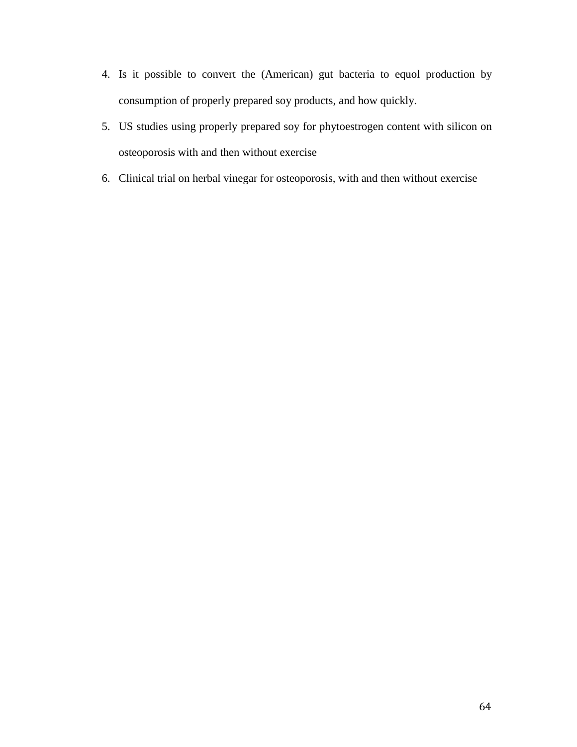4. Is it possible to convert the (American) gut bacteria to equol production by consumption of properly prepared soy products, and how quickly.
5. US studies using properly prepared soy for phytoestrogen content with silicon on osteoporosis with and then without exercise
6. Clinical trial on herbal vinegar for osteoporosis, with and then without exercise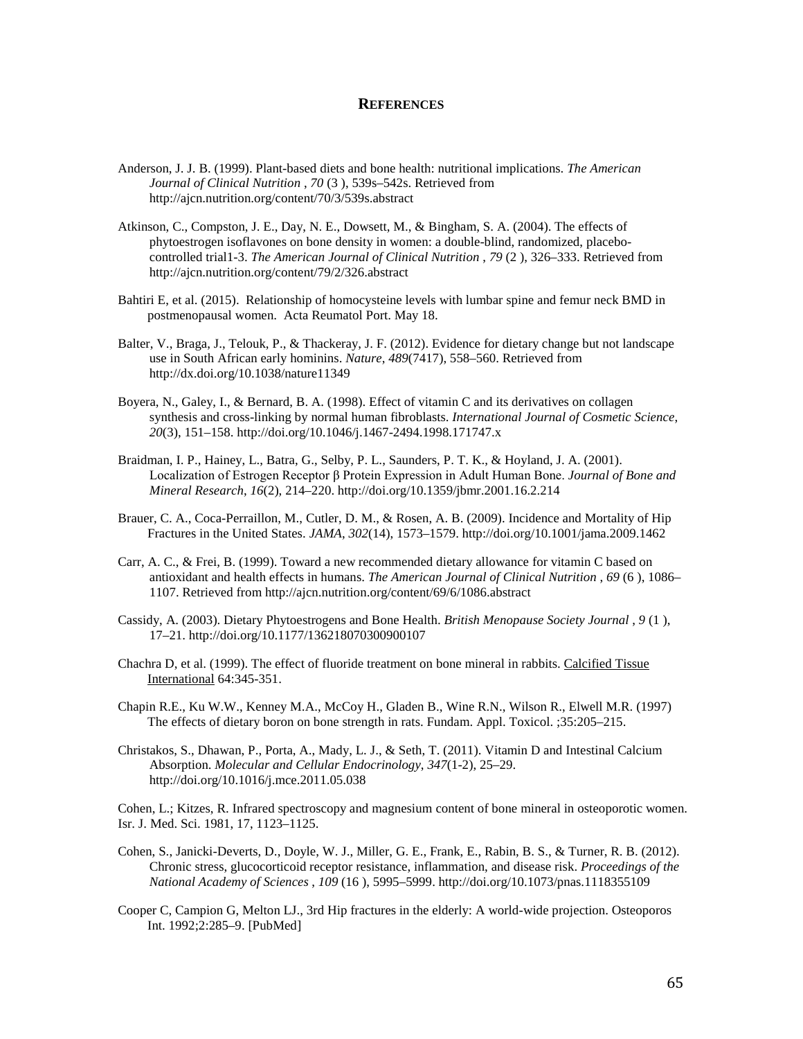## References

Anderson, J. J. B. (1999). Plant-based diets and bone health: nutritional implications. *The American Journal of Clinical Nutrition* , *70* (3 ), 539s–542s. Retrieved from http://ajcn.nutrition.org/content/70/3/539s.abstract

Atkinson, C., Compston, J. E., Day, N. E., Dowsett, M., & Bingham, S. A. (2004). The effects of phytoestrogen isoflavones on bone density in women: a double-blind, randomized, placebo-controlled trial1-3. *The American Journal of Clinical Nutrition* , *79* (2 ), 326–333. Retrieved from http://ajcn.nutrition.org/content/79/2/326.abstract

Bahtiri E, et al. (2015). Relationship of homocysteine levels with lumbar spine and femur neck BMD in postmenopausal women. Acta Reumatol Port. May 18.

Balter, V., Braga, J., Telouk, P., & Thackeray, J. F. (2012). Evidence for dietary change but not landscape use in South African early hominins. *Nature*, *489*(7417), 558–560. Retrieved from http://dx.doi.org/10.1038/nature11349

Boyera, N., Galey, I., & Bernard, B. A. (1998). Effect of vitamin C and its derivatives on collagen synthesis and cross-linking by normal human fibroblasts. *International Journal of Cosmetic Science, 20*(3), 151–158. http://doi.org/10.1046/j.1467-2494.1998.171747.x

Braidman, I. P., Hainey, L., Batra, G., Selby, P. L., Saunders, P. T. K., & Hoyland, J. A. (2001). Localization of Estrogen Receptor β Protein Expression in Adult Human Bone. *Journal of Bone and Mineral Research*, *16*(2), 214–220. http://doi.org/10.1359/jbmr.2001.16.2.214

Brauer, C. A., Coca-Perraillon, M., Cutler, D. M., & Rosen, A. B. (2009). Incidence and Mortality of Hip Fractures in the United States. *JAMA*, *302*(14), 1573–1579. http://doi.org/10.1001/jama.2009.1462

Carr, A. C., & Frei, B. (1999). Toward a new recommended dietary allowance for vitamin C based on antioxidant and health effects in humans. *The American Journal of Clinical Nutrition* , *69* (6 ), 1086–1107. Retrieved from http://ajcn.nutrition.org/content/69/6/1086.abstract

Cassidy, A. (2003). Dietary Phytoestrogens and Bone Health. *British Menopause Society Journal* , *9* (1 ), 17–21. http://doi.org/10.1177/136218070300900107

Chachra D, et al. (1999). The effect of fluoride treatment on bone mineral in rabbits. Calcified Tissue International 64:345-351.

Chapin R.E., Ku W.W., Kenney M.A., McCoy H., Gladen B., Wine R.N., Wilson R., Elwell M.R. (1997) The effects of dietary boron on bone strength in rats. Fundam. Appl. Toxicol. ;35:205–215.

Christakos, S., Dhawan, P., Porta, A., Mady, L. J., & Seth, T. (2011). Vitamin D and Intestinal Calcium Absorption. *Molecular and Cellular Endocrinology*, *347*(1-2), 25–29. http://doi.org/10.1016/j.mce.2011.05.038

Cohen, L.; Kitzes, R. Infrared spectroscopy and magnesium content of bone mineral in osteoporotic women. Isr. J. Med. Sci. 1981, 17, 1123–1125.

Cohen, S., Janicki-Deverts, D., Doyle, W. J., Miller, G. E., Frank, E., Rabin, B. S., & Turner, R. B. (2012). Chronic stress, glucocorticoid receptor resistance, inflammation, and disease risk. *Proceedings of the National Academy of Sciences* , *109* (16 ), 5995–5999. http://doi.org/10.1073/pnas.1118355109

Cooper C, Campion G, Melton LJ., 3rd Hip fractures in the elderly: A world-wide projection. Osteoporos Int. 1992;2:285–9. [PubMed]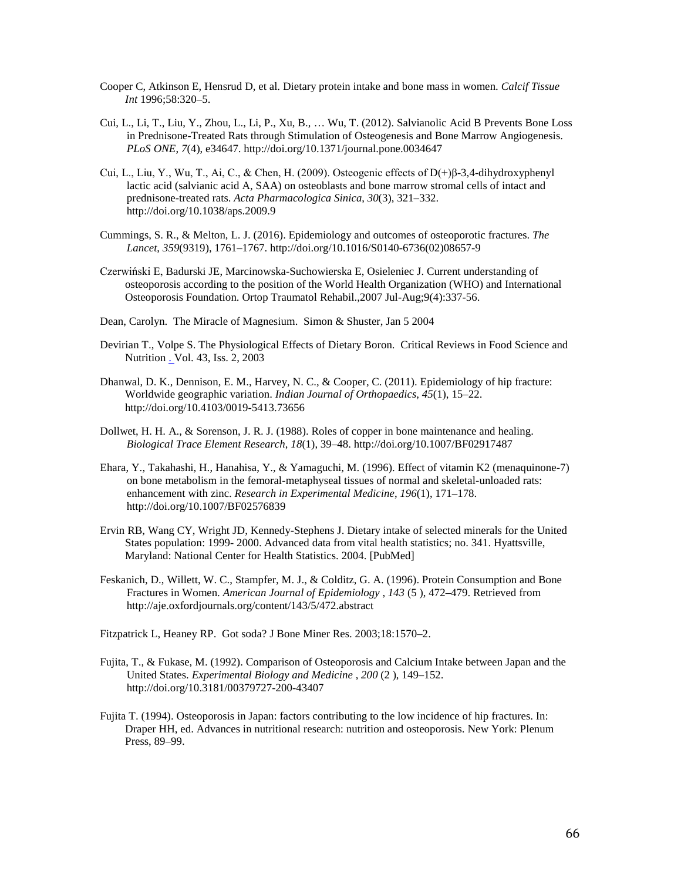Cooper C, Atkinson E, Hensrud D, et al. Dietary protein intake and bone mass in women. *Calcif Tissue Int* 1996;58:320–5.

Cui, L., Li, T., Liu, Y., Zhou, L., Li, P., Xu, B., … Wu, T. (2012). Salvianolic Acid B Prevents Bone Loss in Prednisone-Treated Rats through Stimulation of Osteogenesis and Bone Marrow Angiogenesis. *PLoS ONE*, *7*(4), e34647. http://doi.org/10.1371/journal.pone.0034647

Cui, L., Liu, Y., Wu, T., Ai, C., & Chen, H. (2009). Osteogenic effects of D(+)β-3,4-dihydroxyphenyl lactic acid (salvianic acid A, SAA) on osteoblasts and bone marrow stromal cells of intact and prednisone-treated rats. *Acta Pharmacologica Sinica*, *30*(3), 321–332. http://doi.org/10.1038/aps.2009.9

Cummings, S. R., & Melton, L. J. (2016). Epidemiology and outcomes of osteoporotic fractures. *The Lancet*, *359*(9319), 1761–1767. http://doi.org/10.1016/S0140-6736(02)08657-9

Czerwiński E, Badurski JE, Marcinowska-Suchowierska E, Osieleniec J. Current understanding of osteoporosis according to the position of the World Health Organization (WHO) and International Osteoporosis Foundation. Ortop Traumatol Rehabil.,2007 Jul-Aug;9(4):337-56.

Dean, Carolyn. The Miracle of Magnesium. Simon & Shuster, Jan 5 2004

Devirian T., Volpe S. The Physiological Effects of Dietary Boron. Critical Reviews in Food Science and Nutrition . Vol. 43, Iss. 2, 2003

Dhanwal, D. K., Dennison, E. M., Harvey, N. C., & Cooper, C. (2011). Epidemiology of hip fracture: Worldwide geographic variation. *Indian Journal of Orthopaedics*, *45*(1), 15–22. http://doi.org/10.4103/0019-5413.73656

Dollwet, H. H. A., & Sorenson, J. R. J. (1988). Roles of copper in bone maintenance and healing. *Biological Trace Element Research*, *18*(1), 39–48. http://doi.org/10.1007/BF02917487

Ehara, Y., Takahashi, H., Hanahisa, Y., & Yamaguchi, M. (1996). Effect of vitamin K2 (menaquinone-7) on bone metabolism in the femoral-metaphyseal tissues of normal and skeletal-unloaded rats: enhancement with zinc. *Research in Experimental Medicine*, *196*(1), 171–178. http://doi.org/10.1007/BF02576839

Ervin RB, Wang CY, Wright JD, Kennedy-Stephens J. Dietary intake of selected minerals for the United States population: 1999- 2000. Advanced data from vital health statistics; no. 341. Hyattsville, Maryland: National Center for Health Statistics. 2004. [PubMed]

Feskanich, D., Willett, W. C., Stampfer, M. J., & Colditz, G. A. (1996). Protein Consumption and Bone Fractures in Women. *American Journal of Epidemiology* , *143* (5 ), 472–479. Retrieved from http://aje.oxfordjournals.org/content/143/5/472.abstract

Fitzpatrick L, Heaney RP. Got soda? J Bone Miner Res. 2003;18:1570–2.

Fujita, T., & Fukase, M. (1992). Comparison of Osteoporosis and Calcium Intake between Japan and the United States. *Experimental Biology and Medicine* , *200* (2 ), 149–152. http://doi.org/10.3181/00379727-200-43407

Fujita T. (1994). Osteoporosis in Japan: factors contributing to the low incidence of hip fractures. In: Draper HH, ed. Advances in nutritional research: nutrition and osteoporosis. New York: Plenum Press, 89–99.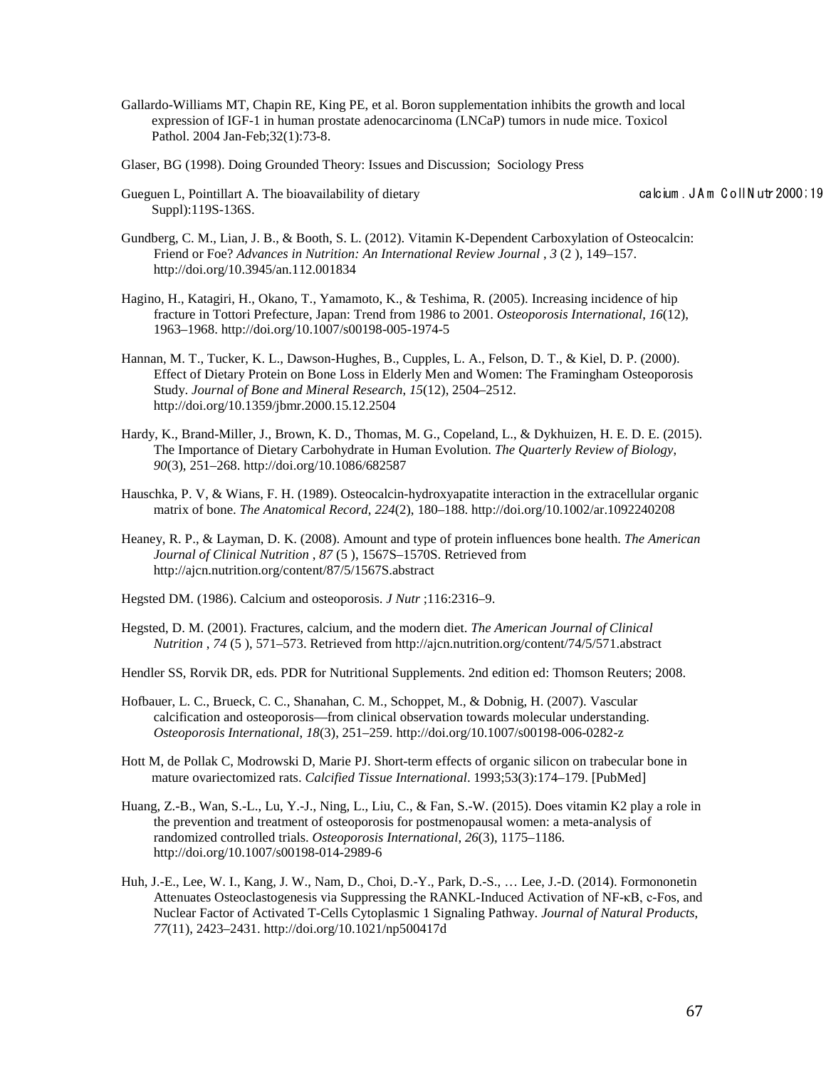Gallardo-Williams MT, Chapin RE, King PE, et al. Boron supplementation inhibits the growth and local expression of IGF-1 in human prostate adenocarcinoma (LNCaP) tumors in nude mice. Toxicol Pathol. 2004 Jan-Feb;32(1):73-8.

Glaser, BG (1998). Doing Grounded Theory: Issues and Discussion; Sociology Press

Gueguen L, Pointillart A. The bioavailability of dietary calcium. J Am Coll Nutr 2000;19 Suppl):119S-136S.

Gundberg, C. M., Lian, J. B., & Booth, S. L. (2012). Vitamin K-Dependent Carboxylation of Osteocalcin: Friend or Foe? *Advances in Nutrition: An International Review Journal*, *3* (2 ), 149–157. http://doi.org/10.3945/an.112.001834

Hagino, H., Katagiri, H., Okano, T., Yamamoto, K., & Teshima, R. (2005). Increasing incidence of hip fracture in Tottori Prefecture, Japan: Trend from 1986 to 2001. *Osteoporosis International*, *16*(12), 1963–1968. http://doi.org/10.1007/s00198-005-1974-5

Hannan, M. T., Tucker, K. L., Dawson-Hughes, B., Cupples, L. A., Felson, D. T., & Kiel, D. P. (2000). Effect of Dietary Protein on Bone Loss in Elderly Men and Women: The Framingham Osteoporosis Study. *Journal of Bone and Mineral Research*, *15*(12), 2504–2512. http://doi.org/10.1359/jbmr.2000.15.12.2504

Hardy, K., Brand-Miller, J., Brown, K. D., Thomas, M. G., Copeland, L., & Dykhuizen, H. E. D. E. (2015). The Importance of Dietary Carbohydrate in Human Evolution. *The Quarterly Review of Biology*, *90*(3), 251–268. http://doi.org/10.1086/682587

Hauschka, P. V, & Wians, F. H. (1989). Osteocalcin-hydroxyapatite interaction in the extracellular organic matrix of bone. *The Anatomical Record*, *224*(2), 180–188. http://doi.org/10.1002/ar.1092240208

Heaney, R. P., & Layman, D. K. (2008). Amount and type of protein influences bone health. *The American Journal of Clinical Nutrition*, *87* (5 ), 1567S–1570S. Retrieved from http://ajcn.nutrition.org/content/87/5/1567S.abstract

Hegsted DM. (1986). Calcium and osteoporosis. *J Nutr* ;116:2316–9.

Hegsted, D. M. (2001). Fractures, calcium, and the modern diet. *The American Journal of Clinical Nutrition*, *74* (5 ), 571–573. Retrieved from http://ajcn.nutrition.org/content/74/5/571.abstract

Hendler SS, Rorvik DR, eds. PDR for Nutritional Supplements. 2nd edition ed: Thomson Reuters; 2008.

Hofbauer, L. C., Brueck, C. C., Shanahan, C. M., Schoppet, M., & Dobnig, H. (2007). Vascular calcification and osteoporosis—from clinical observation towards molecular understanding. *Osteoporosis International*, *18*(3), 251–259. http://doi.org/10.1007/s00198-006-0282-z

Hott M, de Pollak C, Modrowski D, Marie PJ. Short-term effects of organic silicon on trabecular bone in mature ovariectomized rats. *Calcified Tissue International*. 1993;53(3):174–179. [PubMed]

Huang, Z.-B., Wan, S.-L., Lu, Y.-J., Ning, L., Liu, C., & Fan, S.-W. (2015). Does vitamin K2 play a role in the prevention and treatment of osteoporosis for postmenopausal women: a meta-analysis of randomized controlled trials. *Osteoporosis International*, *26*(3), 1175–1186. http://doi.org/10.1007/s00198-014-2989-6

Huh, J.-E., Lee, W. I., Kang, J. W., Nam, D., Choi, D.-Y., Park, D.-S., … Lee, J.-D. (2014). Formononetin Attenuates Osteoclastogenesis via Suppressing the RANKL-Induced Activation of NF-κB, c-Fos, and Nuclear Factor of Activated T-Cells Cytoplasmic 1 Signaling Pathway. *Journal of Natural Products*, *77*(11), 2423–2431. http://doi.org/10.1021/np500417d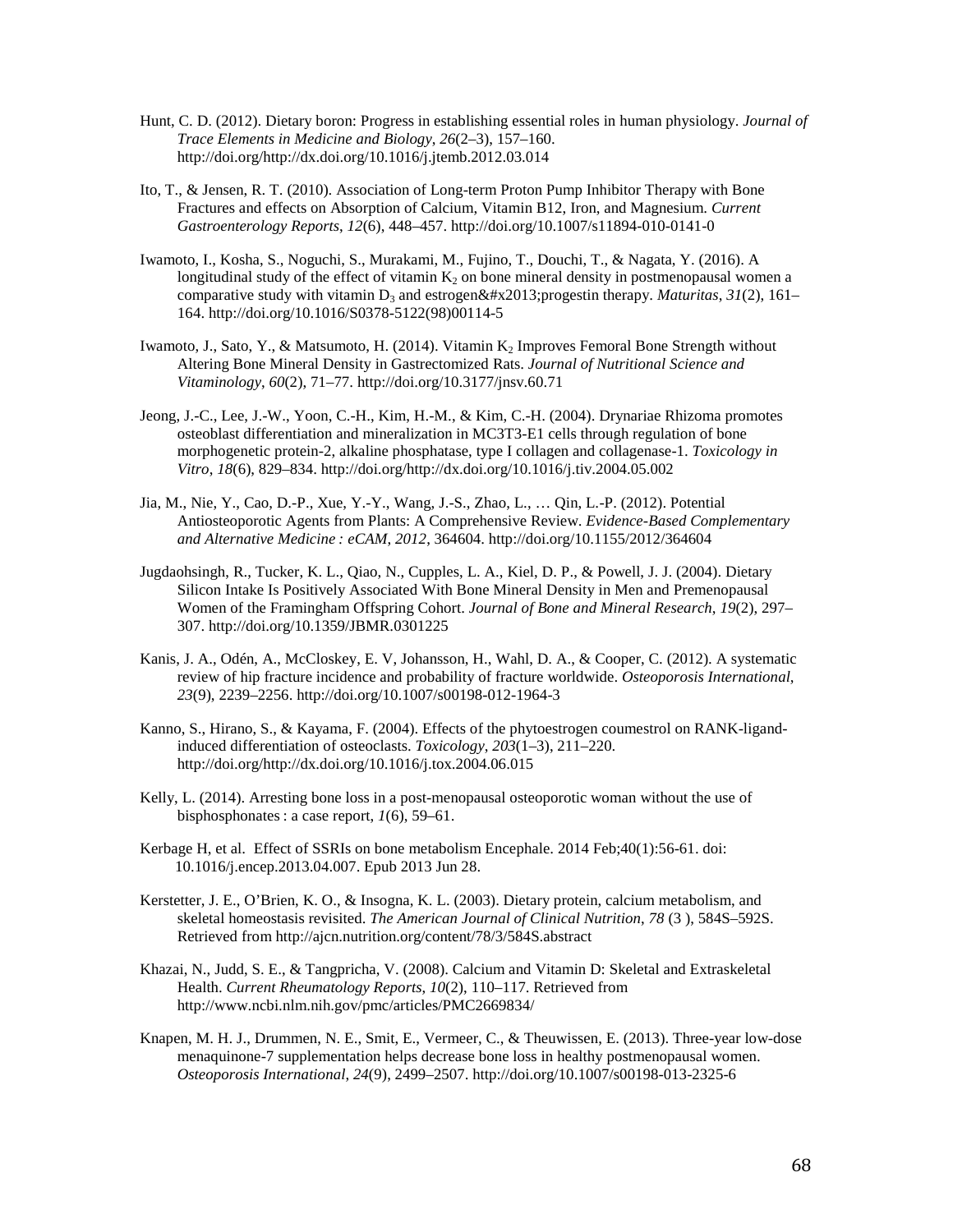Hunt, C. D. (2012). Dietary boron: Progress in establishing essential roles in human physiology. *Journal of Trace Elements in Medicine and Biology*, *26*(2–3), 157–160. http://doi.org/http://dx.doi.org/10.1016/j.jtemb.2012.03.014

Ito, T., & Jensen, R. T. (2010). Association of Long-term Proton Pump Inhibitor Therapy with Bone Fractures and effects on Absorption of Calcium, Vitamin B12, Iron, and Magnesium. *Current Gastroenterology Reports*, *12*(6), 448–457. http://doi.org/10.1007/s11894-010-0141-0

Iwamoto, I., Kosha, S., Noguchi, S., Murakami, M., Fujino, T., Douchi, T., & Nagata, Y. (2016). A longitudinal study of the effect of vitamin $K_2$ on bone mineral density in postmenopausal women a comparative study with vitamin $D_3$ and estrogen&#x2013;progestin therapy. *Maturitas*, *31*(2), 161–164. http://doi.org/10.1016/S0378-5122(98)00114-5

Iwamoto, J., Sato, Y., & Matsumoto, H. (2014). Vitamin $K_2$ Improves Femoral Bone Strength without Altering Bone Mineral Density in Gastrectomized Rats. *Journal of Nutritional Science and Vitaminology*, *60*(2), 71–77. http://doi.org/10.3177/jnsv.60.71

Jeong, J.-C., Lee, J.-W., Yoon, C.-H., Kim, H.-M., & Kim, C.-H. (2004). Drynariae Rhizoma promotes osteoblast differentiation and mineralization in MC3T3-E1 cells through regulation of bone morphogenetic protein-2, alkaline phosphatase, type I collagen and collagenase-1. *Toxicology in Vitro*, *18*(6), 829–834. http://doi.org/http://dx.doi.org/10.1016/j.tiv.2004.05.002

Jia, M., Nie, Y., Cao, D.-P., Xue, Y.-Y., Wang, J.-S., Zhao, L., … Qin, L.-P. (2012). Potential Antiosteoporotic Agents from Plants: A Comprehensive Review. *Evidence-Based Complementary and Alternative Medicine : eCAM*, *2012*, 364604. http://doi.org/10.1155/2012/364604

Jugdaohsingh, R., Tucker, K. L., Qiao, N., Cupples, L. A., Kiel, D. P., & Powell, J. J. (2004). Dietary Silicon Intake Is Positively Associated With Bone Mineral Density in Men and Premenopausal Women of the Framingham Offspring Cohort. *Journal of Bone and Mineral Research*, *19*(2), 297–307. http://doi.org/10.1359/JBMR.0301225

Kanis, J. A., Odén, A., McCloskey, E. V, Johansson, H., Wahl, D. A., & Cooper, C. (2012). A systematic review of hip fracture incidence and probability of fracture worldwide. *Osteoporosis International*, *23*(9), 2239–2256. http://doi.org/10.1007/s00198-012-1964-3

Kanno, S., Hirano, S., & Kayama, F. (2004). Effects of the phytoestrogen coumestrol on RANK-ligand-induced differentiation of osteoclasts. *Toxicology*, *203*(1–3), 211–220. http://doi.org/http://dx.doi.org/10.1016/j.tox.2004.06.015

Kelly, L. (2014). Arresting bone loss in a post-menopausal osteoporotic woman without the use of bisphosphonates : a case report, *1*(6), 59–61.

Kerbage H, et al. Effect of SSRIs on bone metabolism Encephale. 2014 Feb;40(1):56-61. doi: 10.1016/j.encep.2013.04.007. Epub 2013 Jun 28.

Kerstetter, J. E., O'Brien, K. O., & Insogna, K. L. (2003). Dietary protein, calcium metabolism, and skeletal homeostasis revisited. *The American Journal of Clinical Nutrition*, *78* (3 ), 584S–592S. Retrieved from http://ajcn.nutrition.org/content/78/3/584S.abstract

Khazai, N., Judd, S. E., & Tangpricha, V. (2008). Calcium and Vitamin D: Skeletal and Extraskeletal Health. *Current Rheumatology Reports*, *10*(2), 110–117. Retrieved from http://www.ncbi.nlm.nih.gov/pmc/articles/PMC2669834/

Knapen, M. H. J., Drummen, N. E., Smit, E., Vermeer, C., & Theuwissen, E. (2013). Three-year low-dose menaquinone-7 supplementation helps decrease bone loss in healthy postmenopausal women. *Osteoporosis International*, *24*(9), 2499–2507. http://doi.org/10.1007/s00198-013-2325-6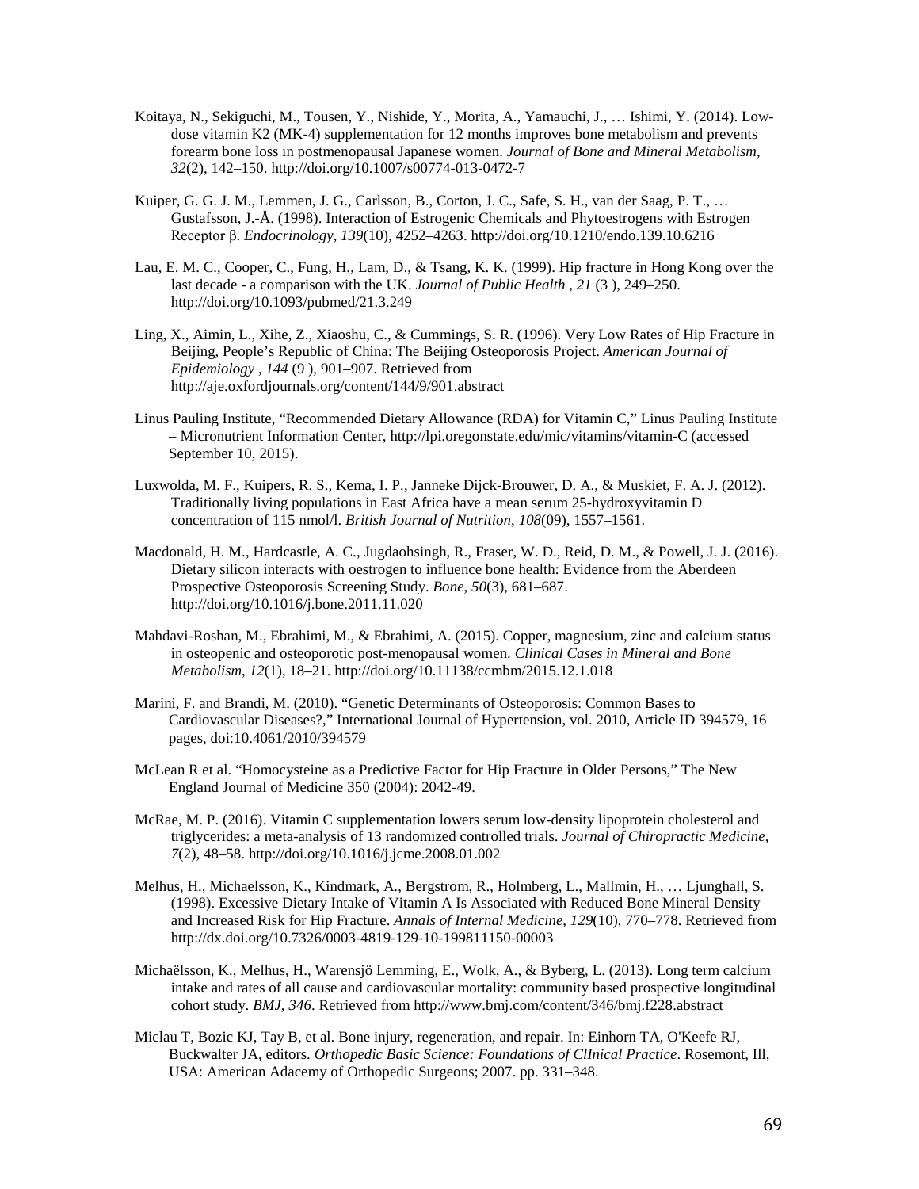Koitaya, N., Sekiguchi, M., Tousen, Y., Nishide, Y., Morita, A., Yamauchi, J., … Ishimi, Y. (2014). Low-dose vitamin K2 (MK-4) supplementation for 12 months improves bone metabolism and prevents forearm bone loss in postmenopausal Japanese women. *Journal of Bone and Mineral Metabolism*, *32*(2), 142–150. http://doi.org/10.1007/s00774-013-0472-7

Kuiper, G. G. J. M., Lemmen, J. G., Carlsson, B., Corton, J. C., Safe, S. H., van der Saag, P. T., … Gustafsson, J.-Å. (1998). Interaction of Estrogenic Chemicals and Phytoestrogens with Estrogen Receptor β. *Endocrinology*, *139*(10), 4252–4263. http://doi.org/10.1210/endo.139.10.6216

Lau, E. M. C., Cooper, C., Fung, H., Lam, D., & Tsang, K. K. (1999). Hip fracture in Hong Kong over the last decade - a comparison with the UK. *Journal of Public Health* , *21* (3 ), 249–250. http://doi.org/10.1093/pubmed/21.3.249

Ling, X., Aimin, L., Xihe, Z., Xiaoshu, C., & Cummings, S. R. (1996). Very Low Rates of Hip Fracture in Beijing, People's Republic of China: The Beijing Osteoporosis Project. *American Journal of Epidemiology* , *144* (9 ), 901–907. Retrieved from http://aje.oxfordjournals.org/content/144/9/901.abstract

Linus Pauling Institute, "Recommended Dietary Allowance (RDA) for Vitamin C," Linus Pauling Institute – Micronutrient Information Center, http://lpi.oregonstate.edu/mic/vitamins/vitamin-C (accessed September 10, 2015).

Luxwolda, M. F., Kuipers, R. S., Kema, I. P., Janneke Dijck-Brouwer, D. A., & Muskiet, F. A. J. (2012). Traditionally living populations in East Africa have a mean serum 25-hydroxyvitamin D concentration of 115 nmol/l. *British Journal of Nutrition*, *108*(09), 1557–1561.

Macdonald, H. M., Hardcastle, A. C., Jugdaohsingh, R., Fraser, W. D., Reid, D. M., & Powell, J. J. (2016). Dietary silicon interacts with oestrogen to influence bone health: Evidence from the Aberdeen Prospective Osteoporosis Screening Study. *Bone*, *50*(3), 681–687. http://doi.org/10.1016/j.bone.2011.11.020

Mahdavi-Roshan, M., Ebrahimi, M., & Ebrahimi, A. (2015). Copper, magnesium, zinc and calcium status in osteopenic and osteoporotic post-menopausal women. *Clinical Cases in Mineral and Bone Metabolism*, *12*(1), 18–21. http://doi.org/10.11138/ccmbm/2015.12.1.018

Marini, F. and Brandi, M. (2010). "Genetic Determinants of Osteoporosis: Common Bases to Cardiovascular Diseases?," International Journal of Hypertension, vol. 2010, Article ID 394579, 16 pages, doi:10.4061/2010/394579

McLean R et al. "Homocysteine as a Predictive Factor for Hip Fracture in Older Persons," The New England Journal of Medicine 350 (2004): 2042-49.

McRae, M. P. (2016). Vitamin C supplementation lowers serum low-density lipoprotein cholesterol and triglycerides: a meta-analysis of 13 randomized controlled trials. *Journal of Chiropractic Medicine*, *7*(2), 48–58. http://doi.org/10.1016/j.jcme.2008.01.002

Melhus, H., Michaelsson, K., Kindmark, A., Bergstrom, R., Holmberg, L., Mallmin, H., … Ljunghall, S. (1998). Excessive Dietary Intake of Vitamin A Is Associated with Reduced Bone Mineral Density and Increased Risk for Hip Fracture. *Annals of Internal Medicine*, *129*(10), 770–778. Retrieved from http://dx.doi.org/10.7326/0003-4819-129-10-199811150-00003

Michaëlsson, K., Melhus, H., Warensjö Lemming, E., Wolk, A., & Byberg, L. (2013). Long term calcium intake and rates of all cause and cardiovascular mortality: community based prospective longitudinal cohort study. *BMJ*, *346*. Retrieved from http://www.bmj.com/content/346/bmj.f228.abstract

Miclau T, Bozic KJ, Tay B, et al. Bone injury, regeneration, and repair. In: Einhorn TA, O'Keefe RJ, Buckwalter JA, editors. *Orthopedic Basic Science: Foundations of ClInical Practice*. Rosemont, Ill, USA: American Adacemy of Orthopedic Surgeons; 2007. pp. 331–348.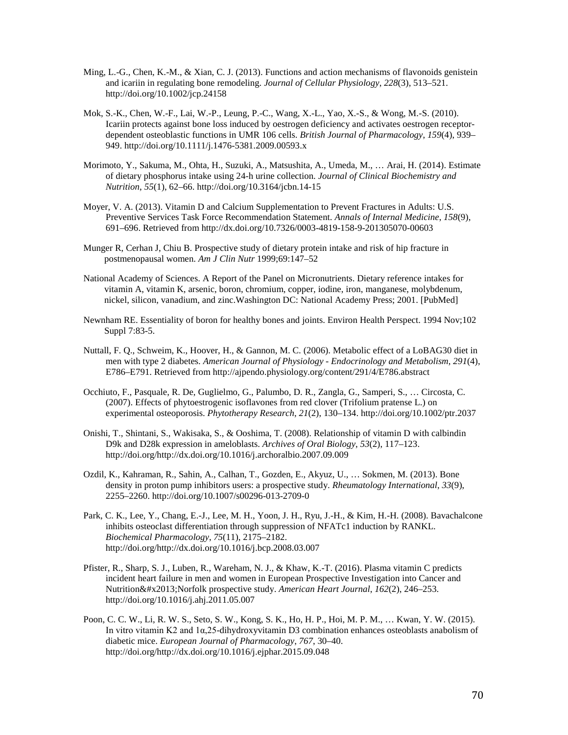Ming, L.-G., Chen, K.-M., & Xian, C. J. (2013). Functions and action mechanisms of flavonoids genistein and icariin in regulating bone remodeling. *Journal of Cellular Physiology*, *228*(3), 513–521. http://doi.org/10.1002/jcp.24158

Mok, S.-K., Chen, W.-F., Lai, W.-P., Leung, P.-C., Wang, X.-L., Yao, X.-S., & Wong, M.-S. (2010). Icariin protects against bone loss induced by oestrogen deficiency and activates oestrogen receptor-dependent osteoblastic functions in UMR 106 cells. *British Journal of Pharmacology*, *159*(4), 939–949. http://doi.org/10.1111/j.1476-5381.2009.00593.x

Morimoto, Y., Sakuma, M., Ohta, H., Suzuki, A., Matsushita, A., Umeda, M., … Arai, H. (2014). Estimate of dietary phosphorus intake using 24-h urine collection. *Journal of Clinical Biochemistry and Nutrition*, *55*(1), 62–66. http://doi.org/10.3164/jcbn.14-15

Moyer, V. A. (2013). Vitamin D and Calcium Supplementation to Prevent Fractures in Adults: U.S. Preventive Services Task Force Recommendation Statement. *Annals of Internal Medicine*, *158*(9), 691–696. Retrieved from http://dx.doi.org/10.7326/0003-4819-158-9-201305070-00603

Munger R, Cerhan J, Chiu B. Prospective study of dietary protein intake and risk of hip fracture in postmenopausal women. *Am J Clin Nutr* 1999;69:147–52

National Academy of Sciences. A Report of the Panel on Micronutrients. Dietary reference intakes for vitamin A, vitamin K, arsenic, boron, chromium, copper, iodine, iron, manganese, molybdenum, nickel, silicon, vanadium, and zinc.Washington DC: National Academy Press; 2001. [PubMed]

Newnham RE. Essentiality of boron for healthy bones and joints. Environ Health Perspect. 1994 Nov;102 Suppl 7:83-5.

Nuttall, F. Q., Schweim, K., Hoover, H., & Gannon, M. C. (2006). Metabolic effect of a LoBAG30 diet in men with type 2 diabetes. *American Journal of Physiology - Endocrinology and Metabolism*, *291*(4), E786–E791. Retrieved from http://ajpendo.physiology.org/content/291/4/E786.abstract

Occhiuto, F., Pasquale, R. De, Guglielmo, G., Palumbo, D. R., Zangla, G., Samperi, S., … Circosta, C. (2007). Effects of phytoestrogenic isoflavones from red clover (Trifolium pratense L.) on experimental osteoporosis. *Phytotherapy Research*, *21*(2), 130–134. http://doi.org/10.1002/ptr.2037

Onishi, T., Shintani, S., Wakisaka, S., & Ooshima, T. (2008). Relationship of vitamin D with calbindin D9k and D28k expression in ameloblasts. *Archives of Oral Biology*, *53*(2), 117–123. http://doi.org/http://dx.doi.org/10.1016/j.archoralbio.2007.09.009

Ozdil, K., Kahraman, R., Sahin, A., Calhan, T., Gozden, E., Akyuz, U., … Sokmen, M. (2013). Bone density in proton pump inhibitors users: a prospective study. *Rheumatology International*, *33*(9), 2255–2260. http://doi.org/10.1007/s00296-013-2709-0

Park, C. K., Lee, Y., Chang, E.-J., Lee, M. H., Yoon, J. H., Ryu, J.-H., & Kim, H.-H. (2008). Bavachalcone inhibits osteoclast differentiation through suppression of NFATc1 induction by RANKL. *Biochemical Pharmacology*, *75*(11), 2175–2182. http://doi.org/http://dx.doi.org/10.1016/j.bcp.2008.03.007

Pfister, R., Sharp, S. J., Luben, R., Wareham, N. J., & Khaw, K.-T. (2016). Plasma vitamin C predicts incident heart failure in men and women in European Prospective Investigation into Cancer and Nutrition&#x2013;Norfolk prospective study. *American Heart Journal*, *162*(2), 246–253. http://doi.org/10.1016/j.ahj.2011.05.007

Poon, C. C. W., Li, R. W. S., Seto, S. W., Kong, S. K., Ho, H. P., Hoi, M. P. M., … Kwan, Y. W. (2015). In vitro vitamin K2 and 1α,25-dihydroxyvitamin D3 combination enhances osteoblasts anabolism of diabetic mice. *European Journal of Pharmacology*, *767*, 30–40. http://doi.org/http://dx.doi.org/10.1016/j.ejphar.2015.09.048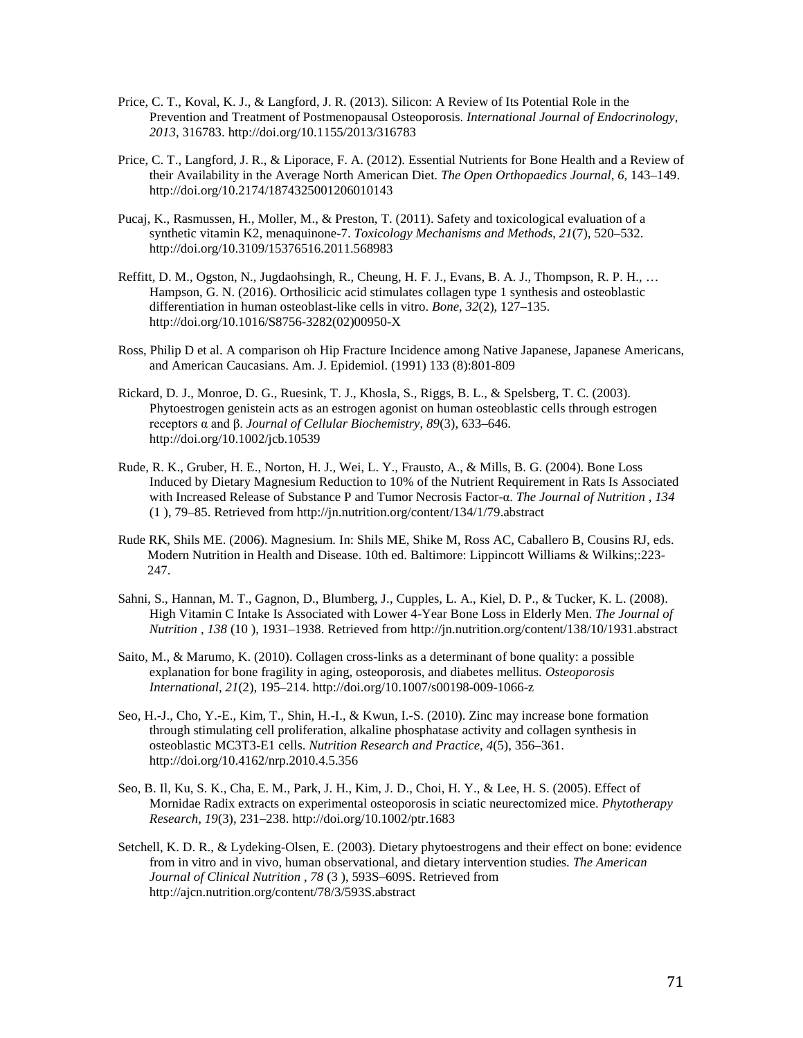Price, C. T., Koval, K. J., & Langford, J. R. (2013). Silicon: A Review of Its Potential Role in the Prevention and Treatment of Postmenopausal Osteoporosis. *International Journal of Endocrinology*, *2013*, 316783. http://doi.org/10.1155/2013/316783

Price, C. T., Langford, J. R., & Liporace, F. A. (2012). Essential Nutrients for Bone Health and a Review of their Availability in the Average North American Diet. *The Open Orthopaedics Journal*, *6*, 143–149. http://doi.org/10.2174/1874325001206010143

Pucaj, K., Rasmussen, H., Moller, M., & Preston, T. (2011). Safety and toxicological evaluation of a synthetic vitamin K2, menaquinone-7. *Toxicology Mechanisms and Methods*, *21*(7), 520–532. http://doi.org/10.3109/15376516.2011.568983

Reffitt, D. M., Ogston, N., Jugdaohsingh, R., Cheung, H. F. J., Evans, B. A. J., Thompson, R. P. H., … Hampson, G. N. (2016). Orthosilicic acid stimulates collagen type 1 synthesis and osteoblastic differentiation in human osteoblast-like cells in vitro. *Bone*, *32*(2), 127–135. http://doi.org/10.1016/S8756-3282(02)00950-X

Ross, Philip D et al. A comparison oh Hip Fracture Incidence among Native Japanese, Japanese Americans, and American Caucasians. Am. J. Epidemiol. (1991) 133 (8):801-809

Rickard, D. J., Monroe, D. G., Ruesink, T. J., Khosla, S., Riggs, B. L., & Spelsberg, T. C. (2003). Phytoestrogen genistein acts as an estrogen agonist on human osteoblastic cells through estrogen receptors α and β. *Journal of Cellular Biochemistry*, *89*(3), 633–646. http://doi.org/10.1002/jcb.10539

Rude, R. K., Gruber, H. E., Norton, H. J., Wei, L. Y., Frausto, A., & Mills, B. G. (2004). Bone Loss Induced by Dietary Magnesium Reduction to 10% of the Nutrient Requirement in Rats Is Associated with Increased Release of Substance P and Tumor Necrosis Factor-α. *The Journal of Nutrition* , *134* (1 ), 79–85. Retrieved from http://jn.nutrition.org/content/134/1/79.abstract

Rude RK, Shils ME. (2006). Magnesium. In: Shils ME, Shike M, Ross AC, Caballero B, Cousins RJ, eds. Modern Nutrition in Health and Disease. 10th ed. Baltimore: Lippincott Williams & Wilkins;:223-247.

Sahni, S., Hannan, M. T., Gagnon, D., Blumberg, J., Cupples, L. A., Kiel, D. P., & Tucker, K. L. (2008). High Vitamin C Intake Is Associated with Lower 4-Year Bone Loss in Elderly Men. *The Journal of Nutrition* , *138* (10 ), 1931–1938. Retrieved from http://jn.nutrition.org/content/138/10/1931.abstract

Saito, M., & Marumo, K. (2010). Collagen cross-links as a determinant of bone quality: a possible explanation for bone fragility in aging, osteoporosis, and diabetes mellitus. *Osteoporosis International*, *21*(2), 195–214. http://doi.org/10.1007/s00198-009-1066-z

Seo, H.-J., Cho, Y.-E., Kim, T., Shin, H.-I., & Kwun, I.-S. (2010). Zinc may increase bone formation through stimulating cell proliferation, alkaline phosphatase activity and collagen synthesis in osteoblastic MC3T3-E1 cells. *Nutrition Research and Practice*, *4*(5), 356–361. http://doi.org/10.4162/nrp.2010.4.5.356

Seo, B. Il, Ku, S. K., Cha, E. M., Park, J. H., Kim, J. D., Choi, H. Y., & Lee, H. S. (2005). Effect of Mornidae Radix extracts on experimental osteoporosis in sciatic neurectomized mice. *Phytotherapy Research*, *19*(3), 231–238. http://doi.org/10.1002/ptr.1683

Setchell, K. D. R., & Lydeking-Olsen, E. (2003). Dietary phytoestrogens and their effect on bone: evidence from in vitro and in vivo, human observational, and dietary intervention studies. *The American Journal of Clinical Nutrition* , *78* (3 ), 593S–609S. Retrieved from http://ajcn.nutrition.org/content/78/3/593S.abstract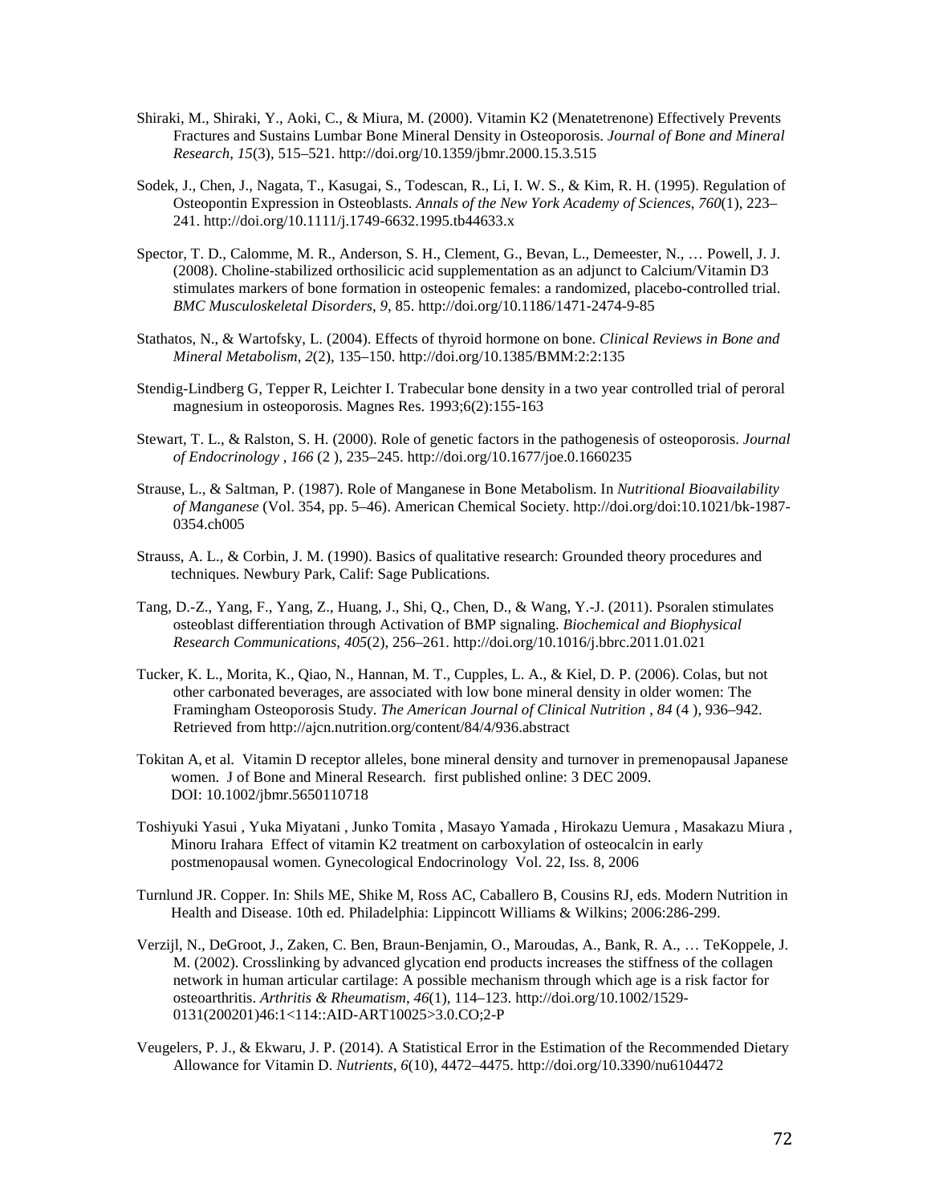Shiraki, M., Shiraki, Y., Aoki, C., & Miura, M. (2000). Vitamin K2 (Menatetrenone) Effectively Prevents Fractures and Sustains Lumbar Bone Mineral Density in Osteoporosis. *Journal of Bone and Mineral Research*, *15*(3), 515–521. http://doi.org/10.1359/jbmr.2000.15.3.515

Sodek, J., Chen, J., Nagata, T., Kasugai, S., Todescan, R., Li, I. W. S., & Kim, R. H. (1995). Regulation of Osteopontin Expression in Osteoblasts. *Annals of the New York Academy of Sciences*, *760*(1), 223–241. http://doi.org/10.1111/j.1749-6632.1995.tb44633.x

Spector, T. D., Calomme, M. R., Anderson, S. H., Clement, G., Bevan, L., Demeester, N., … Powell, J. J. (2008). Choline-stabilized orthosilicic acid supplementation as an adjunct to Calcium/Vitamin D3 stimulates markers of bone formation in osteopenic females: a randomized, placebo-controlled trial. *BMC Musculoskeletal Disorders*, *9*, 85. http://doi.org/10.1186/1471-2474-9-85

Stathatos, N., & Wartofsky, L. (2004). Effects of thyroid hormone on bone. *Clinical Reviews in Bone and Mineral Metabolism*, *2*(2), 135–150. http://doi.org/10.1385/BMM:2:2:135

Stendig-Lindberg G, Tepper R, Leichter I. Trabecular bone density in a two year controlled trial of peroral magnesium in osteoporosis. Magnes Res. 1993;6(2):155-163

Stewart, T. L., & Ralston, S. H. (2000). Role of genetic factors in the pathogenesis of osteoporosis. *Journal of Endocrinology* , *166* (2 ), 235–245. http://doi.org/10.1677/joe.0.1660235

Strause, L., & Saltman, P. (1987). Role of Manganese in Bone Metabolism. In *Nutritional Bioavailability of Manganese* (Vol. 354, pp. 5–46). American Chemical Society. http://doi.org/doi:10.1021/bk-1987-0354.ch005

Strauss, A. L., & Corbin, J. M. (1990). Basics of qualitative research: Grounded theory procedures and techniques. Newbury Park, Calif: Sage Publications.

Tang, D.-Z., Yang, F., Yang, Z., Huang, J., Shi, Q., Chen, D., & Wang, Y.-J. (2011). Psoralen stimulates osteoblast differentiation through Activation of BMP signaling. *Biochemical and Biophysical Research Communications*, *405*(2), 256–261. http://doi.org/10.1016/j.bbrc.2011.01.021

Tucker, K. L., Morita, K., Qiao, N., Hannan, M. T., Cupples, L. A., & Kiel, D. P. (2006). Colas, but not other carbonated beverages, are associated with low bone mineral density in older women: The Framingham Osteoporosis Study. *The American Journal of Clinical Nutrition* , *84* (4 ), 936–942. Retrieved from http://ajcn.nutrition.org/content/84/4/936.abstract

Tokitan A, et al. Vitamin D receptor alleles, bone mineral density and turnover in premenopausal Japanese women. J of Bone and Mineral Research. first published online: 3 DEC 2009. DOI: 10.1002/jbmr.5650110718

Toshiyuki Yasui , Yuka Miyatani , Junko Tomita , Masayo Yamada , Hirokazu Uemura , Masakazu Miura , Minoru Irahara Effect of vitamin K2 treatment on carboxylation of osteocalcin in early postmenopausal women. Gynecological Endocrinology Vol. 22, Iss. 8, 2006

Turnlund JR. Copper. In: Shils ME, Shike M, Ross AC, Caballero B, Cousins RJ, eds. Modern Nutrition in Health and Disease. 10th ed. Philadelphia: Lippincott Williams & Wilkins; 2006:286-299.

Verzijl, N., DeGroot, J., Zaken, C. Ben, Braun-Benjamin, O., Maroudas, A., Bank, R. A., … TeKoppele, J. M. (2002). Crosslinking by advanced glycation end products increases the stiffness of the collagen network in human articular cartilage: A possible mechanism through which age is a risk factor for osteoarthritis. *Arthritis & Rheumatism*, *46*(1), 114–123. http://doi.org/10.1002/1529-0131(200201)46:1<114::AID-ART10025>3.0.CO;2-P

Veugelers, P. J., & Ekwaru, J. P. (2014). A Statistical Error in the Estimation of the Recommended Dietary Allowance for Vitamin D. *Nutrients*, *6*(10), 4472–4475. http://doi.org/10.3390/nu6104472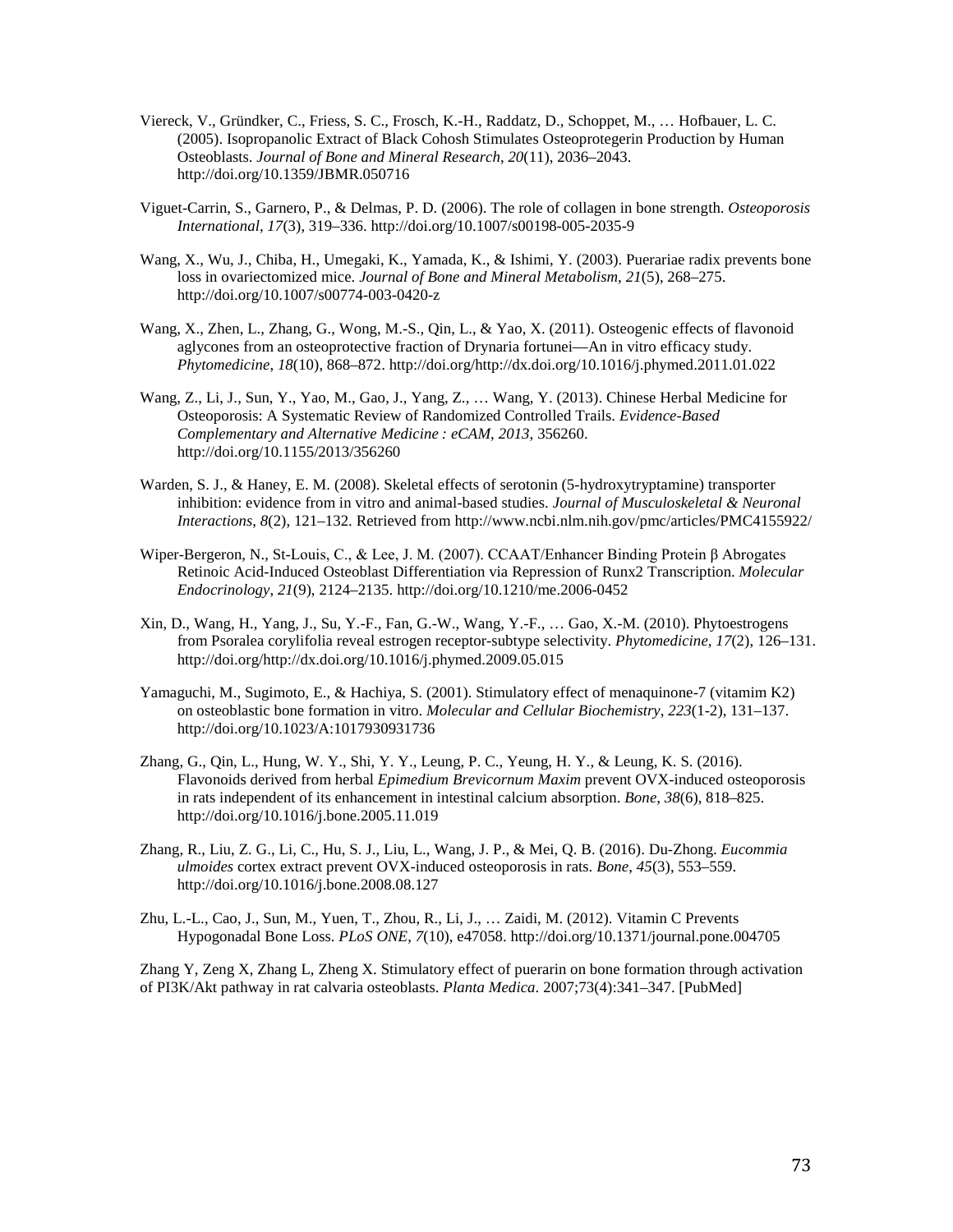Viereck, V., Gründker, C., Friess, S. C., Frosch, K.-H., Raddatz, D., Schoppet, M., … Hofbauer, L. C. (2005). Isopropanolic Extract of Black Cohosh Stimulates Osteoprotegerin Production by Human Osteoblasts. *Journal of Bone and Mineral Research*, *20*(11), 2036–2043. http://doi.org/10.1359/JBMR.050716

Viguet-Carrin, S., Garnero, P., & Delmas, P. D. (2006). The role of collagen in bone strength. *Osteoporosis International*, *17*(3), 319–336. http://doi.org/10.1007/s00198-005-2035-9

Wang, X., Wu, J., Chiba, H., Umegaki, K., Yamada, K., & Ishimi, Y. (2003). Puerariae radix prevents bone loss in ovariectomized mice. *Journal of Bone and Mineral Metabolism*, *21*(5), 268–275. http://doi.org/10.1007/s00774-003-0420-z

Wang, X., Zhen, L., Zhang, G., Wong, M.-S., Qin, L., & Yao, X. (2011). Osteogenic effects of flavonoid aglycones from an osteoprotective fraction of Drynaria fortunei—An in vitro efficacy study. *Phytomedicine*, *18*(10), 868–872. http://doi.org/http://dx.doi.org/10.1016/j.phymed.2011.01.022

Wang, Z., Li, J., Sun, Y., Yao, M., Gao, J., Yang, Z., … Wang, Y. (2013). Chinese Herbal Medicine for Osteoporosis: A Systematic Review of Randomized Controlled Trails. *Evidence-Based Complementary and Alternative Medicine : eCAM*, *2013*, 356260. http://doi.org/10.1155/2013/356260

Warden, S. J., & Haney, E. M. (2008). Skeletal effects of serotonin (5-hydroxytryptamine) transporter inhibition: evidence from in vitro and animal-based studies. *Journal of Musculoskeletal & Neuronal Interactions*, *8*(2), 121–132. Retrieved from http://www.ncbi.nlm.nih.gov/pmc/articles/PMC4155922/

Wiper-Bergeron, N., St-Louis, C., & Lee, J. M. (2007). CCAAT/Enhancer Binding Protein β Abrogates Retinoic Acid-Induced Osteoblast Differentiation via Repression of Runx2 Transcription. *Molecular Endocrinology*, *21*(9), 2124–2135. http://doi.org/10.1210/me.2006-0452

Xin, D., Wang, H., Yang, J., Su, Y.-F., Fan, G.-W., Wang, Y.-F., … Gao, X.-M. (2010). Phytoestrogens from Psoralea corylifolia reveal estrogen receptor-subtype selectivity. *Phytomedicine*, *17*(2), 126–131. http://doi.org/http://dx.doi.org/10.1016/j.phymed.2009.05.015

Yamaguchi, M., Sugimoto, E., & Hachiya, S. (2001). Stimulatory effect of menaquinone-7 (vitamin K2) on osteoblastic bone formation in vitro. *Molecular and Cellular Biochemistry*, *223*(1-2), 131–137. http://doi.org/10.1023/A:1017930931736

Zhang, G., Qin, L., Hung, W. Y., Shi, Y. Y., Leung, P. C., Yeung, H. Y., & Leung, K. S. (2016). Flavonoids derived from herbal *Epimedium Brevicornum Maxim* prevent OVX-induced osteoporosis in rats independent of its enhancement in intestinal calcium absorption. *Bone*, *38*(6), 818–825. http://doi.org/10.1016/j.bone.2005.11.019

Zhang, R., Liu, Z. G., Li, C., Hu, S. J., Liu, L., Wang, J. P., & Mei, Q. B. (2016). Du-Zhong. *Eucommia ulmoides* cortex extract prevent OVX-induced osteoporosis in rats. *Bone*, *45*(3), 553–559. http://doi.org/10.1016/j.bone.2008.08.127

Zhu, L.-L., Cao, J., Sun, M., Yuen, T., Zhou, R., Li, J., … Zaidi, M. (2012). Vitamin C Prevents Hypogonadal Bone Loss. *PLoS ONE*, *7*(10), e47058. http://doi.org/10.1371/journal.pone.004705

Zhang Y, Zeng X, Zhang L, Zheng X. Stimulatory effect of puerarin on bone formation through activation of PI3K/Akt pathway in rat calvaria osteoblasts. *Planta Medica*. 2007;73(4):341–347. [PubMed]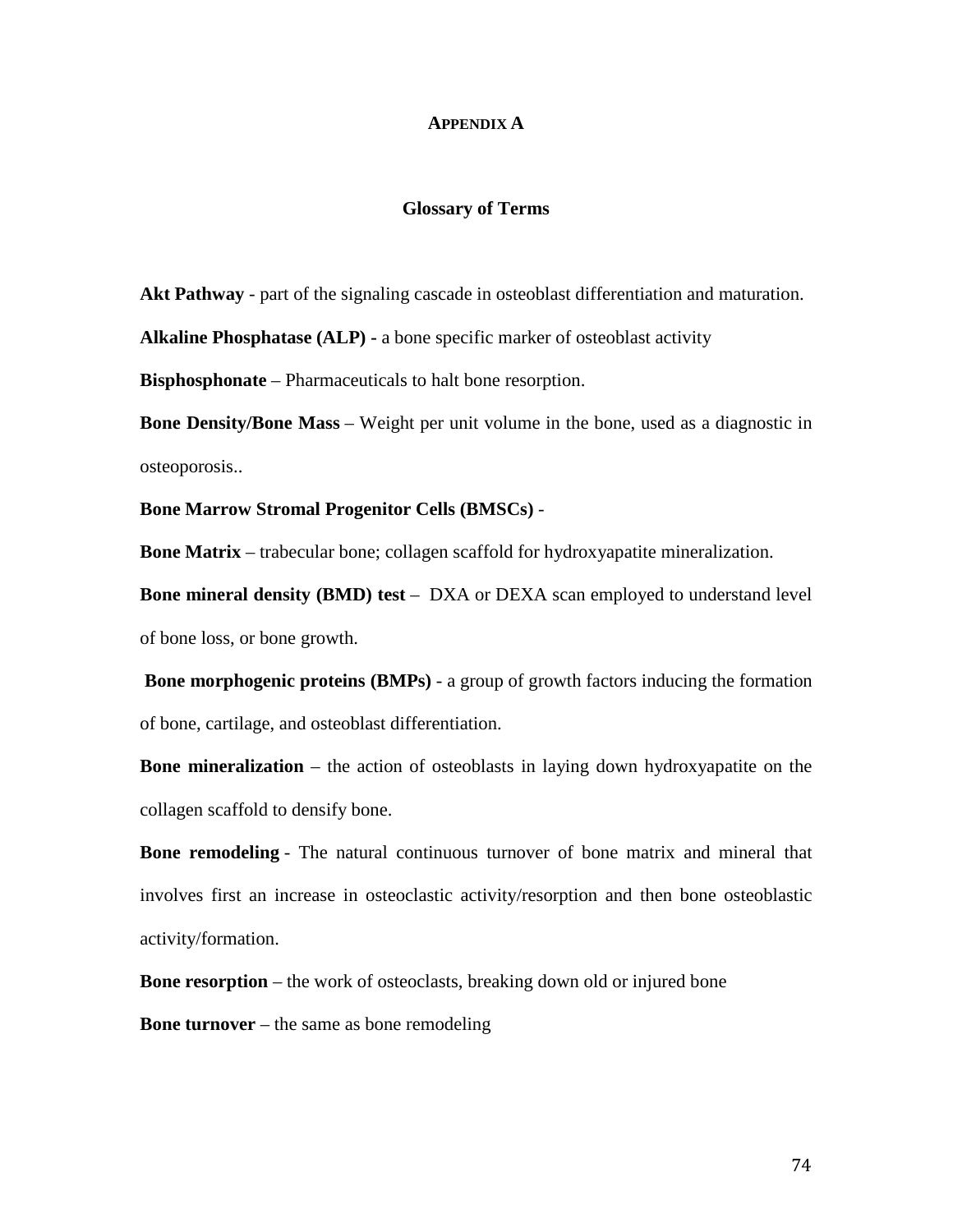# APPENDIX A

## Glossary of Terms

**Akt Pathway** - part of the signaling cascade in osteoblast differentiation and maturation.

**Alkaline Phosphatase (ALP) -** a bone specific marker of osteoblast activity

**Bisphosphonate** – Pharmaceuticals to halt bone resorption.

**Bone Density/Bone Mass** – Weight per unit volume in the bone, used as a diagnostic in osteoporosis..

**Bone Marrow Stromal Progenitor Cells (BMSCs)** -

**Bone Matrix** – trabecular bone; collagen scaffold for hydroxyapatite mineralization.

**Bone mineral density (BMD) test** – DXA or DEXA scan employed to understand level of bone loss, or bone growth.

**Bone morphogenic proteins (BMPs)** - a group of growth factors inducing the formation of bone, cartilage, and osteoblast differentiation.

**Bone mineralization** – the action of osteoblasts in laying down hydroxyapatite on the collagen scaffold to densify bone.

**Bone remodeling** - The natural continuous turnover of bone matrix and mineral that involves first an increase in osteoclastic activity/resorption and then bone osteoblastic activity/formation.

**Bone resorption** – the work of osteoclasts, breaking down old or injured bone

**Bone turnover** – the same as bone remodeling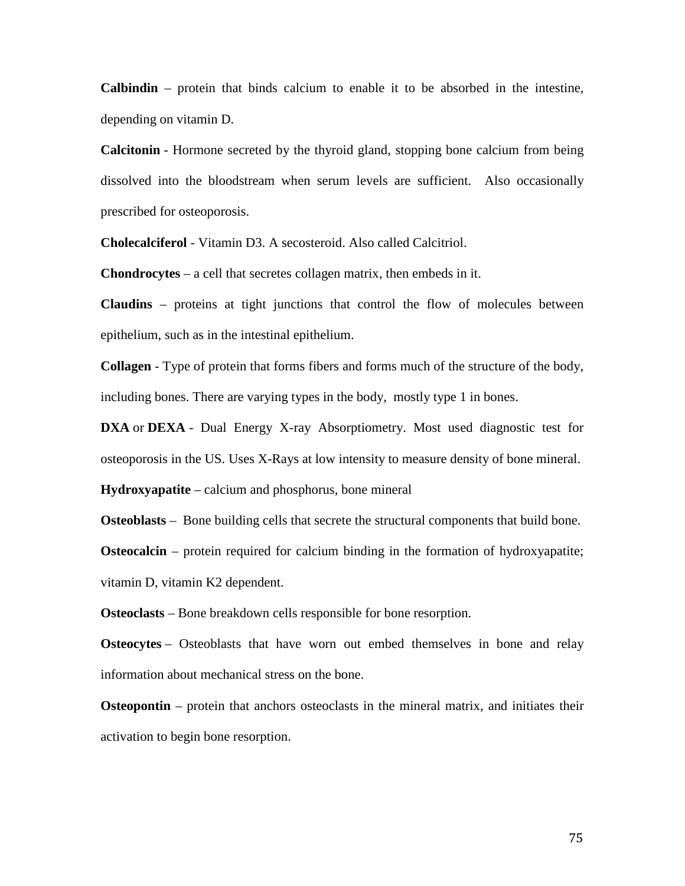**Calbindin** – protein that binds calcium to enable it to be absorbed in the intestine, depending on vitamin D.

**Calcitonin** - Hormone secreted by the thyroid gland, stopping bone calcium from being dissolved into the bloodstream when serum levels are sufficient. Also occasionally prescribed for osteoporosis.

**Cholecalciferol** - Vitamin D3. A secosteroid. Also called Calcitriol.

**Chondrocytes** – a cell that secretes collagen matrix, then embeds in it.

**Claudins** – proteins at tight junctions that control the flow of molecules between epithelium, such as in the intestinal epithelium.

**Collagen** - Type of protein that forms fibers and forms much of the structure of the body, including bones. There are varying types in the body, mostly type 1 in bones.

**DXA** or **DEXA** - Dual Energy X-ray Absorptiometry. Most used diagnostic test for osteoporosis in the US. Uses X-Rays at low intensity to measure density of bone mineral.

**Hydroxyapatite** – calcium and phosphorus, bone mineral

**Osteoblasts** – Bone building cells that secrete the structural components that build bone.

**Osteocalcin** – protein required for calcium binding in the formation of hydroxyapatite; vitamin D, vitamin K2 dependent.

**Osteoclasts** – Bone breakdown cells responsible for bone resorption.

**Osteocytes** – Osteoblasts that have worn out embed themselves in bone and relay information about mechanical stress on the bone.

**Osteopontin** – protein that anchors osteoclasts in the mineral matrix, and initiates their activation to begin bone resorption.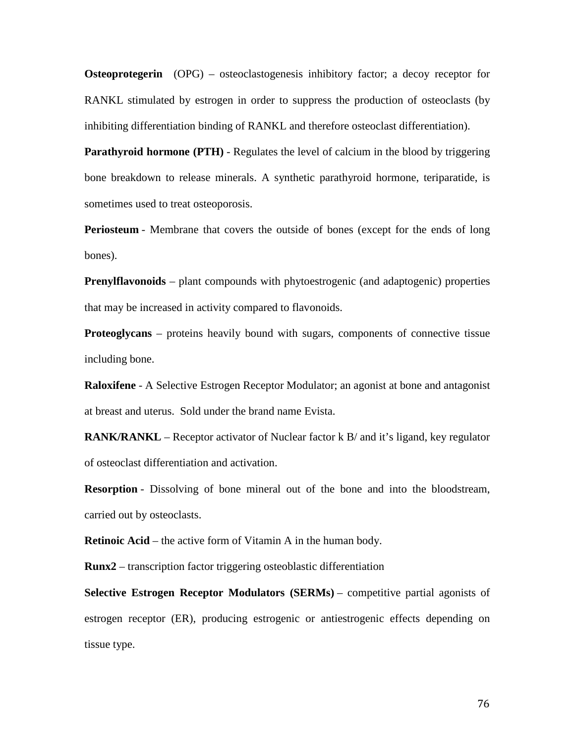**Osteoprotegerin** (OPG) – osteoclastogenesis inhibitory factor; a decoy receptor for RANKL stimulated by estrogen in order to suppress the production of osteoclasts (by inhibiting differentiation binding of RANKL and therefore osteoclast differentiation).

**Parathyroid hormone (PTH)** - Regulates the level of calcium in the blood by triggering bone breakdown to release minerals. A synthetic parathyroid hormone, teriparatide, is sometimes used to treat osteoporosis.

**Periosteum** - Membrane that covers the outside of bones (except for the ends of long bones).

**Prenylflavonoids** – plant compounds with phytoestrogenic (and adaptogenic) properties that may be increased in activity compared to flavonoids.

**Proteoglycans** – proteins heavily bound with sugars, components of connective tissue including bone.

**Raloxifene** - A Selective Estrogen Receptor Modulator; an agonist at bone and antagonist at breast and uterus. Sold under the brand name Evista.

**RANK/RANKL** – Receptor activator of Nuclear factor k B/ and it's ligand, key regulator of osteoclast differentiation and activation.

**Resorption** - Dissolving of bone mineral out of the bone and into the bloodstream, carried out by osteoclasts.

**Retinoic Acid** – the active form of Vitamin A in the human body.

**Runx2** – transcription factor triggering osteoblastic differentiation

**Selective Estrogen Receptor Modulators (SERMs)** – competitive partial agonists of estrogen receptor (ER), producing estrogenic or antiestrogenic effects depending on tissue type.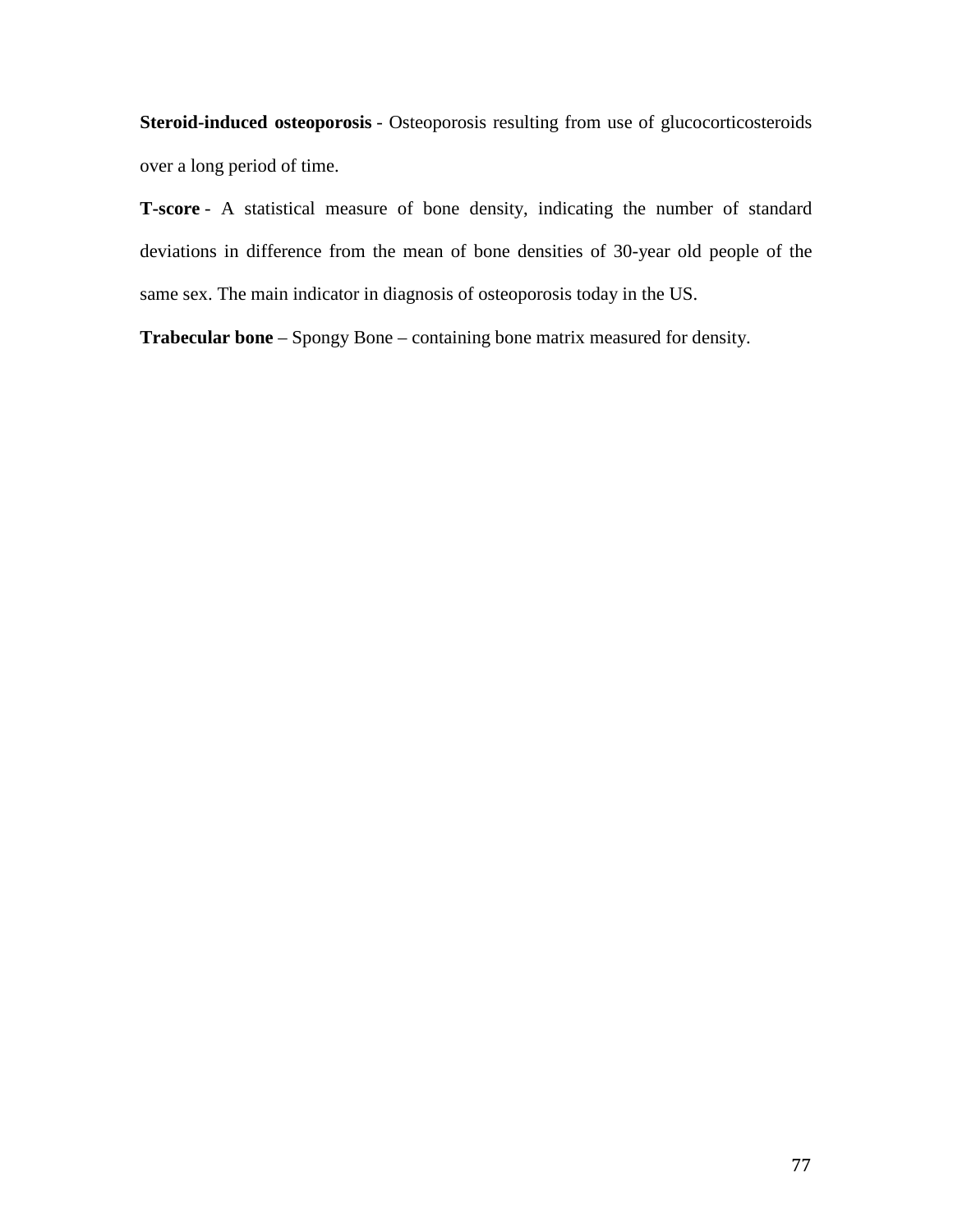**Steroid-induced osteoporosis** - Osteoporosis resulting from use of glucocorticosteroids over a long period of time.

**T-score** - A statistical measure of bone density, indicating the number of standard deviations in difference from the mean of bone densities of 30-year old people of the same sex. The main indicator in diagnosis of osteoporosis today in the US.

**Trabecular bone** – Spongy Bone – containing bone matrix measured for density.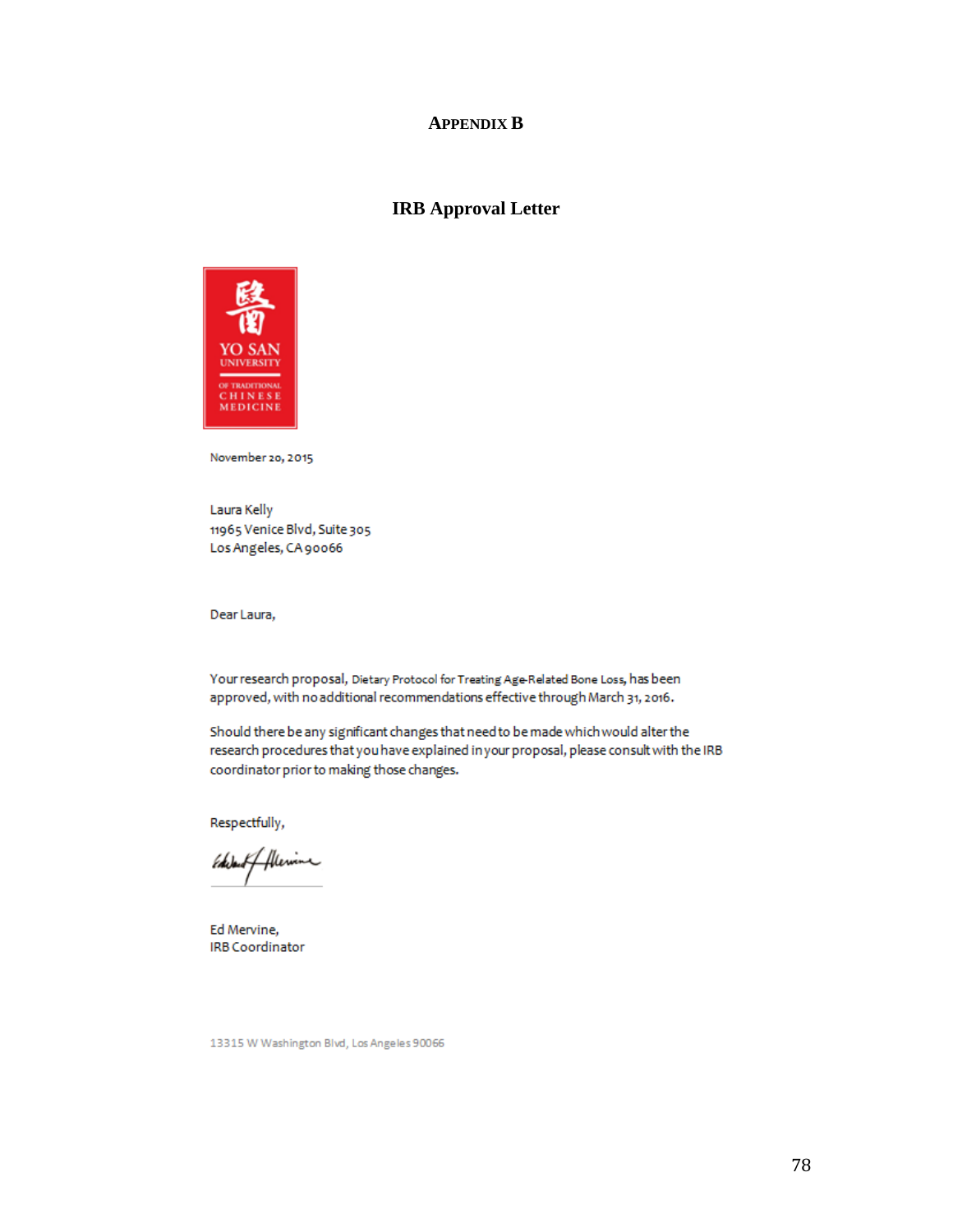# APPENDIX B

## IRB Approval Letter

YO SAN UNIVERSITY OF TRADITIONAL CHINESE MEDICINE

November 20, 2015

Laura Kelly
11965 Venice Blvd, Suite 305
Los Angeles, CA 90066

Dear Laura,

Your research proposal, Dietary Protocol for Treating Age-Related Bone Loss, has been approved, with no additional recommendations effective through March 31, 2016.

Should there be any significant changes that need to be made which would alter the research procedures that you have explained in your proposal, please consult with the IRB coordinator prior to making those changes.

Respectfully,

Ed Mervine,
IRB Coordinator

13315 W Washington Blvd, Los Angeles 90066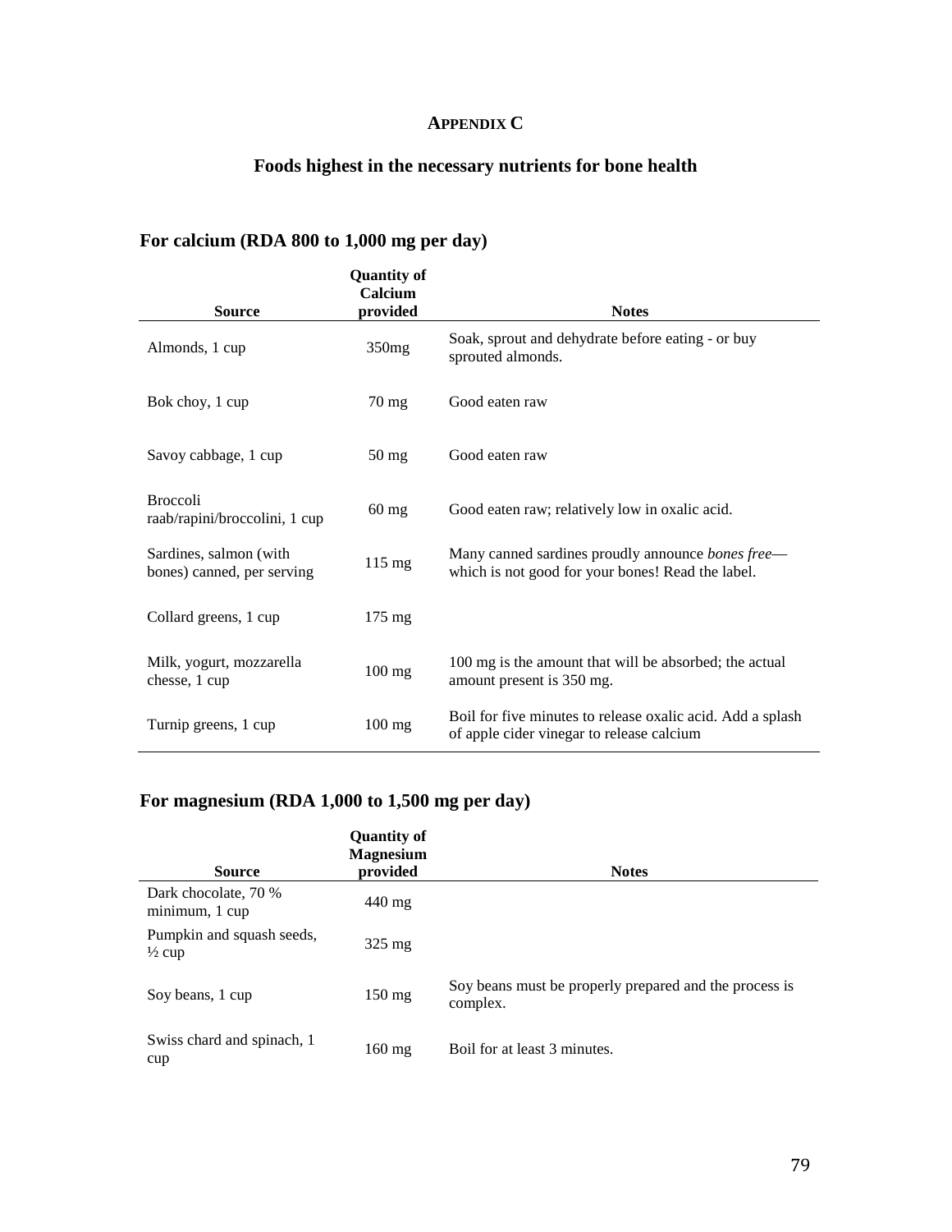**APPENDIX C**

## Foods highest in the necessary nutrients for bone health

### For calcium (RDA 800 to 1,000 mg per day)

| Source | Quantity of Calcium provided | Notes |
|---|---|---|
| Almonds, 1 cup | 350mg | Soak, sprout and dehydrate before eating - or buy sprouted almonds. |
| Bok choy, 1 cup | 70 mg | Good eaten raw |
| Savoy cabbage, 1 cup | 50 mg | Good eaten raw |
| Broccoli raab/rapini/broccolini, 1 cup | 60 mg | Good eaten raw; relatively low in oxalic acid. |
| Sardines, salmon (with bones) canned, per serving | 115 mg | Many canned sardines proudly announce *bones free*—which is not good for your bones! Read the label. |
| Collard greens, 1 cup | 175 mg | |
| Milk, yogurt, mozzarella chesse, 1 cup | 100 mg | 100 mg is the amount that will be absorbed; the actual amount present is 350 mg. |
| Turnip greens, 1 cup | 100 mg | Boil for five minutes to release oxalic acid. Add a splash of apple cider vinegar to release calcium |

### For magnesium (RDA 1,000 to 1,500 mg per day)

| Source | Quantity of Magnesium provided | Notes |
|---|---|---|
| Dark chocolate, 70 % minimum, 1 cup | 440 mg | |
| Pumpkin and squash seeds, ½ cup | 325 mg | |
| Soy beans, 1 cup | 150 mg | Soy beans must be properly prepared and the process is complex. |
| Swiss chard and spinach, 1 cup | 160 mg | Boil for at least 3 minutes. |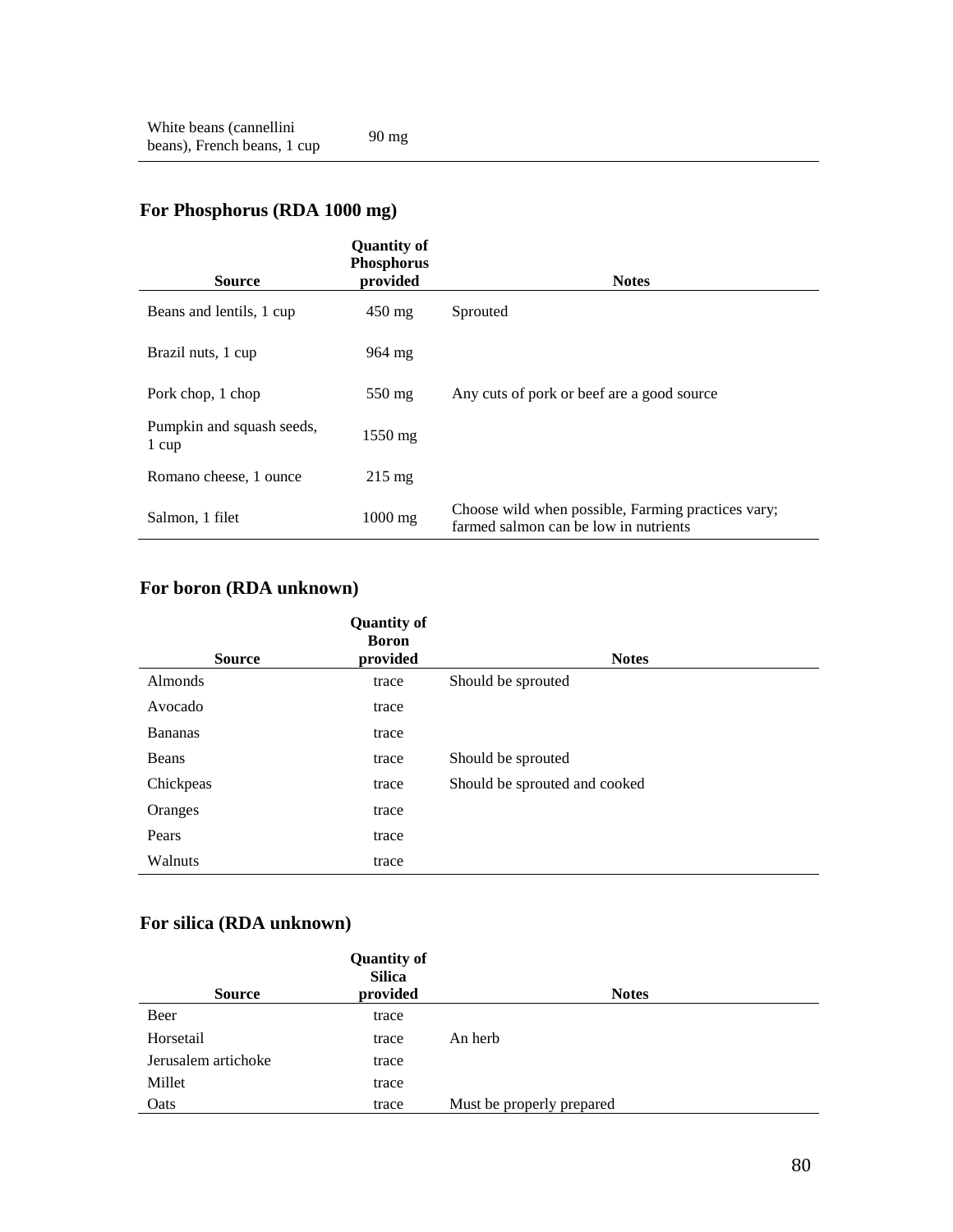| White beans (cannellini beans), French beans, 1 cup | 90 mg | |
|---|---|---|

### For Phosphorus (RDA 1000 mg)

| Source | Quantity of Phosphorus provided | Notes |
|---|---|---|
| Beans and lentils, 1 cup | 450 mg | Sprouted |
| Brazil nuts, 1 cup | 964 mg | |
| Pork chop, 1 chop | 550 mg | Any cuts of pork or beef are a good source |
| Pumpkin and squash seeds, 1 cup | 1550 mg | |
| Romano cheese, 1 ounce | 215 mg | |
| Salmon, 1 filet | 1000 mg | Choose wild when possible, Farming practices vary; farmed salmon can be low in nutrients |

### For boron (RDA unknown)

| Source | Quantity of Boron provided | Notes |
|---|---|---|
| Almonds | trace | Should be sprouted |
| Avocado | trace | |
| Bananas | trace | |
| Beans | trace | Should be sprouted |
| Chickpeas | trace | Should be sprouted and cooked |
| Oranges | trace | |
| Pears | trace | |
| Walnuts | trace | |

### For silica (RDA unknown)

| Source | Quantity of Silica provided | Notes |
|---|---|---|
| Beer | trace | |
| Horsetail | trace | An herb |
| Jerusalem artichoke | trace | |
| Millet | trace | |
| Oats | trace | Must be properly prepared |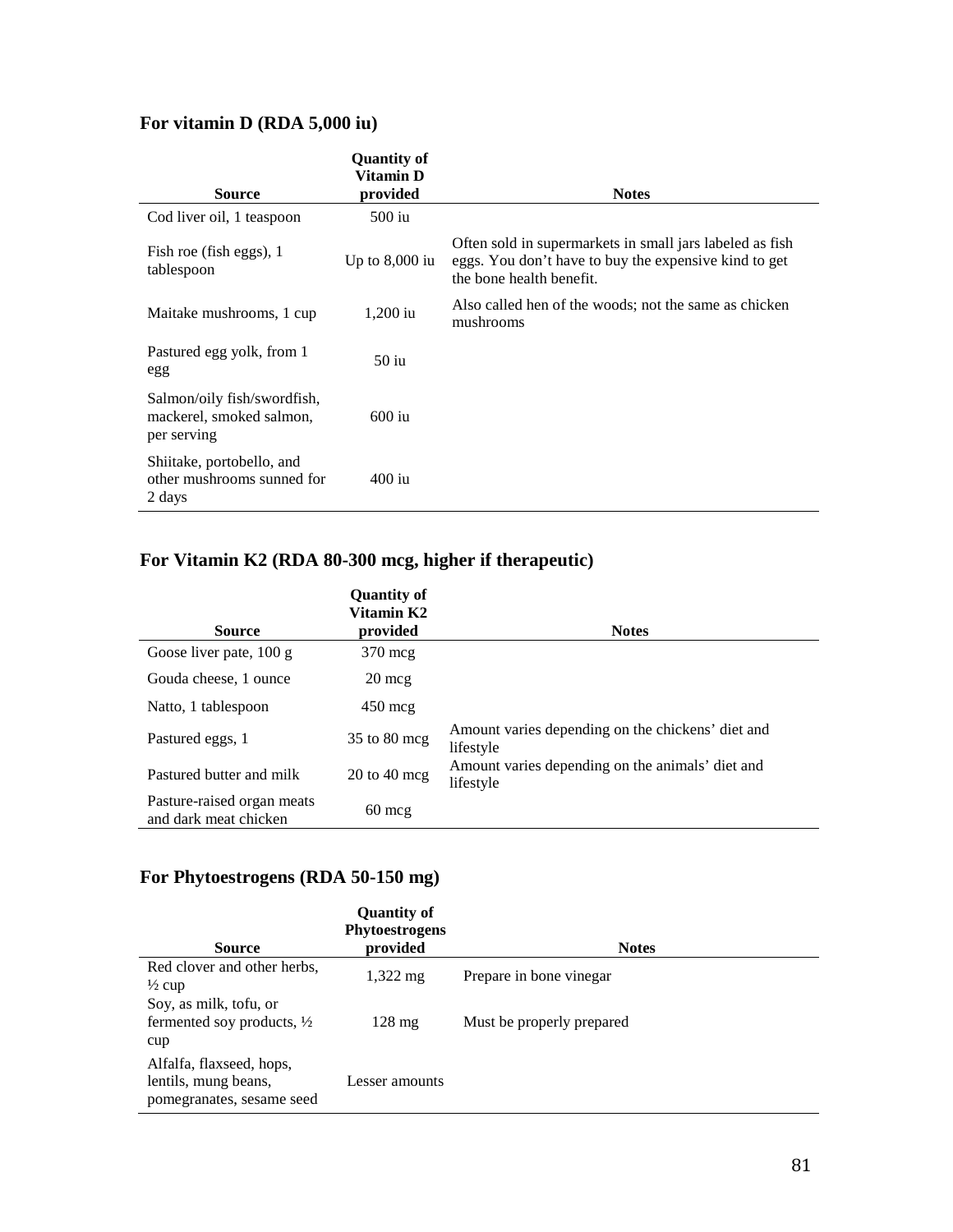### For vitamin D (RDA 5,000 iu)

| Source | Quantity of Vitamin D provided | Notes |
|---|---|---|
| Cod liver oil, 1 teaspoon | 500 iu | |
| Fish roe (fish eggs), 1 tablespoon | Up to 8,000 iu | Often sold in supermarkets in small jars labeled as fish eggs. You don't have to buy the expensive kind to get the bone health benefit. |
| Maitake mushrooms, 1 cup | 1,200 iu | Also called hen of the woods; not the same as chicken mushrooms |
| Pastured egg yolk, from 1 egg | 50 iu | |
| Salmon/oily fish/swordfish, mackerel, smoked salmon, per serving | 600 iu | |
| Shiitake, portobello, and other mushrooms sunned for 2 days | 400 iu | |

### For Vitamin K2 (RDA 80-300 mcg, higher if therapeutic)

| Source | Quantity of Vitamin K2 provided | Notes |
|---|---|---|
| Goose liver pate, 100 g | 370 mcg | |
| Gouda cheese, 1 ounce | 20 mcg | |
| Natto, 1 tablespoon | 450 mcg | |
| Pastured eggs, 1 | 35 to 80 mcg | Amount varies depending on the chickens' diet and lifestyle |
| Pastured butter and milk | 20 to 40 mcg | Amount varies depending on the animals' diet and lifestyle |
| Pasture-raised organ meats and dark meat chicken | 60 mcg | |

### For Phytoestrogens (RDA 50-150 mg)

| Source | Quantity of Phytoestrogens provided | Notes |
|---|---|---|
| Red clover and other herbs, ½ cup | 1,322 mg | Prepare in bone vinegar |
| Soy, as milk, tofu, or fermented soy products, ½ cup | 128 mg | Must be properly prepared |
| Alfalfa, flaxseed, hops, lentils, mung beans, pomegranates, sesame seed | Lesser amounts | |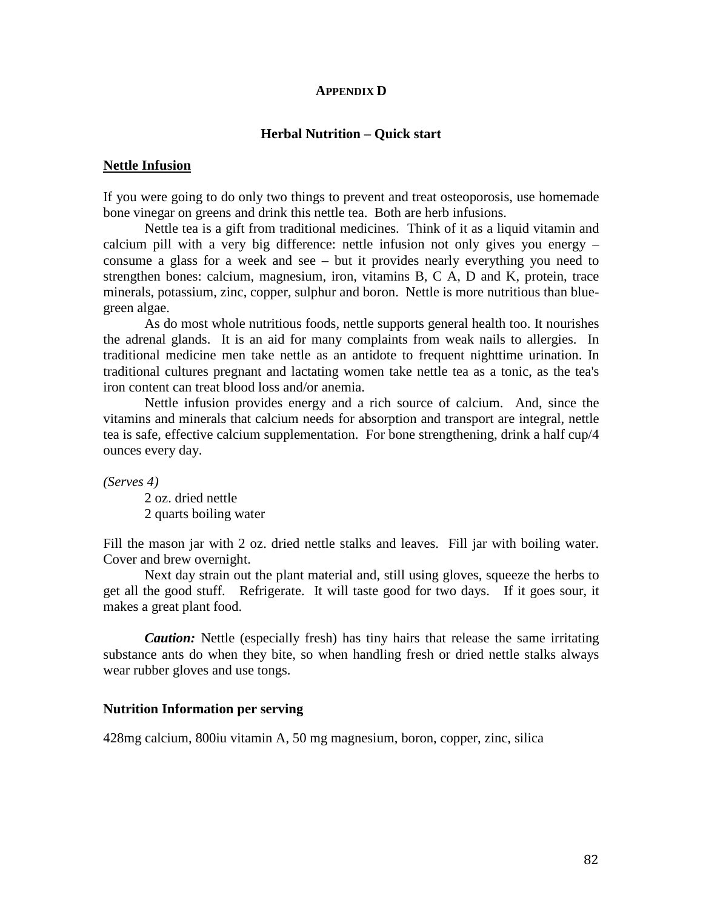## APPENDIX D

### Herbal Nutrition – Quick start

**Nettle Infusion**

If you were going to do only two things to prevent and treat osteoporosis, use homemade bone vinegar on greens and drink this nettle tea. Both are herb infusions.

Nettle tea is a gift from traditional medicines. Think of it as a liquid vitamin and calcium pill with a very big difference: nettle infusion not only gives you energy – consume a glass for a week and see – but it provides nearly everything you need to strengthen bones: calcium, magnesium, iron, vitamins B, C A, D and K, protein, trace minerals, potassium, zinc, copper, sulphur and boron. Nettle is more nutritious than blue-green algae.

As do most whole nutritious foods, nettle supports general health too. It nourishes the adrenal glands. It is an aid for many complaints from weak nails to allergies. In traditional medicine men take nettle as an antidote to frequent nighttime urination. In traditional cultures pregnant and lactating women take nettle tea as a tonic, as the tea's iron content can treat blood loss and/or anemia.

Nettle infusion provides energy and a rich source of calcium. And, since the vitamins and minerals that calcium needs for absorption and transport are integral, nettle tea is safe, effective calcium supplementation. For bone strengthening, drink a half cup/4 ounces every day.

*(Serves 4)*

2 oz. dried nettle
2 quarts boiling water

Fill the mason jar with 2 oz. dried nettle stalks and leaves. Fill jar with boiling water. Cover and brew overnight.

Next day strain out the plant material and, still using gloves, squeeze the herbs to get all the good stuff. Refrigerate. It will taste good for two days. If it goes sour, it makes a great plant food.

***Caution:*** Nettle (especially fresh) has tiny hairs that release the same irritating substance ants do when they bite, so when handling fresh or dried nettle stalks always wear rubber gloves and use tongs.

**Nutrition Information per serving**

428mg calcium, 800iu vitamin A, 50 mg magnesium, boron, copper, zinc, silica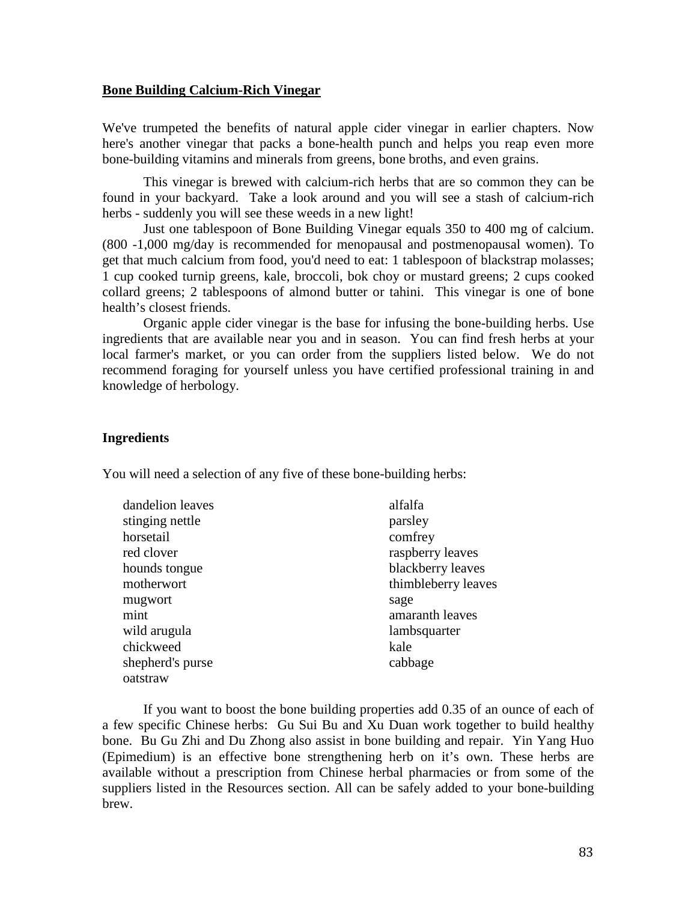## Bone Building Calcium-Rich Vinegar

We've trumpeted the benefits of natural apple cider vinegar in earlier chapters. Now here's another vinegar that packs a bone-health punch and helps you reap even more bone-building vitamins and minerals from greens, bone broths, and even grains.

This vinegar is brewed with calcium-rich herbs that are so common they can be found in your backyard. Take a look around and you will see a stash of calcium-rich herbs - suddenly you will see these weeds in a new light!

Just one tablespoon of Bone Building Vinegar equals 350 to 400 mg of calcium. (800 -1,000 mg/day is recommended for menopausal and postmenopausal women). To get that much calcium from food, you'd need to eat: 1 tablespoon of blackstrap molasses; 1 cup cooked turnip greens, kale, broccoli, bok choy or mustard greens; 2 cups cooked collard greens; 2 tablespoons of almond butter or tahini. This vinegar is one of bone health's closest friends.

Organic apple cider vinegar is the base for infusing the bone-building herbs. Use ingredients that are available near you and in season. You can find fresh herbs at your local farmer's market, or you can order from the suppliers listed below. We do not recommend foraging for yourself unless you have certified professional training in and knowledge of herbology.

### Ingredients

You will need a selection of any five of these bone-building herbs:

- dandelion leaves
- stinging nettle
- horsetail
- red clover
- hounds tongue
- motherwort
- mugwort
- mint
- wild arugula
- chickweed
- shepherd's purse
- oatstraw
- alfalfa
- parsley
- comfrey
- raspberry leaves
- blackberry leaves
- thimbleberry leaves
- sage
- amaranth leaves
- lambsquarter
- kale
- cabbage

If you want to boost the bone building properties add 0.35 of an ounce of each of a few specific Chinese herbs: Gu Sui Bu and Xu Duan work together to build healthy bone. Bu Gu Zhi and Du Zhong also assist in bone building and repair. Yin Yang Huo (Epimedium) is an effective bone strengthening herb on it's own. These herbs are available without a prescription from Chinese herbal pharmacies or from some of the suppliers listed in the Resources section. All can be safely added to your bone-building brew.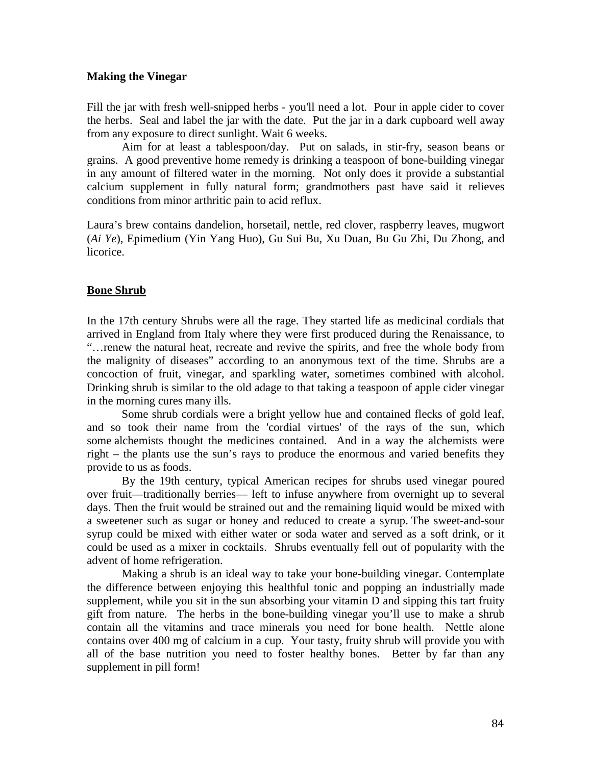### **Making the Vinegar**

Fill the jar with fresh well-snipped herbs - you'll need a lot. Pour in apple cider to cover the herbs. Seal and label the jar with the date. Put the jar in a dark cupboard well away from any exposure to direct sunlight. Wait 6 weeks.

Aim for at least a tablespoon/day. Put on salads, in stir-fry, season beans or grains. A good preventive home remedy is drinking a teaspoon of bone-building vinegar in any amount of filtered water in the morning. Not only does it provide a substantial calcium supplement in fully natural form; grandmothers past have said it relieves conditions from minor arthritic pain to acid reflux.

Laura's brew contains dandelion, horsetail, nettle, red clover, raspberry leaves, mugwort (*Ai Ye*), Epimedium (Yin Yang Huo), Gu Sui Bu, Xu Duan, Bu Gu Zhi, Du Zhong, and licorice.

### **Bone Shrub**

In the 17th century Shrubs were all the rage. They started life as medicinal cordials that arrived in England from Italy where they were first produced during the Renaissance, to "…renew the natural heat, recreate and revive the spirits, and free the whole body from the malignity of diseases" according to an anonymous text of the time. Shrubs are a concoction of fruit, vinegar, and sparkling water, sometimes combined with alcohol. Drinking shrub is similar to the old adage to that taking a teaspoon of apple cider vinegar in the morning cures many ills.

Some shrub cordials were a bright yellow hue and contained flecks of gold leaf, and so took their name from the 'cordial virtues' of the rays of the sun, which some alchemists thought the medicines contained. And in a way the alchemists were right – the plants use the sun's rays to produce the enormous and varied benefits they provide to us as foods.

By the 19th century, typical American recipes for shrubs used vinegar poured over fruit—traditionally berries— left to infuse anywhere from overnight up to several days. Then the fruit would be strained out and the remaining liquid would be mixed with a sweetener such as sugar or honey and reduced to create a syrup. The sweet-and-sour syrup could be mixed with either water or soda water and served as a soft drink, or it could be used as a mixer in cocktails. Shrubs eventually fell out of popularity with the advent of home refrigeration.

Making a shrub is an ideal way to take your bone-building vinegar. Contemplate the difference between enjoying this healthful tonic and popping an industrially made supplement, while you sit in the sun absorbing your vitamin D and sipping this tart fruity gift from nature. The herbs in the bone-building vinegar you'll use to make a shrub contain all the vitamins and trace minerals you need for bone health. Nettle alone contains over 400 mg of calcium in a cup. Your tasty, fruity shrub will provide you with all of the base nutrition you need to foster healthy bones. Better by far than any supplement in pill form!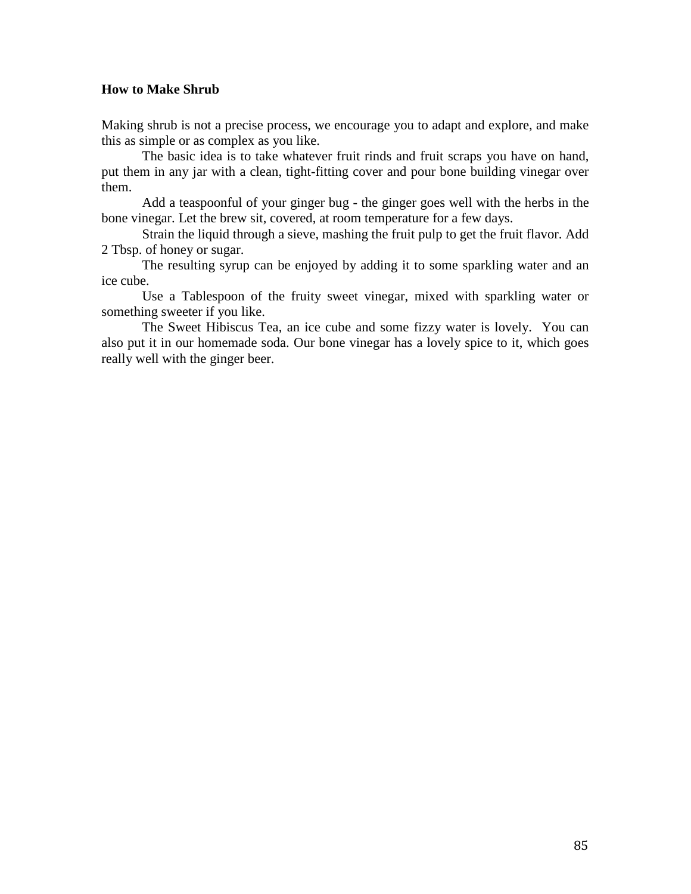**How to Make Shrub**

Making shrub is not a precise process, we encourage you to adapt and explore, and make this as simple or as complex as you like.

The basic idea is to take whatever fruit rinds and fruit scraps you have on hand, put them in any jar with a clean, tight-fitting cover and pour bone building vinegar over them.

Add a teaspoonful of your ginger bug - the ginger goes well with the herbs in the bone vinegar. Let the brew sit, covered, at room temperature for a few days.

Strain the liquid through a sieve, mashing the fruit pulp to get the fruit flavor. Add 2 Tbsp. of honey or sugar.

The resulting syrup can be enjoyed by adding it to some sparkling water and an ice cube.

Use a Tablespoon of the fruity sweet vinegar, mixed with sparkling water or something sweeter if you like.

The Sweet Hibiscus Tea, an ice cube and some fizzy water is lovely. You can also put it in our homemade soda. Our bone vinegar has a lovely spice to it, which goes really well with the ginger beer.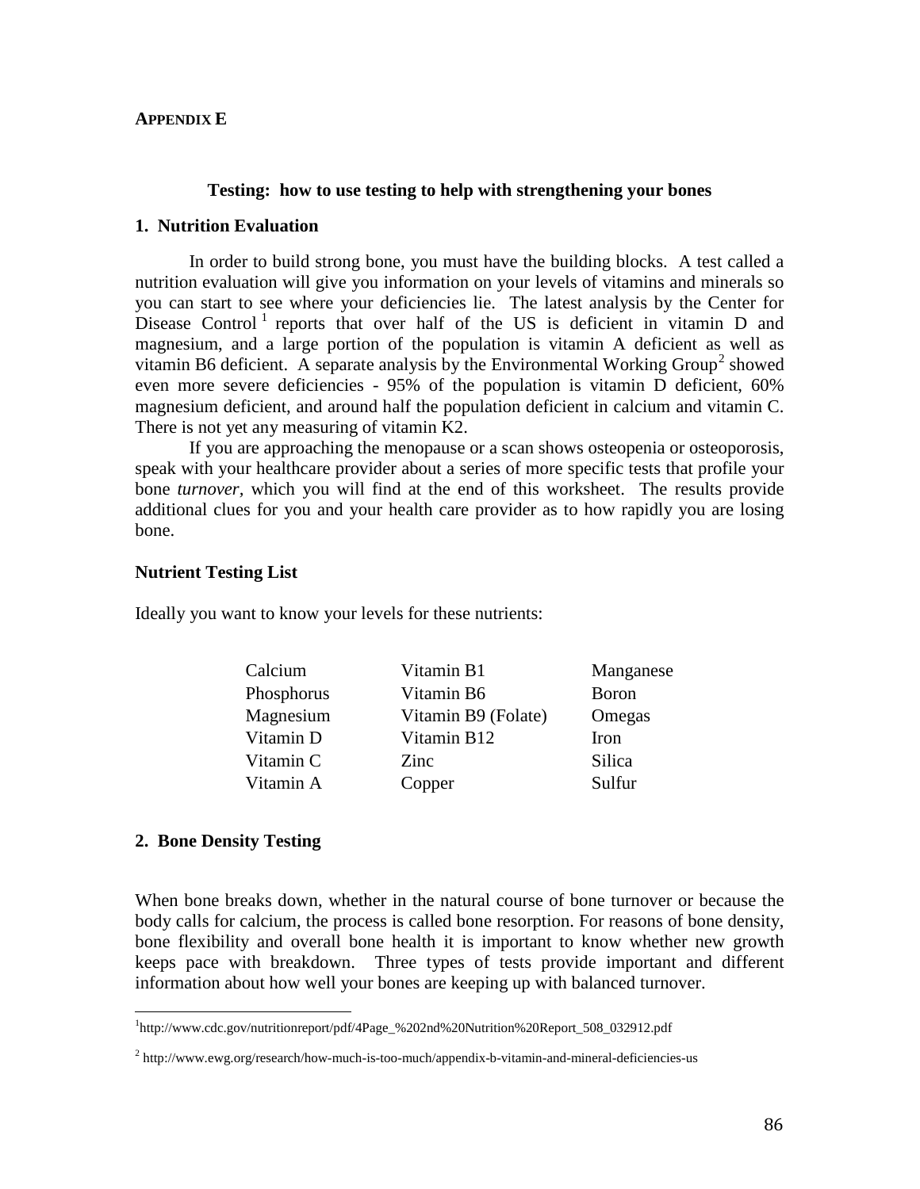**APPENDIX E**

**Testing: how to use testing to help with strengthening your bones**

## 1. Nutrition Evaluation

In order to build strong bone, you must have the building blocks. A test called a nutrition evaluation will give you information on your levels of vitamins and minerals so you can start to see where your deficiencies lie. The latest analysis by the Center for Disease Control [1] reports that over half of the US is deficient in vitamin D and magnesium, and a large portion of the population is vitamin A deficient as well as vitamin B6 deficient. A separate analysis by the Environmental Working Group[2] showed even more severe deficiencies - 95% of the population is vitamin D deficient, 60% magnesium deficient, and around half the population deficient in calcium and vitamin C. There is not yet any measuring of vitamin K2.

If you are approaching the menopause or a scan shows osteopenia or osteoporosis, speak with your healthcare provider about a series of more specific tests that profile your bone *turnover*, which you will find at the end of this worksheet. The results provide additional clues for you and your health care provider as to how rapidly you are losing bone.

### Nutrient Testing List

Ideally you want to know your levels for these nutrients:

| | | |
|---|---|---|
| Calcium | Vitamin B1 | Manganese |
| Phosphorus | Vitamin B6 | Boron |
| Magnesium | Vitamin B9 (Folate) | Omegas |
| Vitamin D | Vitamin B12 | Iron |
| Vitamin C | Zinc | Silica |
| Vitamin A | Copper | Sulfur |

## 2. Bone Density Testing

When bone breaks down, whether in the natural course of bone turnover or because the body calls for calcium, the process is called bone resorption. For reasons of bone density, bone flexibility and overall bone health it is important to know whether new growth keeps pace with breakdown. Three types of tests provide important and different information about how well your bones are keeping up with balanced turnover.

---

[1] http://www.cdc.gov/nutritionreport/pdf/4Page_%202nd%20Nutrition%20Report_508_032912.pdf

[2] http://www.ewg.org/research/how-much-is-too-much/appendix-b-vitamin-and-mineral-deficiencies-us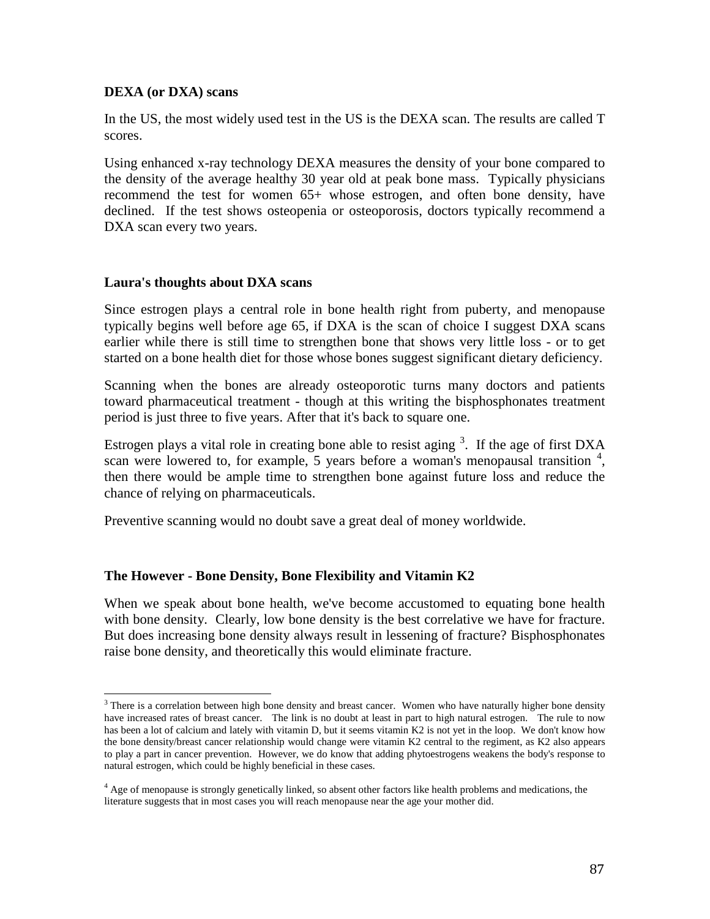**DEXA (or DXA) scans**

In the US, the most widely used test in the US is the DEXA scan. The results are called T scores.

Using enhanced x-ray technology DEXA measures the density of your bone compared to the density of the average healthy 30 year old at peak bone mass. Typically physicians recommend the test for women 65+ whose estrogen, and often bone density, have declined. If the test shows osteopenia or osteoporosis, doctors typically recommend a DXA scan every two years.

**Laura's thoughts about DXA scans**

Since estrogen plays a central role in bone health right from puberty, and menopause typically begins well before age 65, if DXA is the scan of choice I suggest DXA scans earlier while there is still time to strengthen bone that shows very little loss - or to get started on a bone health diet for those whose bones suggest significant dietary deficiency.

Scanning when the bones are already osteoporotic turns many doctors and patients toward pharmaceutical treatment - though at this writing the bisphosphonates treatment period is just three to five years. After that it's back to square one.

Estrogen plays a vital role in creating bone able to resist aging [3]. If the age of first DXA scan were lowered to, for example, 5 years before a woman's menopausal transition [4], then there would be ample time to strengthen bone against future loss and reduce the chance of relying on pharmaceuticals.

Preventive scanning would no doubt save a great deal of money worldwide.

**The However - Bone Density, Bone Flexibility and Vitamin K2**

When we speak about bone health, we've become accustomed to equating bone health with bone density. Clearly, low bone density is the best correlative we have for fracture. But does increasing bone density always result in lessening of fracture? Bisphosphonates raise bone density, and theoretically this would eliminate fracture.

---

[3] There is a correlation between high bone density and breast cancer. Women who have naturally higher bone density have increased rates of breast cancer. The link is no doubt at least in part to high natural estrogen. The rule to now has been a lot of calcium and lately with vitamin D, but it seems vitamin K2 is not yet in the loop. We don't know how the bone density/breast cancer relationship would change were vitamin K2 central to the regiment, as K2 also appears to play a part in cancer prevention. However, we do know that adding phytoestrogens weakens the body's response to natural estrogen, which could be highly beneficial in these cases.

[4] Age of menopause is strongly genetically linked, so absent other factors like health problems and medications, the literature suggests that in most cases you will reach menopause near the age your mother did.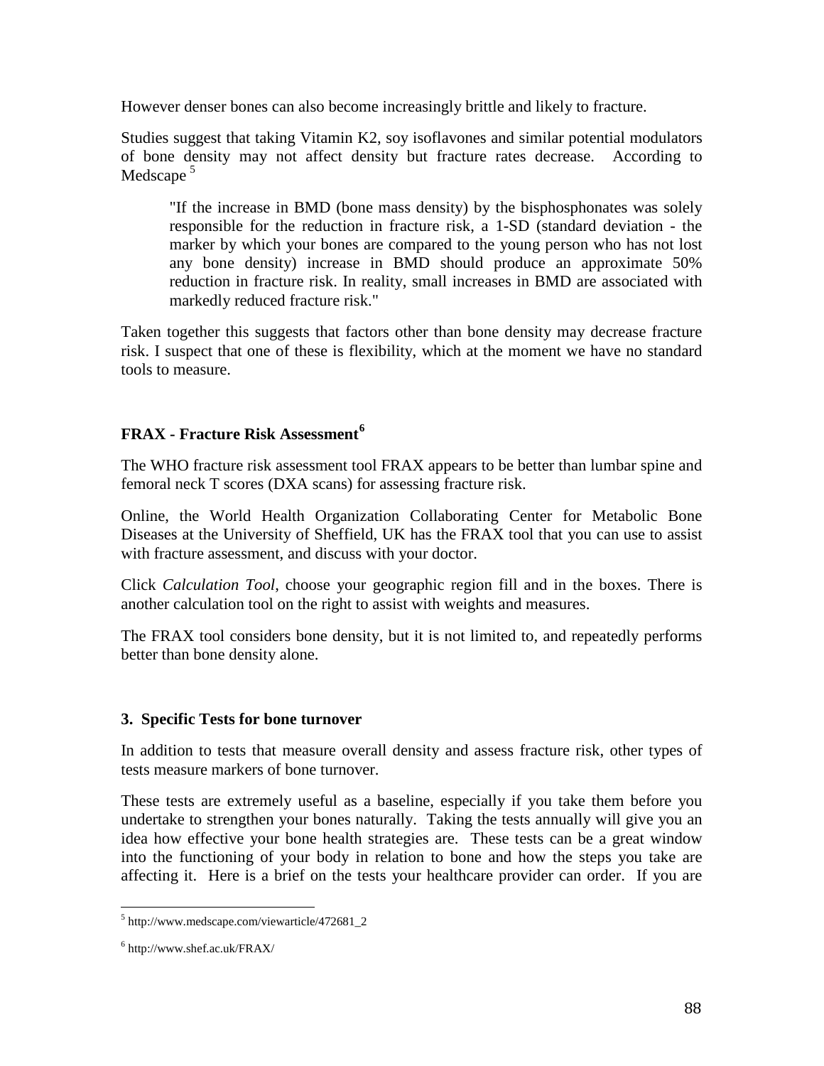However denser bones can also become increasingly brittle and likely to fracture.

Studies suggest that taking Vitamin K2, soy isoflavones and similar potential modulators of bone density may not affect density but fracture rates decrease. According to Medscape [5]

> "If the increase in BMD (bone mass density) by the bisphosphonates was solely responsible for the reduction in fracture risk, a 1-SD (standard deviation - the marker by which your bones are compared to the young person who has not lost any bone density) increase in BMD should produce an approximate 50% reduction in fracture risk. In reality, small increases in BMD are associated with markedly reduced fracture risk."

Taken together this suggests that factors other than bone density may decrease fracture risk. I suspect that one of these is flexibility, which at the moment we have no standard tools to measure.

## FRAX - Fracture Risk Assessment[6]

The WHO fracture risk assessment tool FRAX appears to be better than lumbar spine and femoral neck T scores (DXA scans) for assessing fracture risk.

Online, the World Health Organization Collaborating Center for Metabolic Bone Diseases at the University of Sheffield, UK has the FRAX tool that you can use to assist with fracture assessment, and discuss with your doctor.

Click *Calculation Tool*, choose your geographic region fill and in the boxes. There is another calculation tool on the right to assist with weights and measures.

The FRAX tool considers bone density, but it is not limited to, and repeatedly performs better than bone density alone.

## 3. Specific Tests for bone turnover

In addition to tests that measure overall density and assess fracture risk, other types of tests measure markers of bone turnover.

These tests are extremely useful as a baseline, especially if you take them before you undertake to strengthen your bones naturally. Taking the tests annually will give you an idea how effective your bone health strategies are. These tests can be a great window into the functioning of your body in relation to bone and how the steps you take are affecting it. Here is a brief on the tests your healthcare provider can order. If you are

---

[5] http://www.medscape.com/viewarticle/472681_2

[6] http://www.shef.ac.uk/FRAX/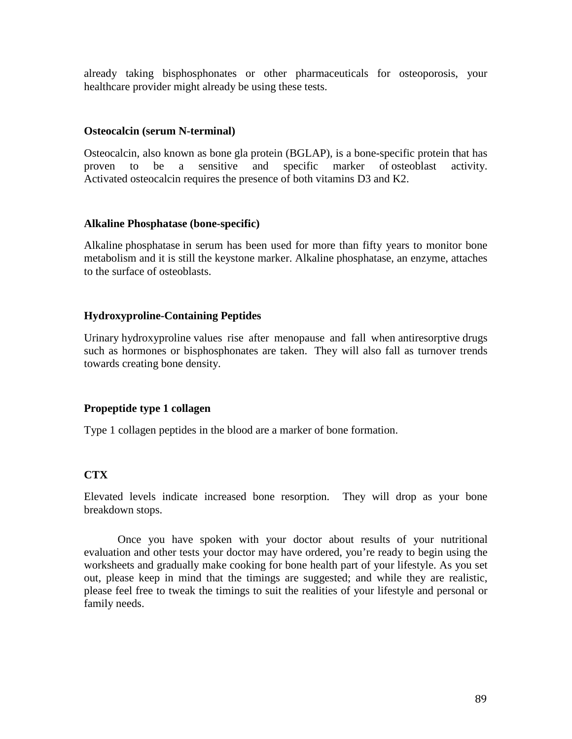already taking bisphosphonates or other pharmaceuticals for osteoporosis, your healthcare provider might already be using these tests.

**Osteocalcin (serum N-terminal)**

Osteocalcin, also known as bone gla protein (BGLAP), is a bone-specific protein that has proven to be a sensitive and specific marker of osteoblast activity. Activated osteocalcin requires the presence of both vitamins D3 and K2.

**Alkaline Phosphatase (bone-specific)**

Alkaline phosphatase in serum has been used for more than fifty years to monitor bone metabolism and it is still the keystone marker. Alkaline phosphatase, an enzyme, attaches to the surface of osteoblasts.

**Hydroxyproline-Containing Peptides**

Urinary hydroxyproline values rise after menopause and fall when antiresorptive drugs such as hormones or bisphosphonates are taken. They will also fall as turnover trends towards creating bone density.

**Propeptide type 1 collagen**

Type 1 collagen peptides in the blood are a marker of bone formation.

**CTX**

Elevated levels indicate increased bone resorption. They will drop as your bone breakdown stops.

Once you have spoken with your doctor about results of your nutritional evaluation and other tests your doctor may have ordered, you're ready to begin using the worksheets and gradually make cooking for bone health part of your lifestyle. As you set out, please keep in mind that the timings are suggested; and while they are realistic, please feel free to tweak the timings to suit the realities of your lifestyle and personal or family needs.